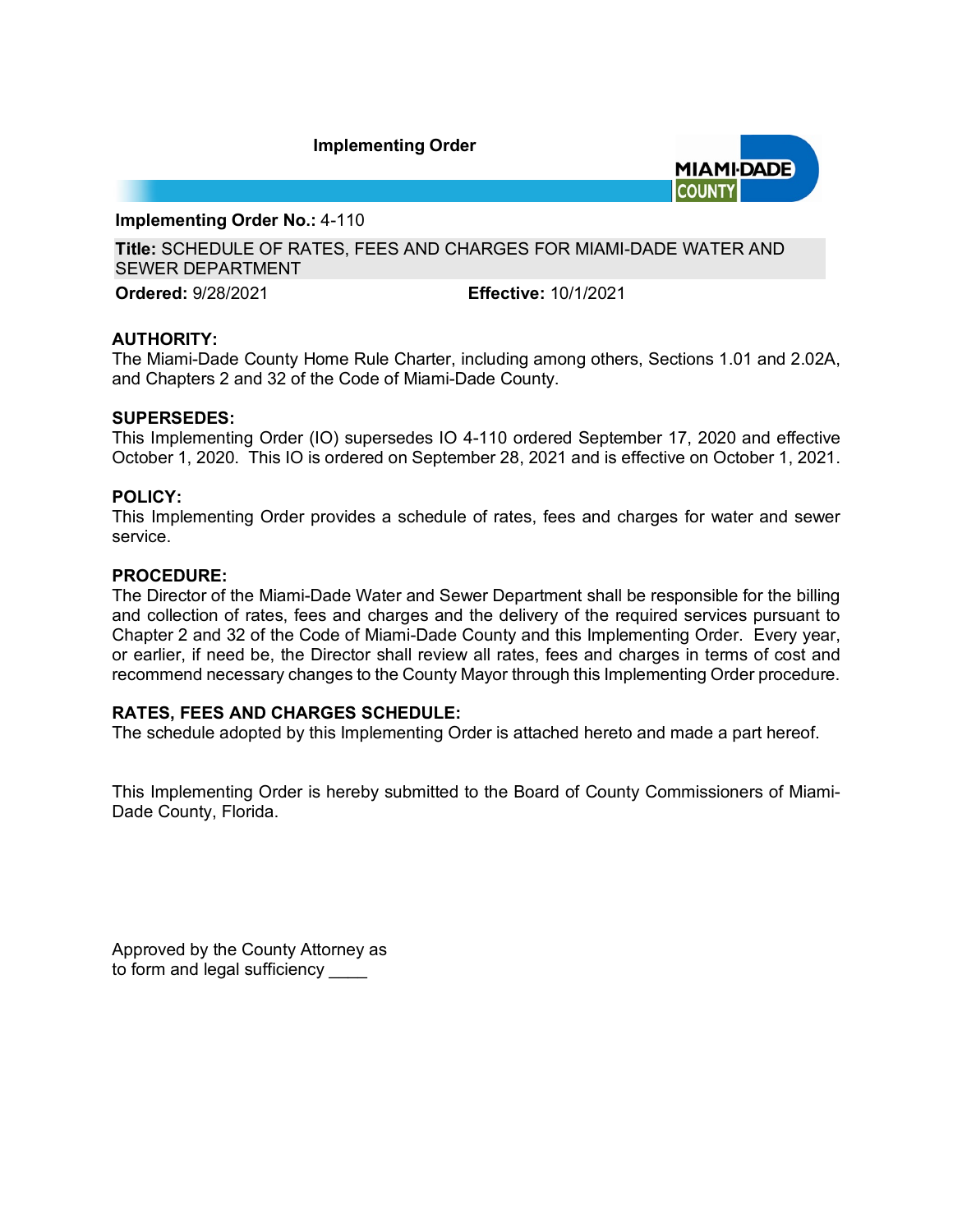# Implementing Order

**Implementing Order No.:** 4-110

**Title:** SCHEDULE OF RATES, FEES AND CHARGES FOR MIAMI-DADE WATER AND SEWER DEPARTMENT

**Ordered:** 9/28/2021 **Effective:** 10/1/2021

## AUTHORITY:

The Miami-Dade County Home Rule Charter, including among others, Sections 1.01 and 2.02A, and Chapters 2 and 32 of the Code of Miami-Dade County.

## SUPERSEDES:

This Implementing Order (IO) supersedes IO 4-110 ordered September 17, 2020 and effective October 1, 2020. This IO is ordered on September 28, 2021 and is effective on October 1, 2021.

## POLICY:

This Implementing Order provides a schedule of rates, fees and charges for water and sewer service.

## PROCEDURE:

The Director of the Miami-Dade Water and Sewer Department shall be responsible for the billing and collection of rates, fees and charges and the delivery of the required services pursuant to Chapter 2 and 32 of the Code of Miami-Dade County and this Implementing Order. Every year, or earlier, if need be, the Director shall review all rates, fees and charges in terms of cost and recommend necessary changes to the County Mayor through this Implementing Order procedure.

## RATES, FEES AND CHARGES SCHEDULE:

The schedule adopted by this Implementing Order is attached hereto and made a part hereof.

This Implementing Order is hereby submitted to the Board of County Commissioners of Miami-Dade County, Florida.

Approved by the County Attorney as
to form and legal sufficiency \_\_\_\_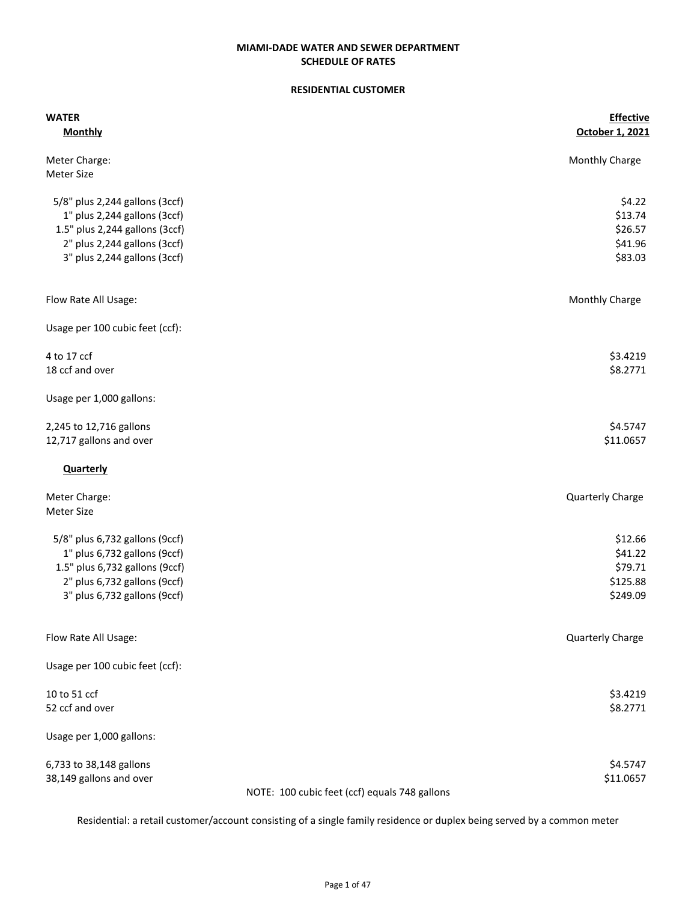# MIAMI-DADE WATER AND SEWER DEPARTMENT
## SCHEDULE OF RATES

### RESIDENTIAL CUSTOMER

| **WATER** | **Effective** |
|---|---|
| **Monthly** | **October 1, 2021** |

| Meter Charge: Meter Size | Monthly Charge |
|---|---|
| 5/8" plus 2,244 gallons (3ccf) | $4.22 |
| 1" plus 2,244 gallons (3ccf) | $13.74 |
| 1.5" plus 2,244 gallons (3ccf) | $26.57 |
| 2" plus 2,244 gallons (3ccf) | $41.96 |
| 3" plus 2,244 gallons (3ccf) | $83.03 |

| Flow Rate All Usage: | Monthly Charge |
|---|---|
| **Usage per 100 cubic feet (ccf):** | |
| 4 to 17 ccf | $3.4219 |
| 18 ccf and over | $8.2771 |
| **Usage per 1,000 gallons:** | |
| 2,245 to 12,716 gallons | $4.5747 |
| 12,717 gallons and over | $11.0657 |

**Quarterly**

| Meter Charge: Meter Size | Quarterly Charge |
|---|---|
| 5/8" plus 6,732 gallons (9ccf) | $12.66 |
| 1" plus 6,732 gallons (9ccf) | $41.22 |
| 1.5" plus 6,732 gallons (9ccf) | $79.71 |
| 2" plus 6,732 gallons (9ccf) | $125.88 |
| 3" plus 6,732 gallons (9ccf) | $249.09 |

| Flow Rate All Usage: | Quarterly Charge |
|---|---|
| **Usage per 100 cubic feet (ccf):** | |
| 10 to 51 ccf | $3.4219 |
| 52 ccf and over | $8.2771 |
| **Usage per 1,000 gallons:** | |
| 6,733 to 38,148 gallons | $4.5747 |
| 38,149 gallons and over | $11.0657 |

NOTE: 100 cubic feet (ccf) equals 748 gallons

Residential: a retail customer/account consisting of a single family residence or duplex being served by a common meter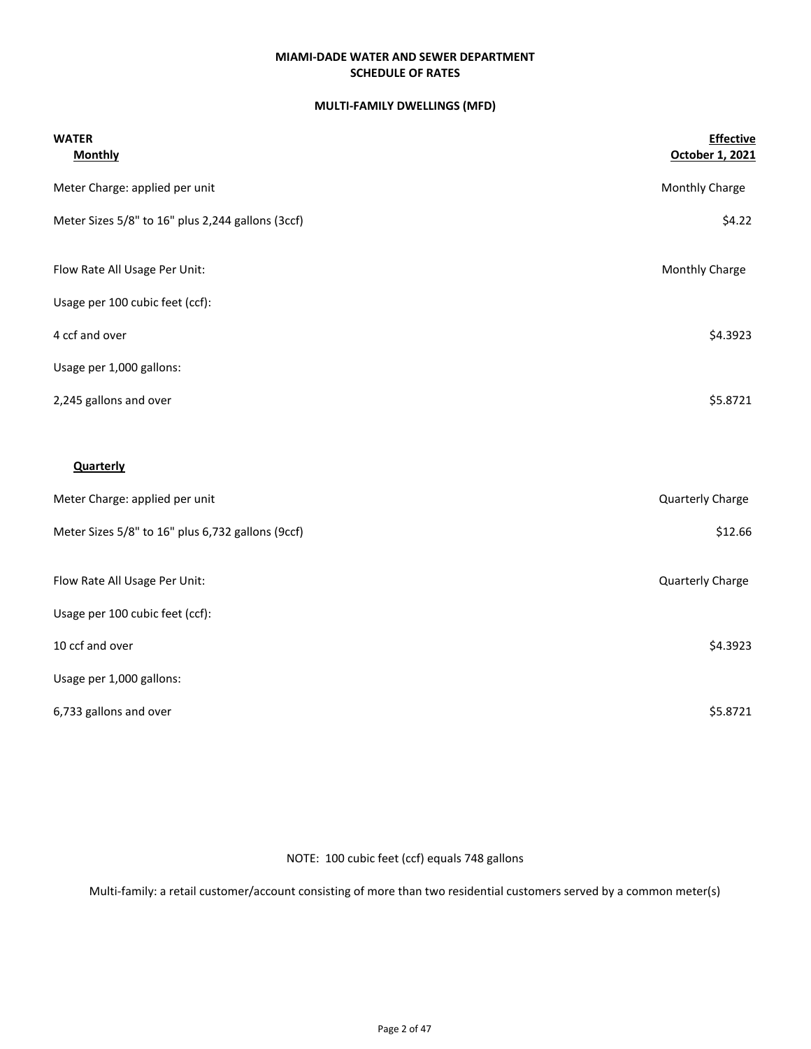# MIAMI-DADE WATER AND SEWER DEPARTMENT
## SCHEDULE OF RATES

### MULTI-FAMILY DWELLINGS (MFD)

| **WATER** | **Effective** |
|---|---|
| **Monthly** | **October 1, 2021** |
| Meter Charge: applied per unit | Monthly Charge |
| Meter Sizes 5/8" to 16" plus 2,244 gallons (3ccf) | $4.22 |
| Flow Rate All Usage Per Unit: | Monthly Charge |
| Usage per 100 cubic feet (ccf): | |
| 4 ccf and over | $4.3923 |
| Usage per 1,000 gallons: | |
| 2,245 gallons and over | $5.8721 |
| **Quarterly** | |
| Meter Charge: applied per unit | Quarterly Charge |
| Meter Sizes 5/8" to 16" plus 6,732 gallons (9ccf) | $12.66 |
| Flow Rate All Usage Per Unit: | Quarterly Charge |
| Usage per 100 cubic feet (ccf): | |
| 10 ccf and over | $4.3923 |
| Usage per 1,000 gallons: | |
| 6,733 gallons and over | $5.8721 |

NOTE: 100 cubic feet (ccf) equals 748 gallons

Multi-family: a retail customer/account consisting of more than two residential customers served by a common meter(s)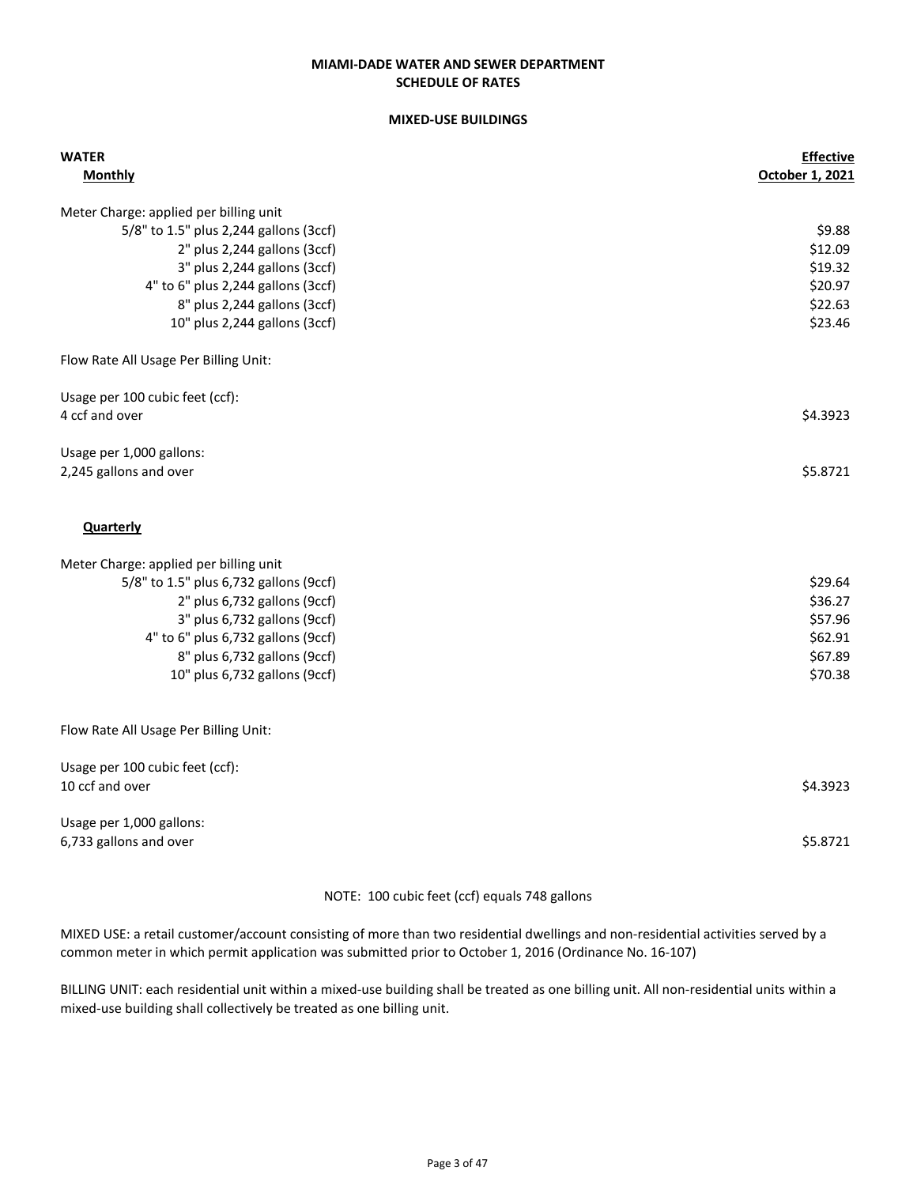# MIAMI-DADE WATER AND SEWER DEPARTMENT
## SCHEDULE OF RATES

### MIXED-USE BUILDINGS

| **WATER** | **Effective** |
|---|---|
| **Monthly** | **October 1, 2021** |
| Meter Charge: applied per billing unit | |
| 5/8" to 1.5" plus 2,244 gallons (3ccf) | $9.88 |
| 2" plus 2,244 gallons (3ccf) | $12.09 |
| 3" plus 2,244 gallons (3ccf) | $19.32 |
| 4" to 6" plus 2,244 gallons (3ccf) | $20.97 |
| 8" plus 2,244 gallons (3ccf) | $22.63 |
| 10" plus 2,244 gallons (3ccf) | $23.46 |
| Flow Rate All Usage Per Billing Unit: | |
| Usage per 100 cubic feet (ccf): | |
| 4 ccf and over | $4.3923 |
| Usage per 1,000 gallons: | |
| 2,245 gallons and over | $5.8721 |
| **Quarterly** | |
| Meter Charge: applied per billing unit | |
| 5/8" to 1.5" plus 6,732 gallons (9ccf) | $29.64 |
| 2" plus 6,732 gallons (9ccf) | $36.27 |
| 3" plus 6,732 gallons (9ccf) | $57.96 |
| 4" to 6" plus 6,732 gallons (9ccf) | $62.91 |
| 8" plus 6,732 gallons (9ccf) | $67.89 |
| 10" plus 6,732 gallons (9ccf) | $70.38 |
| Flow Rate All Usage Per Billing Unit: | |
| Usage per 100 cubic feet (ccf): | |
| 10 ccf and over | $4.3923 |
| Usage per 1,000 gallons: | |
| 6,733 gallons and over | $5.8721 |

NOTE: 100 cubic feet (ccf) equals 748 gallons

MIXED USE: a retail customer/account consisting of more than two residential dwellings and non-residential activities served by a common meter in which permit application was submitted prior to October 1, 2016 (Ordinance No. 16-107)

BILLING UNIT: each residential unit within a mixed-use building shall be treated as one billing unit. All non-residential units within a mixed-use building shall collectively be treated as one billing unit.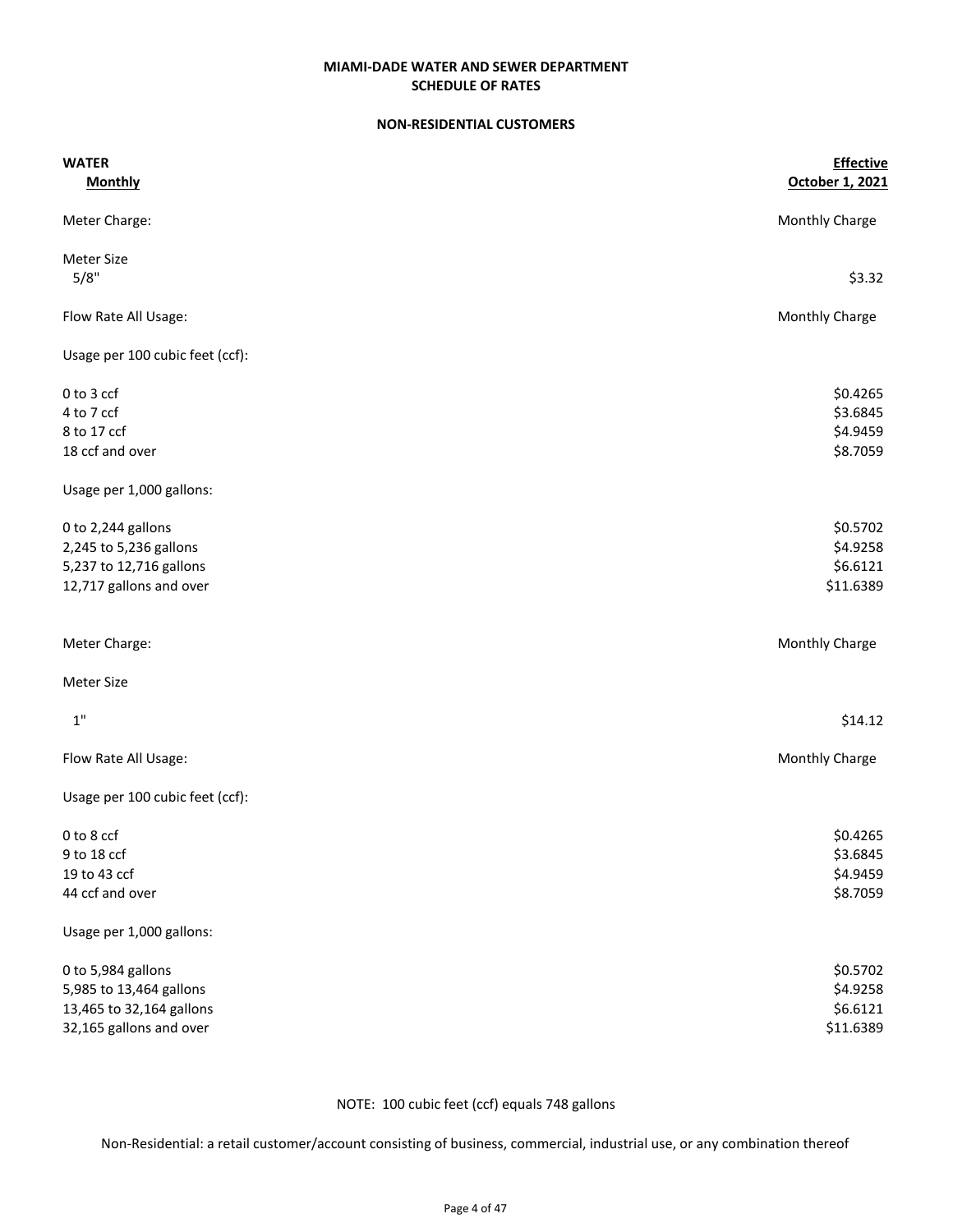**MIAMI-DADE WATER AND SEWER DEPARTMENT**
**SCHEDULE OF RATES**

**NON-RESIDENTIAL CUSTOMERS**

| **WATER** <br> **Monthly** | **Effective** <br> **October 1, 2021** |
|---|---|
| Meter Charge: | Monthly Charge |
| Meter Size | |
| 5/8" | $3.32 |
| Flow Rate All Usage: | Monthly Charge |
| Usage per 100 cubic feet (ccf): | |
| 0 to 3 ccf | $0.4265 |
| 4 to 7 ccf | $3.6845 |
| 8 to 17 ccf | $4.9459 |
| 18 ccf and over | $8.7059 |
| Usage per 1,000 gallons: | |
| 0 to 2,244 gallons | $0.5702 |
| 2,245 to 5,236 gallons | $4.9258 |
| 5,237 to 12,716 gallons | $6.6121 |
| 12,717 gallons and over | $11.6389 |
| Meter Charge: | Monthly Charge |
| Meter Size | |
| 1" | $14.12 |
| Flow Rate All Usage: | Monthly Charge |
| Usage per 100 cubic feet (ccf): | |
| 0 to 8 ccf | $0.4265 |
| 9 to 18 ccf | $3.6845 |
| 19 to 43 ccf | $4.9459 |
| 44 ccf and over | $8.7059 |
| Usage per 1,000 gallons: | |
| 0 to 5,984 gallons | $0.5702 |
| 5,985 to 13,464 gallons | $4.9258 |
| 13,465 to 32,164 gallons | $6.6121 |
| 32,165 gallons and over | $11.6389 |

NOTE: 100 cubic feet (ccf) equals 748 gallons

Non-Residential: a retail customer/account consisting of business, commercial, industrial use, or any combination thereof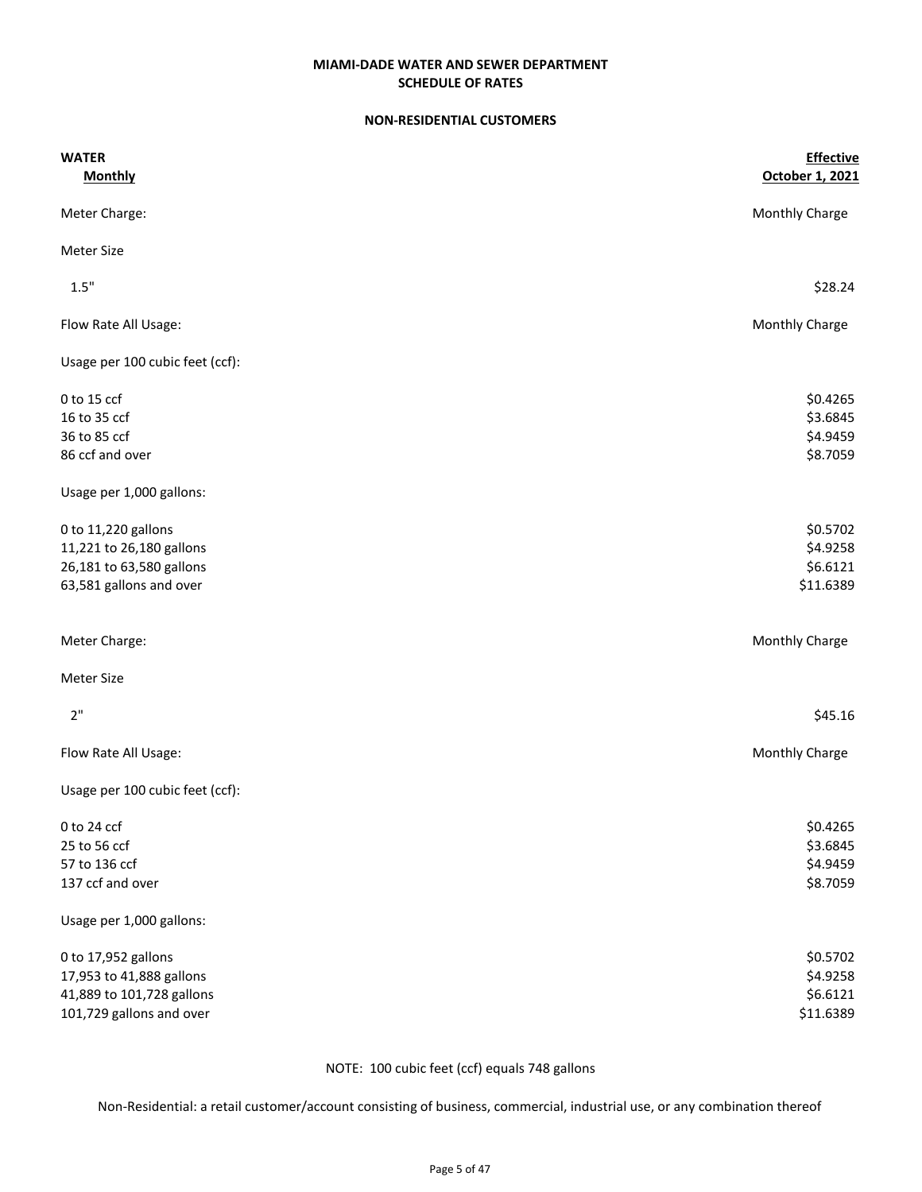**MIAMI-DADE WATER AND SEWER DEPARTMENT**
**SCHEDULE OF RATES**

**NON-RESIDENTIAL CUSTOMERS**

| **WATER** <br> **Monthly** | **Effective** <br> **October 1, 2021** |
|---|---|
| Meter Charge: | Monthly Charge |
| Meter Size | |
| 1.5" | $28.24 |
| Flow Rate All Usage: | Monthly Charge |
| Usage per 100 cubic feet (ccf): | |
| 0 to 15 ccf | $0.4265 |
| 16 to 35 ccf | $3.6845 |
| 36 to 85 ccf | $4.9459 |
| 86 ccf and over | $8.7059 |
| Usage per 1,000 gallons: | |
| 0 to 11,220 gallons | $0.5702 |
| 11,221 to 26,180 gallons | $4.9258 |
| 26,181 to 63,580 gallons | $6.6121 |
| 63,581 gallons and over | $11.6389 |
| Meter Charge: | Monthly Charge |
| Meter Size | |
| 2" | $45.16 |
| Flow Rate All Usage: | Monthly Charge |
| Usage per 100 cubic feet (ccf): | |
| 0 to 24 ccf | $0.4265 |
| 25 to 56 ccf | $3.6845 |
| 57 to 136 ccf | $4.9459 |
| 137 ccf and over | $8.7059 |
| Usage per 1,000 gallons: | |
| 0 to 17,952 gallons | $0.5702 |
| 17,953 to 41,888 gallons | $4.9258 |
| 41,889 to 101,728 gallons | $6.6121 |
| 101,729 gallons and over | $11.6389 |

NOTE: 100 cubic feet (ccf) equals 748 gallons

Non-Residential: a retail customer/account consisting of business, commercial, industrial use, or any combination thereof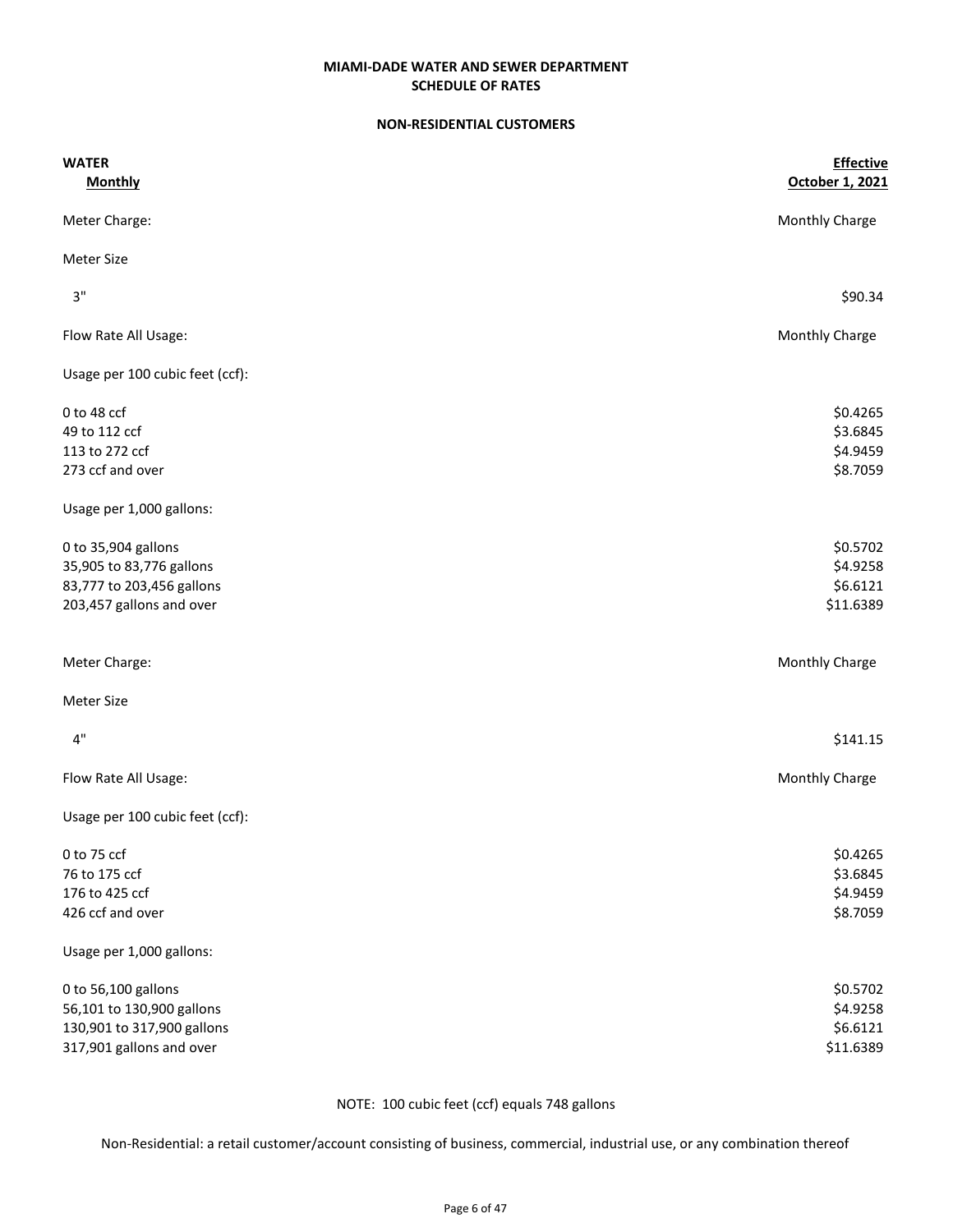**MIAMI-DADE WATER AND SEWER DEPARTMENT**
**SCHEDULE OF RATES**

**NON-RESIDENTIAL CUSTOMERS**

| **WATER** <br> **Monthly** | **Effective** <br> **October 1, 2021** |
|---|---|
| Meter Charge: | Monthly Charge |
| Meter Size | |
| 3" | $90.34 |
| Flow Rate All Usage: | Monthly Charge |
| Usage per 100 cubic feet (ccf): | |
| 0 to 48 ccf | $0.4265 |
| 49 to 112 ccf | $3.6845 |
| 113 to 272 ccf | $4.9459 |
| 273 ccf and over | $8.7059 |
| Usage per 1,000 gallons: | |
| 0 to 35,904 gallons | $0.5702 |
| 35,905 to 83,776 gallons | $4.9258 |
| 83,777 to 203,456 gallons | $6.6121 |
| 203,457 gallons and over | $11.6389 |
| Meter Charge: | Monthly Charge |
| Meter Size | |
| 4" | $141.15 |
| Flow Rate All Usage: | Monthly Charge |
| Usage per 100 cubic feet (ccf): | |
| 0 to 75 ccf | $0.4265 |
| 76 to 175 ccf | $3.6845 |
| 176 to 425 ccf | $4.9459 |
| 426 ccf and over | $8.7059 |
| Usage per 1,000 gallons: | |
| 0 to 56,100 gallons | $0.5702 |
| 56,101 to 130,900 gallons | $4.9258 |
| 130,901 to 317,900 gallons | $6.6121 |
| 317,901 gallons and over | $11.6389 |

NOTE: 100 cubic feet (ccf) equals 748 gallons

Non-Residential: a retail customer/account consisting of business, commercial, industrial use, or any combination thereof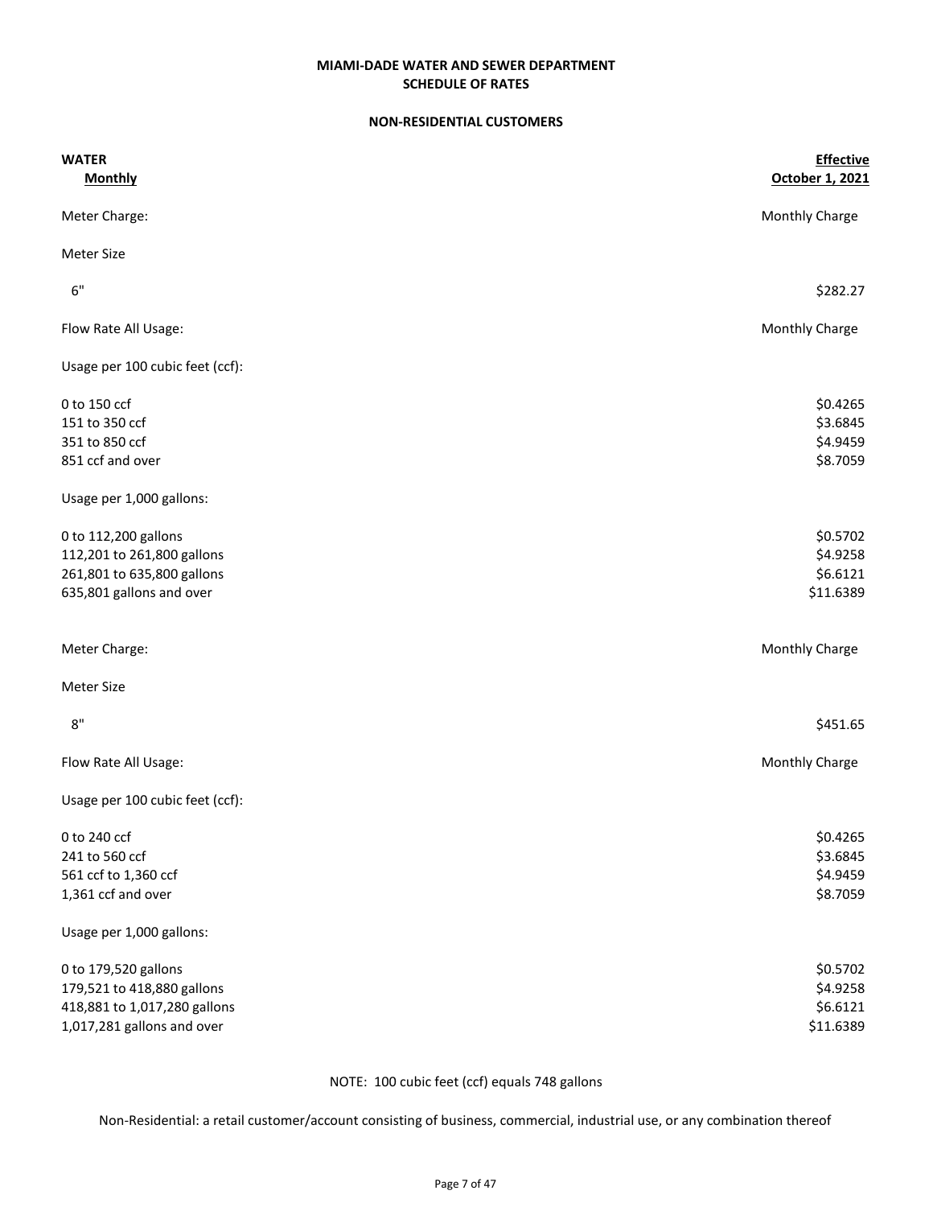**MIAMI-DADE WATER AND SEWER DEPARTMENT**
**SCHEDULE OF RATES**

**NON-RESIDENTIAL CUSTOMERS**

| **WATER** <br> **Monthly** | **Effective** <br> **October 1, 2021** |
|---|---|
| Meter Charge: | Monthly Charge |
| Meter Size | |
| 6" | $282.27 |
| Flow Rate All Usage: | Monthly Charge |
| Usage per 100 cubic feet (ccf): | |
| 0 to 150 ccf | $0.4265 |
| 151 to 350 ccf | $3.6845 |
| 351 to 850 ccf | $4.9459 |
| 851 ccf and over | $8.7059 |
| Usage per 1,000 gallons: | |
| 0 to 112,200 gallons | $0.5702 |
| 112,201 to 261,800 gallons | $4.9258 |
| 261,801 to 635,800 gallons | $6.6121 |
| 635,801 gallons and over | $11.6389 |
| Meter Charge: | Monthly Charge |
| Meter Size | |
| 8" | $451.65 |
| Flow Rate All Usage: | Monthly Charge |
| Usage per 100 cubic feet (ccf): | |
| 0 to 240 ccf | $0.4265 |
| 241 to 560 ccf | $3.6845 |
| 561 ccf to 1,360 ccf | $4.9459 |
| 1,361 ccf and over | $8.7059 |
| Usage per 1,000 gallons: | |
| 0 to 179,520 gallons | $0.5702 |
| 179,521 to 418,880 gallons | $4.9258 |
| 418,881 to 1,017,280 gallons | $6.6121 |
| 1,017,281 gallons and over | $11.6389 |

NOTE: 100 cubic feet (ccf) equals 748 gallons

Non-Residential: a retail customer/account consisting of business, commercial, industrial use, or any combination thereof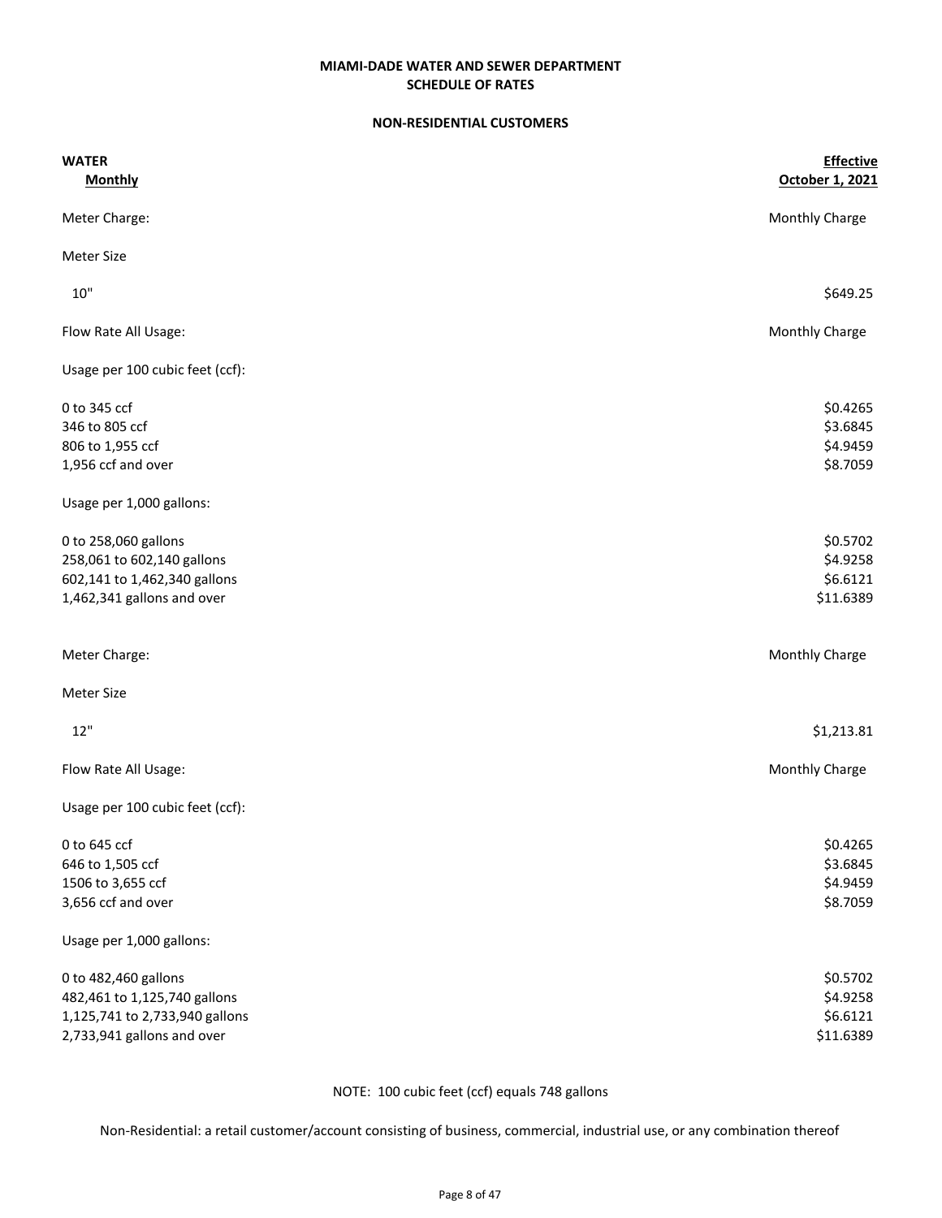**MIAMI-DADE WATER AND SEWER DEPARTMENT**
**SCHEDULE OF RATES**

**NON-RESIDENTIAL CUSTOMERS**

| **WATER** <br> **Monthly** | **Effective** <br> **October 1, 2021** |
|---|---|
| Meter Charge: | Monthly Charge |
| Meter Size | |
| 10" | $649.25 |
| Flow Rate All Usage: | Monthly Charge |
| Usage per 100 cubic feet (ccf): | |
| 0 to 345 ccf | $0.4265 |
| 346 to 805 ccf | $3.6845 |
| 806 to 1,955 ccf | $4.9459 |
| 1,956 ccf and over | $8.7059 |
| Usage per 1,000 gallons: | |
| 0 to 258,060 gallons | $0.5702 |
| 258,061 to 602,140 gallons | $4.9258 |
| 602,141 to 1,462,340 gallons | $6.6121 |
| 1,462,341 gallons and over | $11.6389 |
| Meter Charge: | Monthly Charge |
| Meter Size | |
| 12" | $1,213.81 |
| Flow Rate All Usage: | Monthly Charge |
| Usage per 100 cubic feet (ccf): | |
| 0 to 645 ccf | $0.4265 |
| 646 to 1,505 ccf | $3.6845 |
| 1506 to 3,655 ccf | $4.9459 |
| 3,656 ccf and over | $8.7059 |
| Usage per 1,000 gallons: | |
| 0 to 482,460 gallons | $0.5702 |
| 482,461 to 1,125,740 gallons | $4.9258 |
| 1,125,741 to 2,733,940 gallons | $6.6121 |
| 2,733,941 gallons and over | $11.6389 |

NOTE: 100 cubic feet (ccf) equals 748 gallons

Non-Residential: a retail customer/account consisting of business, commercial, industrial use, or any combination thereof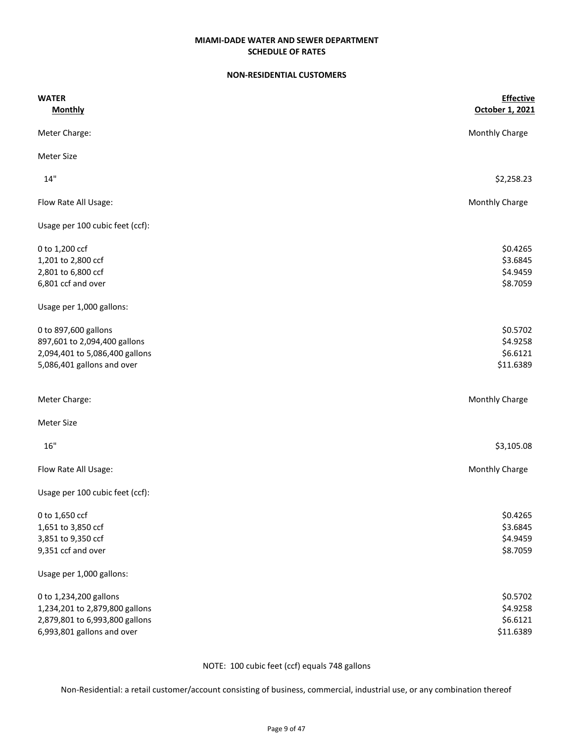**MIAMI-DADE WATER AND SEWER DEPARTMENT**
**SCHEDULE OF RATES**

**NON-RESIDENTIAL CUSTOMERS**

| **WATER** <br> **Monthly** | **Effective** <br> **October 1, 2021** |
|---|---|
| Meter Charge: | Monthly Charge |
| Meter Size | |
| 14" | $2,258.23 |
| Flow Rate All Usage: | Monthly Charge |
| Usage per 100 cubic feet (ccf): | |
| 0 to 1,200 ccf | $0.4265 |
| 1,201 to 2,800 ccf | $3.6845 |
| 2,801 to 6,800 ccf | $4.9459 |
| 6,801 ccf and over | $8.7059 |
| Usage per 1,000 gallons: | |
| 0 to 897,600 gallons | $0.5702 |
| 897,601 to 2,094,400 gallons | $4.9258 |
| 2,094,401 to 5,086,400 gallons | $6.6121 |
| 5,086,401 gallons and over | $11.6389 |
| Meter Charge: | Monthly Charge |
| Meter Size | |
| 16" | $3,105.08 |
| Flow Rate All Usage: | Monthly Charge |
| Usage per 100 cubic feet (ccf): | |
| 0 to 1,650 ccf | $0.4265 |
| 1,651 to 3,850 ccf | $3.6845 |
| 3,851 to 9,350 ccf | $4.9459 |
| 9,351 ccf and over | $8.7059 |
| Usage per 1,000 gallons: | |
| 0 to 1,234,200 gallons | $0.5702 |
| 1,234,201 to 2,879,800 gallons | $4.9258 |
| 2,879,801 to 6,993,800 gallons | $6.6121 |
| 6,993,801 gallons and over | $11.6389 |

NOTE: 100 cubic feet (ccf) equals 748 gallons

Non-Residential: a retail customer/account consisting of business, commercial, industrial use, or any combination thereof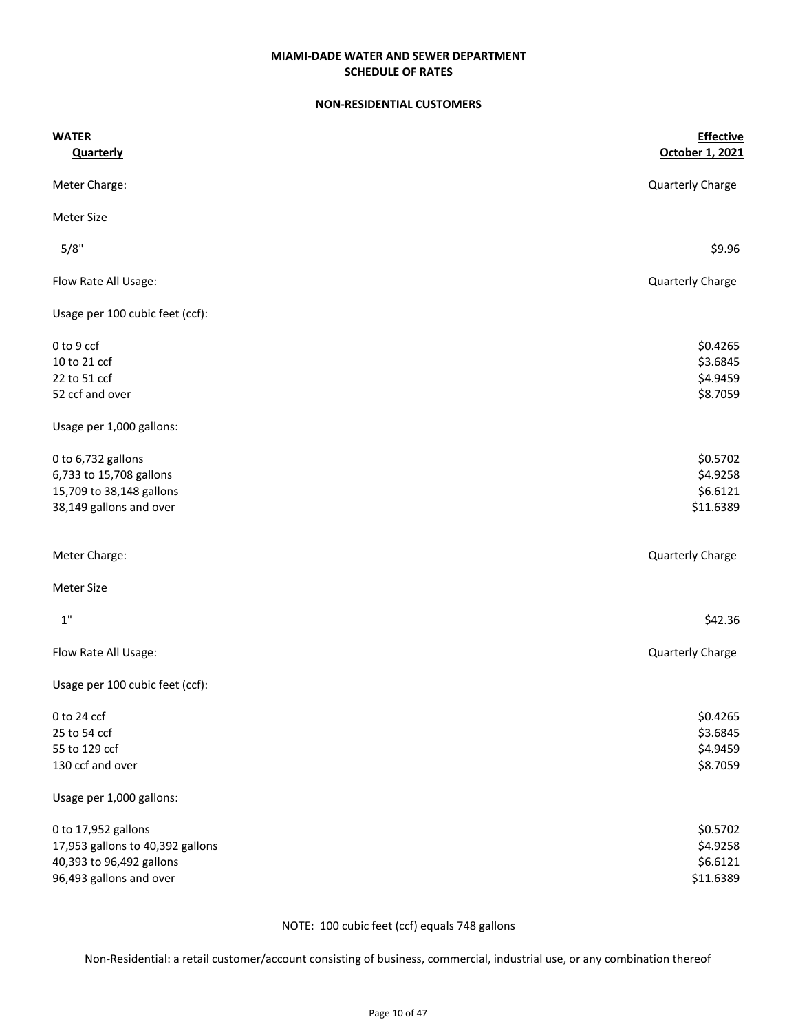**MIAMI-DADE WATER AND SEWER DEPARTMENT**
**SCHEDULE OF RATES**

**NON-RESIDENTIAL CUSTOMERS**

| **WATER** <br> **Quarterly** | **Effective** <br> **October 1, 2021** |
| --- | --- |
| Meter Charge: | Quarterly Charge |
| Meter Size | |
| 5/8" | $9.96 |
| Flow Rate All Usage: | Quarterly Charge |
| Usage per 100 cubic feet (ccf): | |
| 0 to 9 ccf | $0.4265 |
| 10 to 21 ccf | $3.6845 |
| 22 to 51 ccf | $4.9459 |
| 52 ccf and over | $8.7059 |
| Usage per 1,000 gallons: | |
| 0 to 6,732 gallons | $0.5702 |
| 6,733 to 15,708 gallons | $4.9258 |
| 15,709 to 38,148 gallons | $6.6121 |
| 38,149 gallons and over | $11.6389 |
| Meter Charge: | Quarterly Charge |
| Meter Size | |
| 1" | $42.36 |
| Flow Rate All Usage: | Quarterly Charge |
| Usage per 100 cubic feet (ccf): | |
| 0 to 24 ccf | $0.4265 |
| 25 to 54 ccf | $3.6845 |
| 55 to 129 ccf | $4.9459 |
| 130 ccf and over | $8.7059 |
| Usage per 1,000 gallons: | |
| 0 to 17,952 gallons | $0.5702 |
| 17,953 gallons to 40,392 gallons | $4.9258 |
| 40,393 to 96,492 gallons | $6.6121 |
| 96,493 gallons and over | $11.6389 |

NOTE: 100 cubic feet (ccf) equals 748 gallons

Non-Residential: a retail customer/account consisting of business, commercial, industrial use, or any combination thereof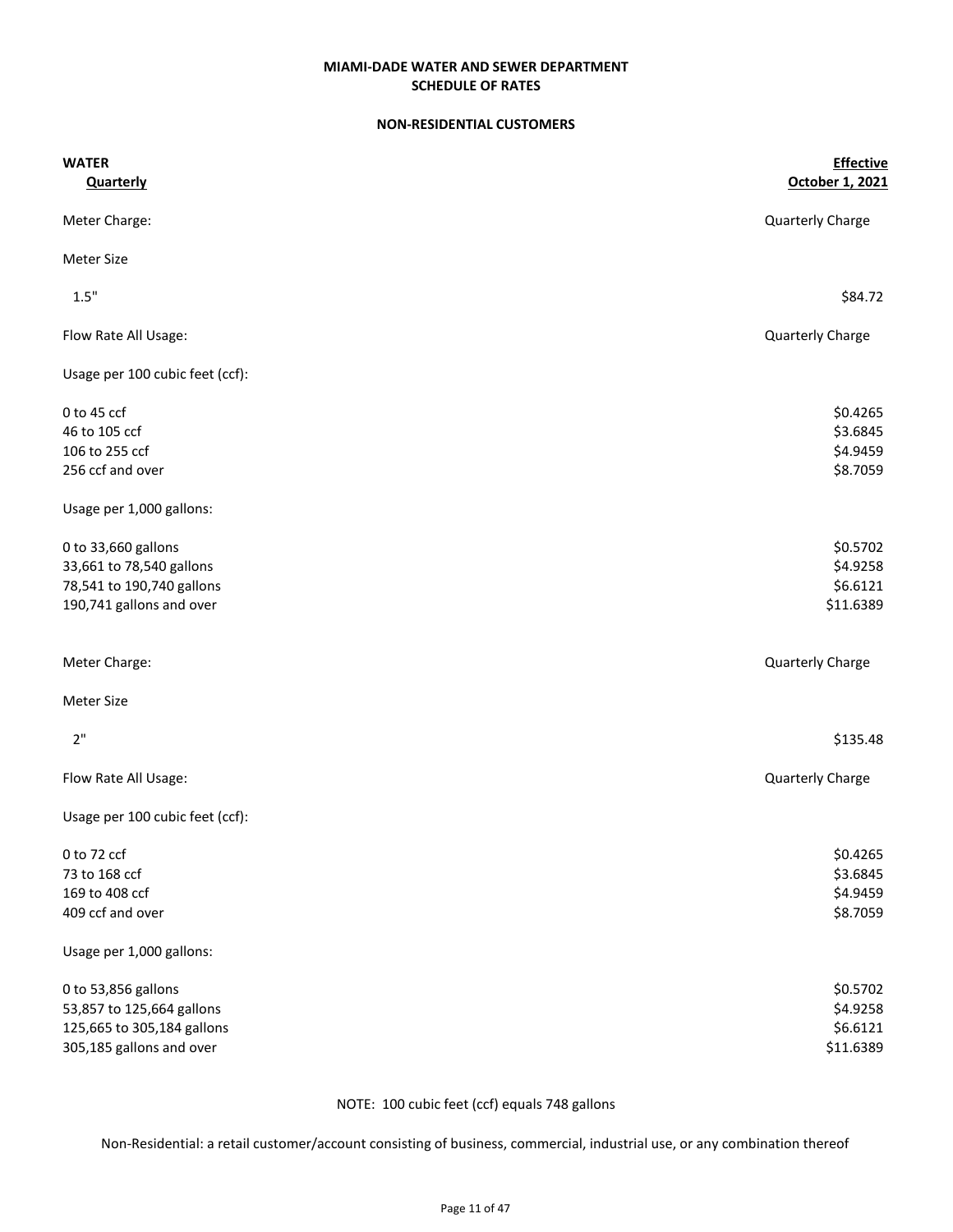**MIAMI-DADE WATER AND SEWER DEPARTMENT**
**SCHEDULE OF RATES**

**NON-RESIDENTIAL CUSTOMERS**

| **WATER** | |
|---|---|
| **Quarterly** | **Effective October 1, 2021** |
| Meter Charge: | Quarterly Charge |
| Meter Size | |
| 1.5" | $84.72 |
| Flow Rate All Usage: | Quarterly Charge |
| Usage per 100 cubic feet (ccf): | |
| 0 to 45 ccf | $0.4265 |
| 46 to 105 ccf | $3.6845 |
| 106 to 255 ccf | $4.9459 |
| 256 ccf and over | $8.7059 |
| Usage per 1,000 gallons: | |
| 0 to 33,660 gallons | $0.5702 |
| 33,661 to 78,540 gallons | $4.9258 |
| 78,541 to 190,740 gallons | $6.6121 |
| 190,741 gallons and over | $11.6389 |
| Meter Charge: | Quarterly Charge |
| Meter Size | |
| 2" | $135.48 |
| Flow Rate All Usage: | Quarterly Charge |
| Usage per 100 cubic feet (ccf): | |
| 0 to 72 ccf | $0.4265 |
| 73 to 168 ccf | $3.6845 |
| 169 to 408 ccf | $4.9459 |
| 409 ccf and over | $8.7059 |
| Usage per 1,000 gallons: | |
| 0 to 53,856 gallons | $0.5702 |
| 53,857 to 125,664 gallons | $4.9258 |
| 125,665 to 305,184 gallons | $6.6121 |
| 305,185 gallons and over | $11.6389 |

NOTE: 100 cubic feet (ccf) equals 748 gallons

Non-Residential: a retail customer/account consisting of business, commercial, industrial use, or any combination thereof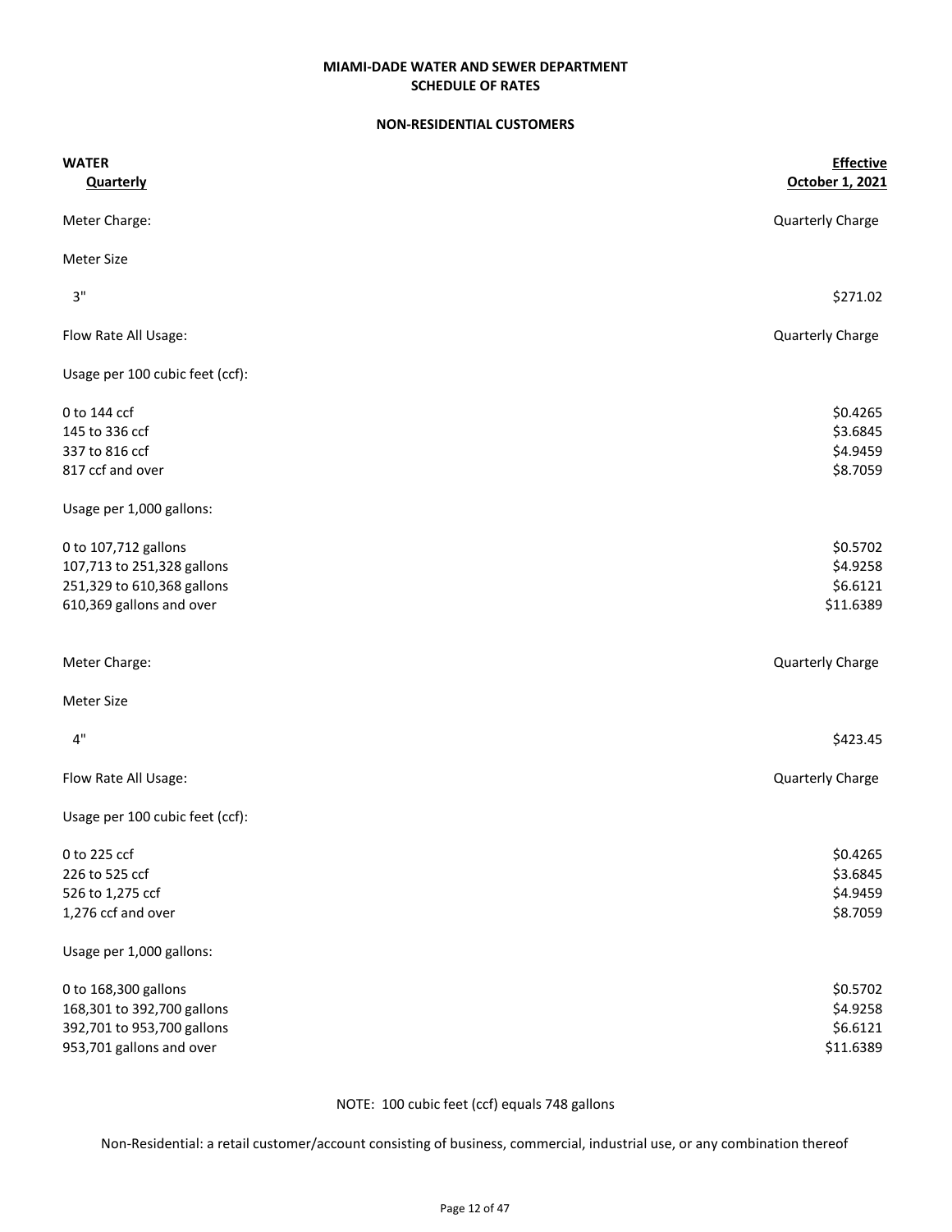**MIAMI-DADE WATER AND SEWER DEPARTMENT**
**SCHEDULE OF RATES**

**NON-RESIDENTIAL CUSTOMERS**

| **WATER** Quarterly | **Effective** October 1, 2021 |
| --- | --- |
| Meter Charge: | Quarterly Charge |
| Meter Size | |
| 3" | $271.02 |
| Flow Rate All Usage: | Quarterly Charge |
| Usage per 100 cubic feet (ccf): | |
| 0 to 144 ccf | $0.4265 |
| 145 to 336 ccf | $3.6845 |
| 337 to 816 ccf | $4.9459 |
| 817 ccf and over | $8.7059 |
| Usage per 1,000 gallons: | |
| 0 to 107,712 gallons | $0.5702 |
| 107,713 to 251,328 gallons | $4.9258 |
| 251,329 to 610,368 gallons | $6.6121 |
| 610,369 gallons and over | $11.6389 |
| Meter Charge: | Quarterly Charge |
| Meter Size | |
| 4" | $423.45 |
| Flow Rate All Usage: | Quarterly Charge |
| Usage per 100 cubic feet (ccf): | |
| 0 to 225 ccf | $0.4265 |
| 226 to 525 ccf | $3.6845 |
| 526 to 1,275 ccf | $4.9459 |
| 1,276 ccf and over | $8.7059 |
| Usage per 1,000 gallons: | |
| 0 to 168,300 gallons | $0.5702 |
| 168,301 to 392,700 gallons | $4.9258 |
| 392,701 to 953,700 gallons | $6.6121 |
| 953,701 gallons and over | $11.6389 |

NOTE: 100 cubic feet (ccf) equals 748 gallons

Non-Residential: a retail customer/account consisting of business, commercial, industrial use, or any combination thereof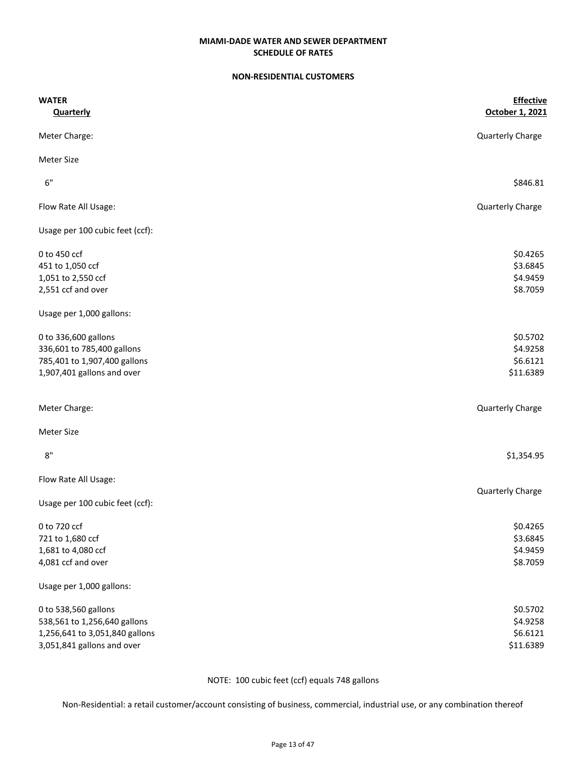**MIAMI-DADE WATER AND SEWER DEPARTMENT**
**SCHEDULE OF RATES**

**NON-RESIDENTIAL CUSTOMERS**

| **WATER** <br> **Quarterly** | **Effective** <br> **October 1, 2021** |
|---|---|
| Meter Charge: | Quarterly Charge |
| Meter Size | |
| 6" | $846.81 |
| Flow Rate All Usage: | Quarterly Charge |
| Usage per 100 cubic feet (ccf): | |
| 0 to 450 ccf | $0.4265 |
| 451 to 1,050 ccf | $3.6845 |
| 1,051 to 2,550 ccf | $4.9459 |
| 2,551 ccf and over | $8.7059 |
| Usage per 1,000 gallons: | |
| 0 to 336,600 gallons | $0.5702 |
| 336,601 to 785,400 gallons | $4.9258 |
| 785,401 to 1,907,400 gallons | $6.6121 |
| 1,907,401 gallons and over | $11.6389 |
| Meter Charge: | Quarterly Charge |
| Meter Size | |
| 8" | $1,354.95 |
| Flow Rate All Usage: | Quarterly Charge |
| Usage per 100 cubic feet (ccf): | |
| 0 to 720 ccf | $0.4265 |
| 721 to 1,680 ccf | $3.6845 |
| 1,681 to 4,080 ccf | $4.9459 |
| 4,081 ccf and over | $8.7059 |
| Usage per 1,000 gallons: | |
| 0 to 538,560 gallons | $0.5702 |
| 538,561 to 1,256,640 gallons | $4.9258 |
| 1,256,641 to 3,051,840 gallons | $6.6121 |
| 3,051,841 gallons and over | $11.6389 |

NOTE: 100 cubic feet (ccf) equals 748 gallons

Non-Residential: a retail customer/account consisting of business, commercial, industrial use, or any combination thereof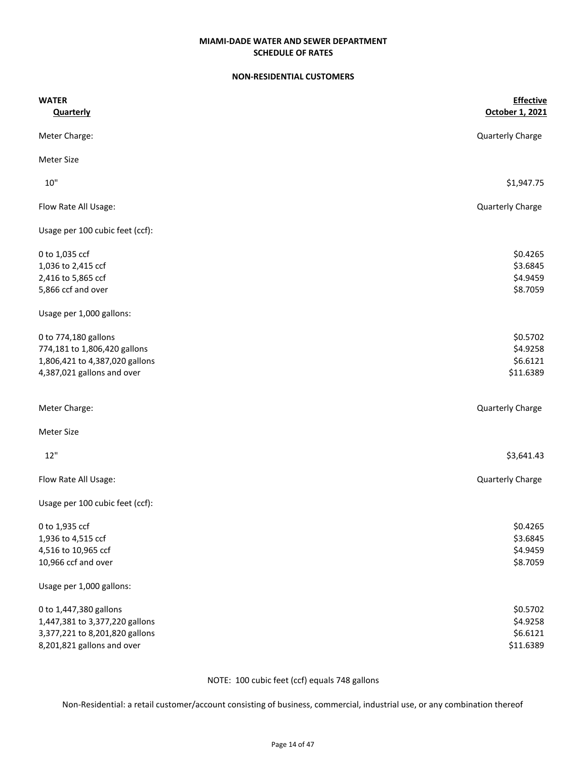**MIAMI-DADE WATER AND SEWER DEPARTMENT**
**SCHEDULE OF RATES**

**NON-RESIDENTIAL CUSTOMERS**

| **WATER** <br> **Quarterly** | **Effective** <br> **October 1, 2021** |
|---|---|
| Meter Charge: | Quarterly Charge |
| Meter Size | |
| 10" | $1,947.75 |
| Flow Rate All Usage: | Quarterly Charge |
| Usage per 100 cubic feet (ccf): | |
| 0 to 1,035 ccf | $0.4265 |
| 1,036 to 2,415 ccf | $3.6845 |
| 2,416 to 5,865 ccf | $4.9459 |
| 5,866 ccf and over | $8.7059 |
| Usage per 1,000 gallons: | |
| 0 to 774,180 gallons | $0.5702 |
| 774,181 to 1,806,420 gallons | $4.9258 |
| 1,806,421 to 4,387,020 gallons | $6.6121 |
| 4,387,021 gallons and over | $11.6389 |
| Meter Charge: | Quarterly Charge |
| Meter Size | |
| 12" | $3,641.43 |
| Flow Rate All Usage: | Quarterly Charge |
| Usage per 100 cubic feet (ccf): | |
| 0 to 1,935 ccf | $0.4265 |
| 1,936 to 4,515 ccf | $3.6845 |
| 4,516 to 10,965 ccf | $4.9459 |
| 10,966 ccf and over | $8.7059 |
| Usage per 1,000 gallons: | |
| 0 to 1,447,380 gallons | $0.5702 |
| 1,447,381 to 3,377,220 gallons | $4.9258 |
| 3,377,221 to 8,201,820 gallons | $6.6121 |
| 8,201,821 gallons and over | $11.6389 |

NOTE: 100 cubic feet (ccf) equals 748 gallons

Non-Residential: a retail customer/account consisting of business, commercial, industrial use, or any combination thereof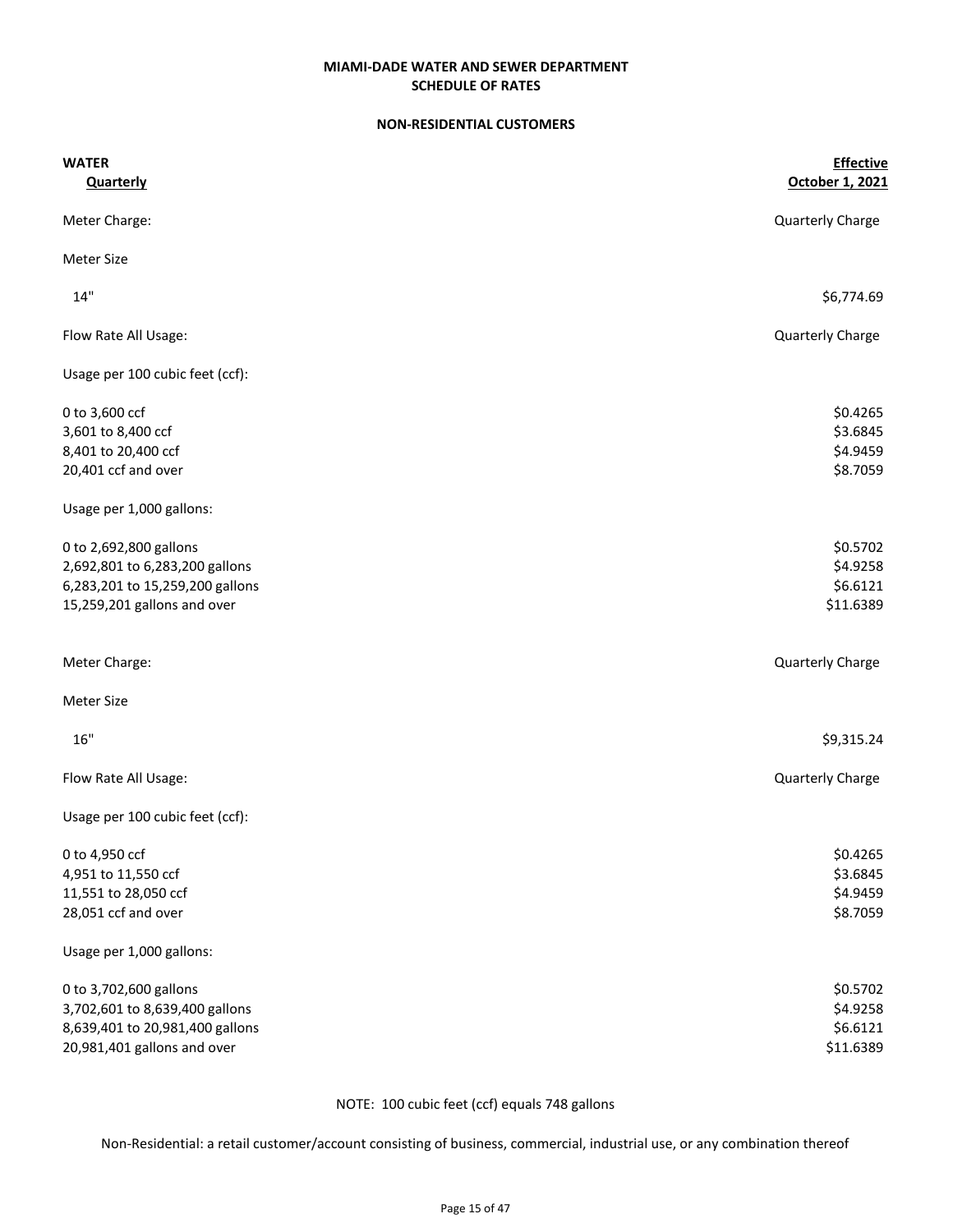**MIAMI-DADE WATER AND SEWER DEPARTMENT**
**SCHEDULE OF RATES**

**NON-RESIDENTIAL CUSTOMERS**

| **WATER** **Quarterly** | **Effective October 1, 2021** |
|---|---|
| Meter Charge: | Quarterly Charge |
| Meter Size | |
| 14" | $6,774.69 |
| Flow Rate All Usage: | Quarterly Charge |
| Usage per 100 cubic feet (ccf): | |
| 0 to 3,600 ccf | $0.4265 |
| 3,601 to 8,400 ccf | $3.6845 |
| 8,401 to 20,400 ccf | $4.9459 |
| 20,401 ccf and over | $8.7059 |
| Usage per 1,000 gallons: | |
| 0 to 2,692,800 gallons | $0.5702 |
| 2,692,801 to 6,283,200 gallons | $4.9258 |
| 6,283,201 to 15,259,200 gallons | $6.6121 |
| 15,259,201 gallons and over | $11.6389 |
| Meter Charge: | Quarterly Charge |
| Meter Size | |
| 16" | $9,315.24 |
| Flow Rate All Usage: | Quarterly Charge |
| Usage per 100 cubic feet (ccf): | |
| 0 to 4,950 ccf | $0.4265 |
| 4,951 to 11,550 ccf | $3.6845 |
| 11,551 to 28,050 ccf | $4.9459 |
| 28,051 ccf and over | $8.7059 |
| Usage per 1,000 gallons: | |
| 0 to 3,702,600 gallons | $0.5702 |
| 3,702,601 to 8,639,400 gallons | $4.9258 |
| 8,639,401 to 20,981,400 gallons | $6.6121 |
| 20,981,401 gallons and over | $11.6389 |

NOTE: 100 cubic feet (ccf) equals 748 gallons

Non-Residential: a retail customer/account consisting of business, commercial, industrial use, or any combination thereof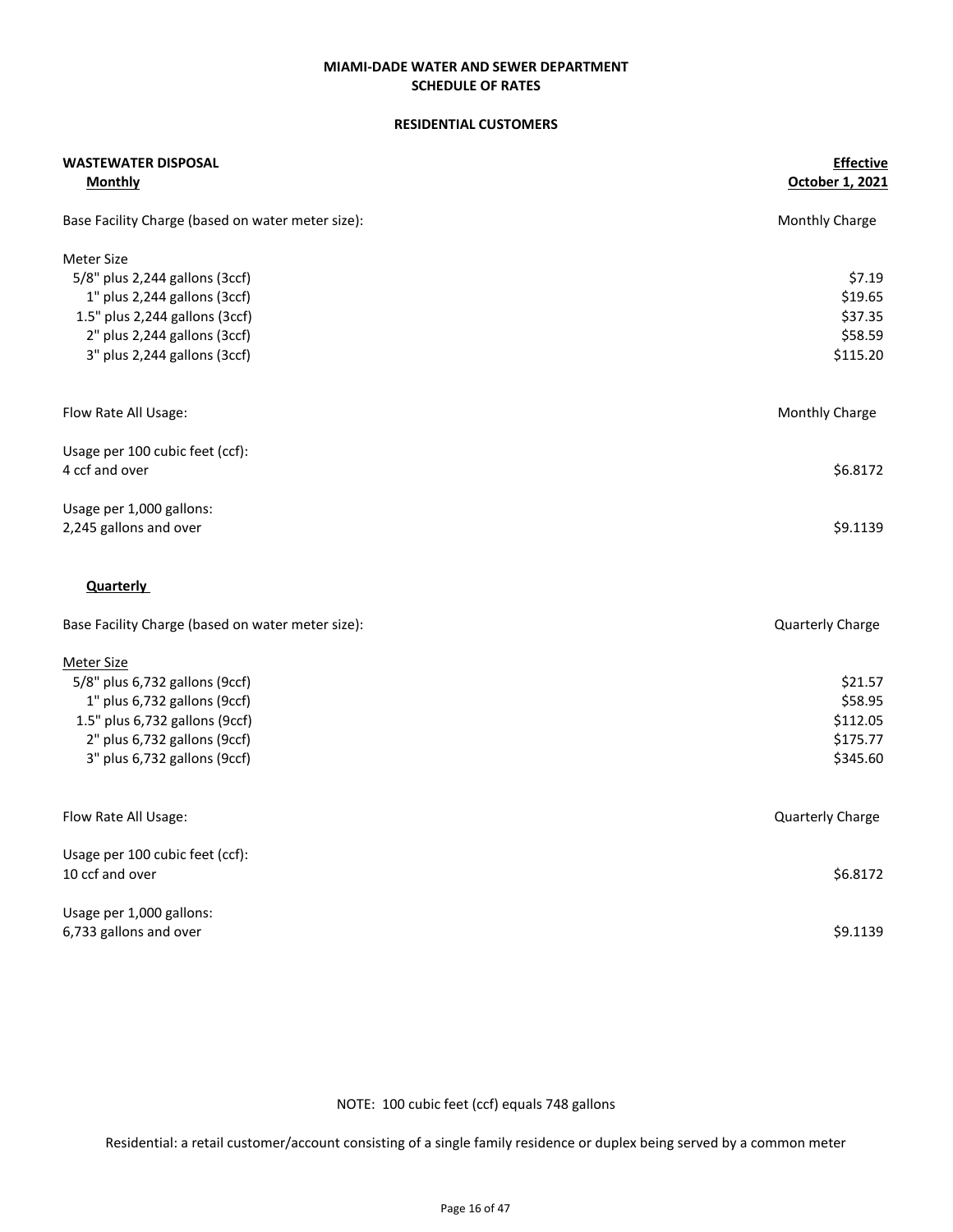# MIAMI-DADE WATER AND SEWER DEPARTMENT
## SCHEDULE OF RATES

### RESIDENTIAL CUSTOMERS

**WASTEWATER DISPOSAL**

| **Monthly** | **Effective October 1, 2021** |
|---|---|
| Base Facility Charge (based on water meter size): | Monthly Charge |
| Meter Size | |
| 5/8" plus 2,244 gallons (3ccf) | $7.19 |
| 1" plus 2,244 gallons (3ccf) | $19.65 |
| 1.5" plus 2,244 gallons (3ccf) | $37.35 |
| 2" plus 2,244 gallons (3ccf) | $58.59 |
| 3" plus 2,244 gallons (3ccf) | $115.20 |
| Flow Rate All Usage: | Monthly Charge |
| Usage per 100 cubic feet (ccf): | |
| 4 ccf and over | $6.8172 |
| Usage per 1,000 gallons: | |
| 2,245 gallons and over | $9.1139 |

| **Quarterly** | |
|---|---|
| Base Facility Charge (based on water meter size): | Quarterly Charge |
| Meter Size | |
| 5/8" plus 6,732 gallons (9ccf) | $21.57 |
| 1" plus 6,732 gallons (9ccf) | $58.95 |
| 1.5" plus 6,732 gallons (9ccf) | $112.05 |
| 2" plus 6,732 gallons (9ccf) | $175.77 |
| 3" plus 6,732 gallons (9ccf) | $345.60 |
| Flow Rate All Usage: | Quarterly Charge |
| Usage per 100 cubic feet (ccf): | |
| 10 ccf and over | $6.8172 |
| Usage per 1,000 gallons: | |
| 6,733 gallons and over | $9.1139 |

NOTE: 100 cubic feet (ccf) equals 748 gallons

Residential: a retail customer/account consisting of a single family residence or duplex being served by a common meter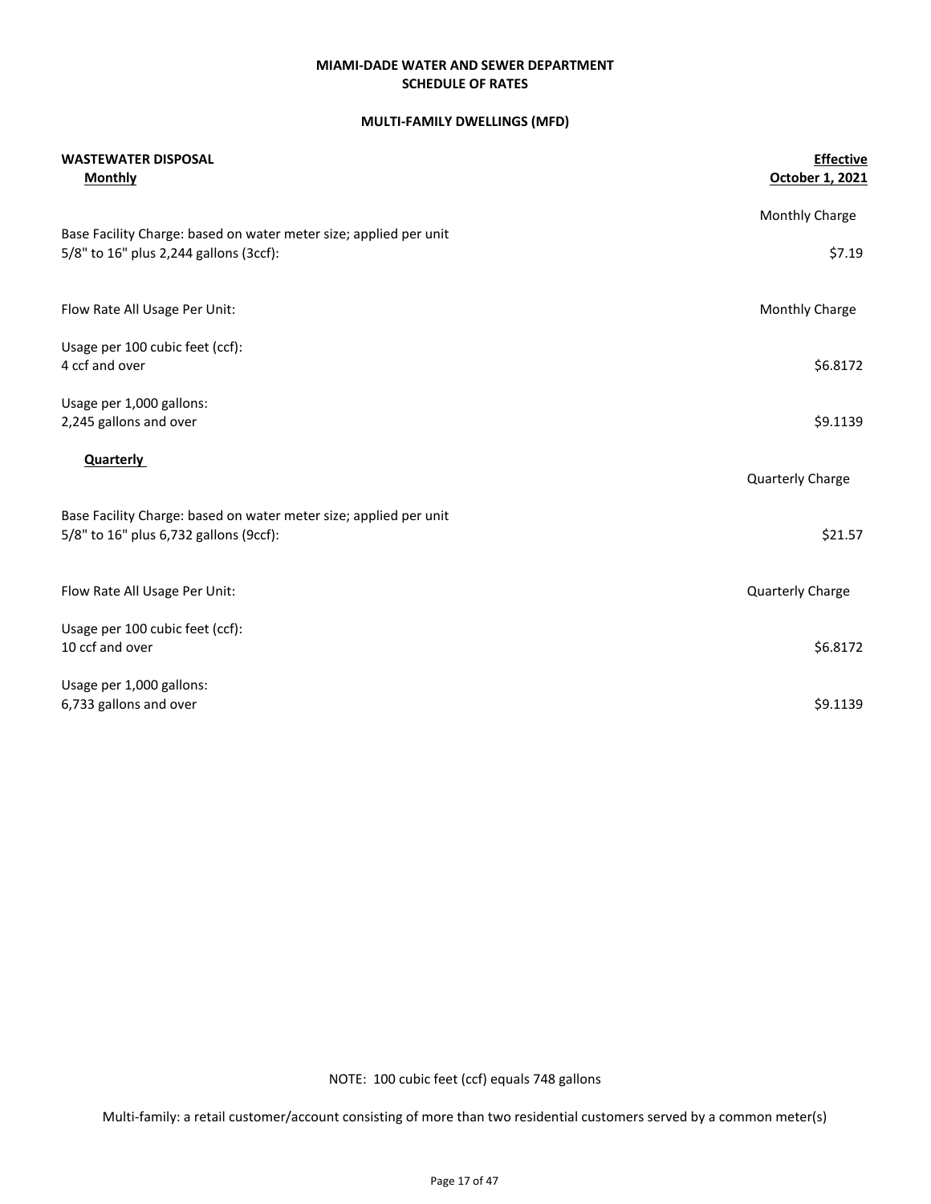**MIAMI-DADE WATER AND SEWER DEPARTMENT**
**SCHEDULE OF RATES**

**MULTI-FAMILY DWELLINGS (MFD)**

| **WASTEWATER DISPOSAL** | **Effective** |
|---|---|
| **Monthly** | **October 1, 2021** |
| | Monthly Charge |
| Base Facility Charge: based on water meter size; applied per unit<br>5/8" to 16" plus 2,244 gallons (3ccf): | $7.19 |
| Flow Rate All Usage Per Unit: | Monthly Charge |
| Usage per 100 cubic feet (ccf):<br>4 ccf and over | $6.8172 |
| Usage per 1,000 gallons:<br>2,245 gallons and over | $9.1139 |
| **Quarterly** | Quarterly Charge |
| Base Facility Charge: based on water meter size; applied per unit<br>5/8" to 16" plus 6,732 gallons (9ccf): | $21.57 |
| Flow Rate All Usage Per Unit: | Quarterly Charge |
| Usage per 100 cubic feet (ccf):<br>10 ccf and over | $6.8172 |
| Usage per 1,000 gallons:<br>6,733 gallons and over | $9.1139 |

NOTE: 100 cubic feet (ccf) equals 748 gallons

Multi-family: a retail customer/account consisting of more than two residential customers served by a common meter(s)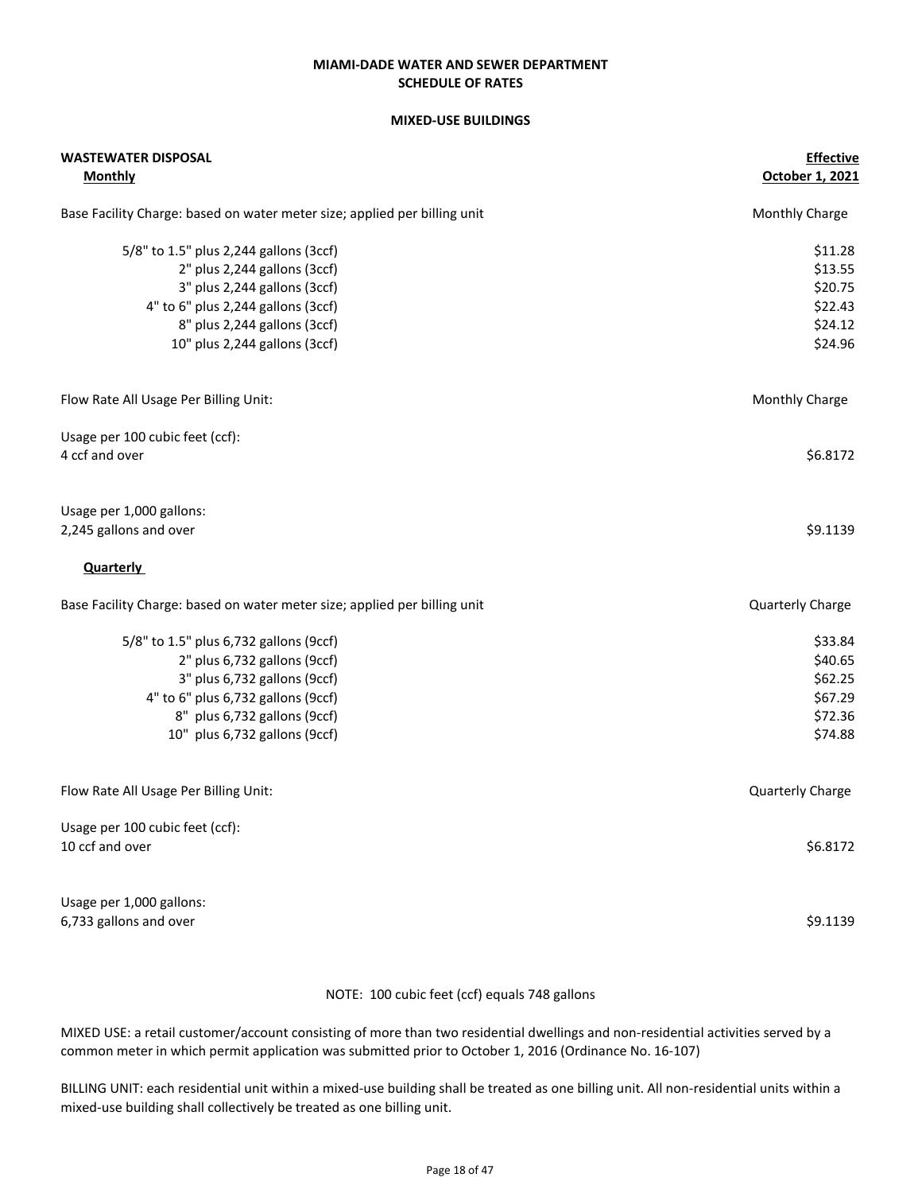# MIAMI-DADE WATER AND SEWER DEPARTMENT
## SCHEDULE OF RATES

### MIXED-USE BUILDINGS

| **WASTEWATER DISPOSAL** | **Effective** |
|---|---|
| **Monthly** | **October 1, 2021** |
| Base Facility Charge: based on water meter size; applied per billing unit | Monthly Charge |
| 5/8" to 1.5" plus 2,244 gallons (3ccf) | $11.28 |
| 2" plus 2,244 gallons (3ccf) | $13.55 |
| 3" plus 2,244 gallons (3ccf) | $20.75 |
| 4" to 6" plus 2,244 gallons (3ccf) | $22.43 |
| 8" plus 2,244 gallons (3ccf) | $24.12 |
| 10" plus 2,244 gallons (3ccf) | $24.96 |
| Flow Rate All Usage Per Billing Unit: | Monthly Charge |
| Usage per 100 cubic feet (ccf): | |
| 4 ccf and over | $6.8172 |
| Usage per 1,000 gallons: | |
| 2,245 gallons and over | $9.1139 |
| **Quarterly** | |
| Base Facility Charge: based on water meter size; applied per billing unit | Quarterly Charge |
| 5/8" to 1.5" plus 6,732 gallons (9ccf) | $33.84 |
| 2" plus 6,732 gallons (9ccf) | $40.65 |
| 3" plus 6,732 gallons (9ccf) | $62.25 |
| 4" to 6" plus 6,732 gallons (9ccf) | $67.29 |
| 8" plus 6,732 gallons (9ccf) | $72.36 |
| 10" plus 6,732 gallons (9ccf) | $74.88 |
| Flow Rate All Usage Per Billing Unit: | Quarterly Charge |
| Usage per 100 cubic feet (ccf): | |
| 10 ccf and over | $6.8172 |
| Usage per 1,000 gallons: | |
| 6,733 gallons and over | $9.1139 |

NOTE: 100 cubic feet (ccf) equals 748 gallons

MIXED USE: a retail customer/account consisting of more than two residential dwellings and non-residential activities served by a common meter in which permit application was submitted prior to October 1, 2016 (Ordinance No. 16-107)

BILLING UNIT: each residential unit within a mixed-use building shall be treated as one billing unit. All non-residential units within a mixed-use building shall collectively be treated as one billing unit.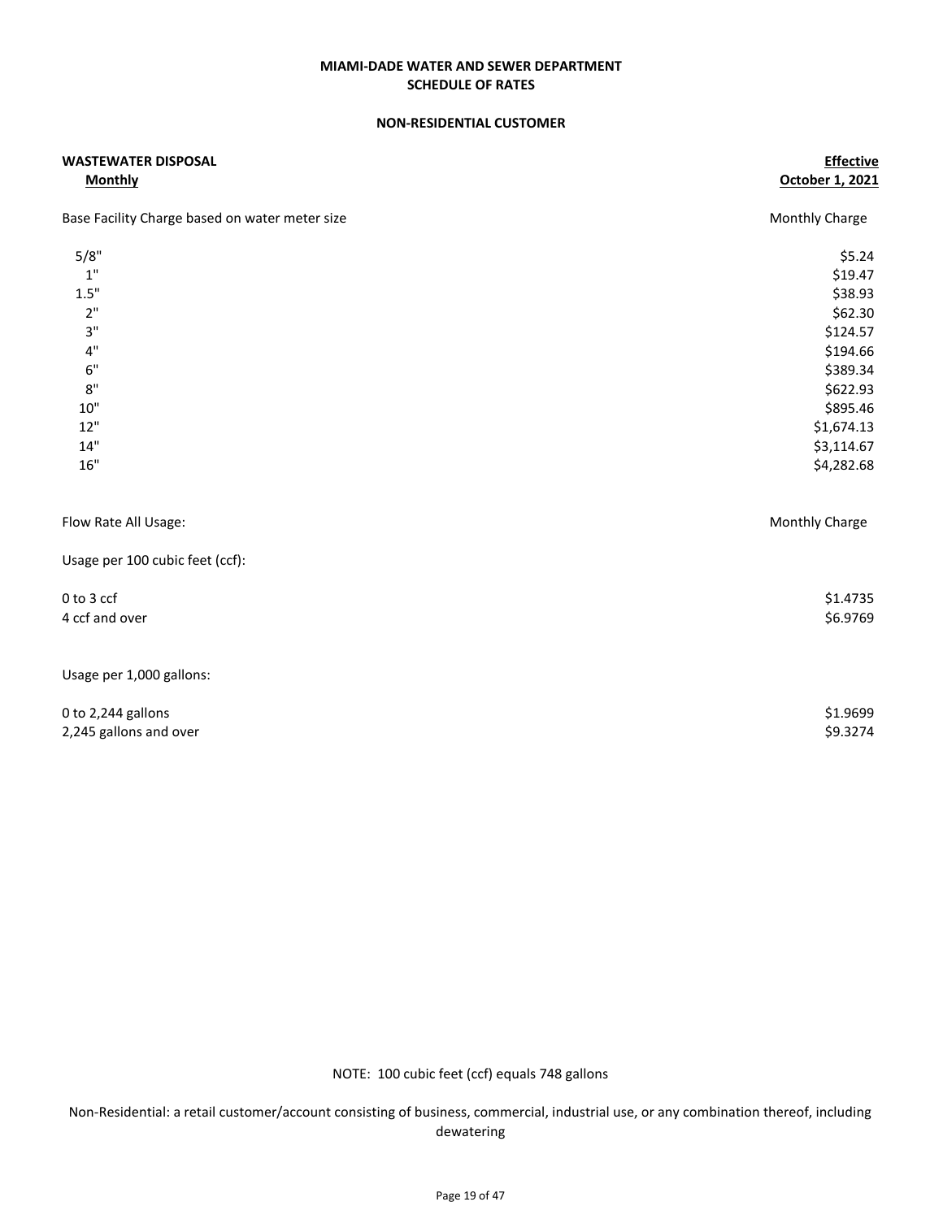# MIAMI-DADE WATER AND SEWER DEPARTMENT
## SCHEDULE OF RATES

### NON-RESIDENTIAL CUSTOMER

**WASTEWATER DISPOSAL**
**Monthly**

| Base Facility Charge based on water meter size | Effective October 1, 2021 Monthly Charge |
|---|---|
| 5/8" | $5.24 |
| 1" | $19.47 |
| 1.5" | $38.93 |
| 2" | $62.30 |
| 3" | $124.57 |
| 4" | $194.66 |
| 6" | $389.34 |
| 8" | $622.93 |
| 10" | $895.46 |
| 12" | $1,674.13 |
| 14" | $3,114.67 |
| 16" | $4,282.68 |

| Flow Rate All Usage: | Monthly Charge |
|---|---|
| **Usage per 100 cubic feet (ccf):** | |
| 0 to 3 ccf | $1.4735 |
| 4 ccf and over | $6.9769 |
| **Usage per 1,000 gallons:** | |
| 0 to 2,244 gallons | $1.9699 |
| 2,245 gallons and over | $9.3274 |

NOTE: 100 cubic feet (ccf) equals 748 gallons

Non-Residential: a retail customer/account consisting of business, commercial, industrial use, or any combination thereof, including dewatering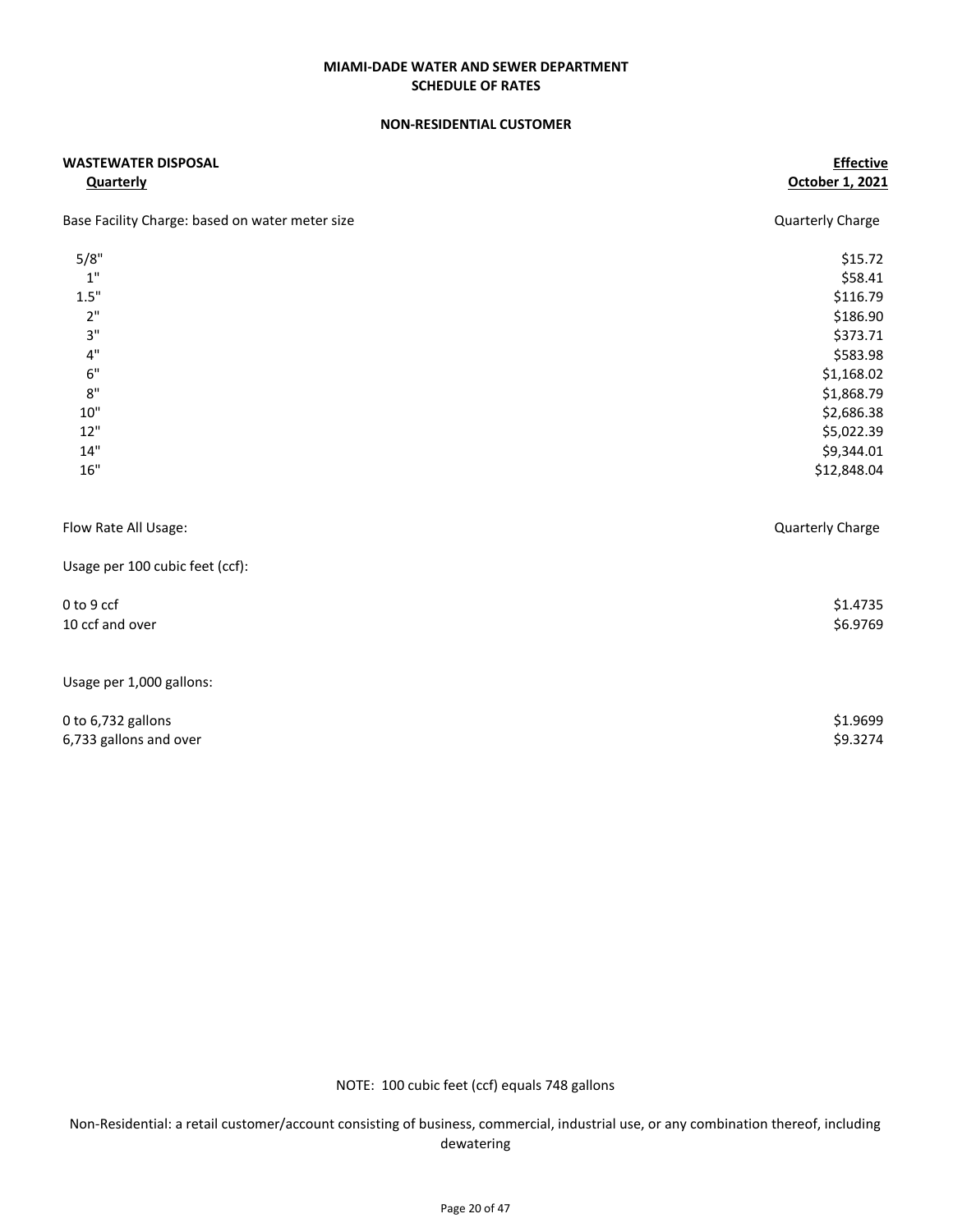# MIAMI-DADE WATER AND SEWER DEPARTMENT
## SCHEDULE OF RATES

### NON-RESIDENTIAL CUSTOMER

**WASTEWATER DISPOSAL**
**Quarterly**

**Effective October 1, 2021**

| Base Facility Charge: based on water meter size | Quarterly Charge |
|---|---|
| 5/8" | $15.72 |
| 1" | $58.41 |
| 1.5" | $116.79 |
| 2" | $186.90 |
| 3" | $373.71 |
| 4" | $583.98 |
| 6" | $1,168.02 |
| 8" | $1,868.79 |
| 10" | $2,686.38 |
| 12" | $5,022.39 |
| 14" | $9,344.01 |
| 16" | $12,848.04 |

| Flow Rate All Usage: | Quarterly Charge |
|---|---|
| **Usage per 100 cubic feet (ccf):** | |
| 0 to 9 ccf | $1.4735 |
| 10 ccf and over | $6.9769 |
| **Usage per 1,000 gallons:** | |
| 0 to 6,732 gallons | $1.9699 |
| 6,733 gallons and over | $9.3274 |

NOTE: 100 cubic feet (ccf) equals 748 gallons

Non-Residential: a retail customer/account consisting of business, commercial, industrial use, or any combination thereof, including dewatering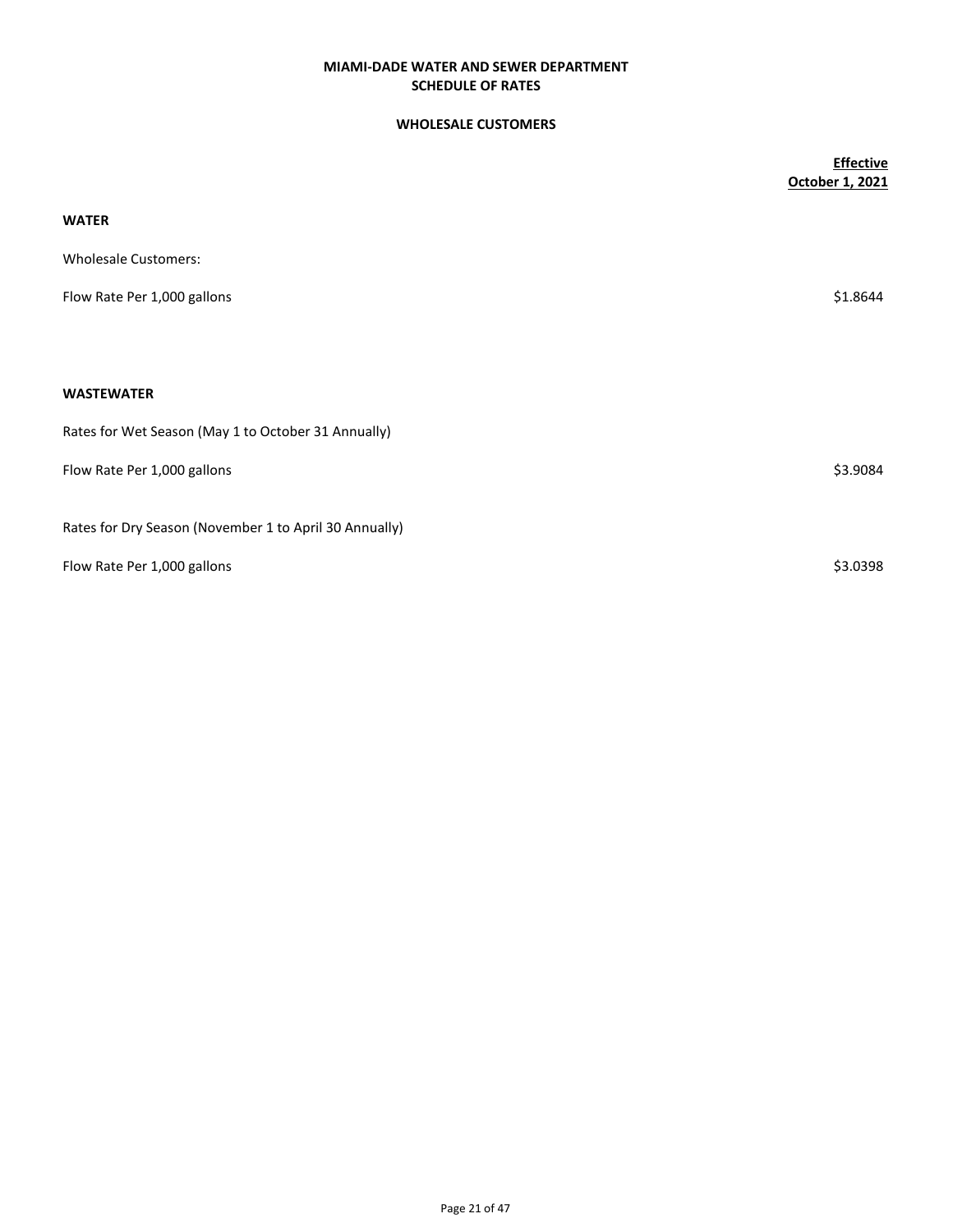**MIAMI-DADE WATER AND SEWER DEPARTMENT**
**SCHEDULE OF RATES**

**WHOLESALE CUSTOMERS**

| | Effective October 1, 2021 |
|---|---|
| **WATER** | |
| Wholesale Customers: | |
| Flow Rate Per 1,000 gallons | $1.8644 |
| **WASTEWATER** | |
| Rates for Wet Season (May 1 to October 31 Annually) | |
| Flow Rate Per 1,000 gallons | $3.9084 |
| Rates for Dry Season (November 1 to April 30 Annually) | |
| Flow Rate Per 1,000 gallons | $3.0398 |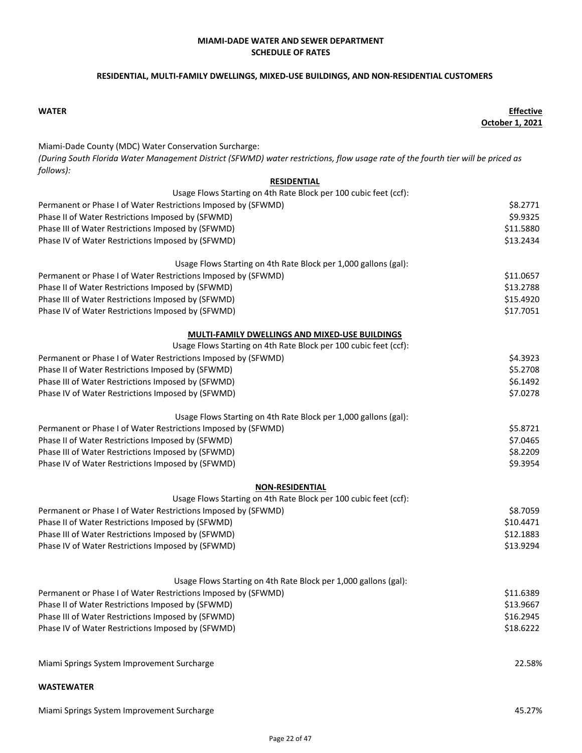**MIAMI-DADE WATER AND SEWER DEPARTMENT**
**SCHEDULE OF RATES**

**RESIDENTIAL, MULTI-FAMILY DWELLINGS, MIXED-USE BUILDINGS, AND NON-RESIDENTIAL CUSTOMERS**

| **WATER** | **Effective October 1, 2021** |
|---|---|
| Miami-Dade County (MDC) Water Conservation Surcharge: | |
| *(During South Florida Water Management District (SFWMD) water restrictions, flow usage rate of the fourth tier will be priced as follows):* | |
| **RESIDENTIAL** | |
| Usage Flows Starting on 4th Rate Block per 100 cubic feet (ccf): | |
| Permanent or Phase I of Water Restrictions Imposed by (SFWMD) | $8.2771 |
| Phase II of Water Restrictions Imposed by (SFWMD) | $9.9325 |
| Phase III of Water Restrictions Imposed by (SFWMD) | $11.5880 |
| Phase IV of Water Restrictions Imposed by (SFWMD) | $13.2434 |
| Usage Flows Starting on 4th Rate Block per 1,000 gallons (gal): | |
| Permanent or Phase I of Water Restrictions Imposed by (SFWMD) | $11.0657 |
| Phase II of Water Restrictions Imposed by (SFWMD) | $13.2788 |
| Phase III of Water Restrictions Imposed by (SFWMD) | $15.4920 |
| Phase IV of Water Restrictions Imposed by (SFWMD) | $17.7051 |
| **MULTI-FAMILY DWELLINGS AND MIXED-USE BUILDINGS** | |
| Usage Flows Starting on 4th Rate Block per 100 cubic feet (ccf): | |
| Permanent or Phase I of Water Restrictions Imposed by (SFWMD) | $4.3923 |
| Phase II of Water Restrictions Imposed by (SFWMD) | $5.2708 |
| Phase III of Water Restrictions Imposed by (SFWMD) | $6.1492 |
| Phase IV of Water Restrictions Imposed by (SFWMD) | $7.0278 |
| Usage Flows Starting on 4th Rate Block per 1,000 gallons (gal): | |
| Permanent or Phase I of Water Restrictions Imposed by (SFWMD) | $5.8721 |
| Phase II of Water Restrictions Imposed by (SFWMD) | $7.0465 |
| Phase III of Water Restrictions Imposed by (SFWMD) | $8.2209 |
| Phase IV of Water Restrictions Imposed by (SFWMD) | $9.3954 |
| **NON-RESIDENTIAL** | |
| Usage Flows Starting on 4th Rate Block per 100 cubic feet (ccf): | |
| Permanent or Phase I of Water Restrictions Imposed by (SFWMD) | $8.7059 |
| Phase II of Water Restrictions Imposed by (SFWMD) | $10.4471 |
| Phase III of Water Restrictions Imposed by (SFWMD) | $12.1883 |
| Phase IV of Water Restrictions Imposed by (SFWMD) | $13.9294 |
| Usage Flows Starting on 4th Rate Block per 1,000 gallons (gal): | |
| Permanent or Phase I of Water Restrictions Imposed by (SFWMD) | $11.6389 |
| Phase II of Water Restrictions Imposed by (SFWMD) | $13.9667 |
| Phase III of Water Restrictions Imposed by (SFWMD) | $16.2945 |
| Phase IV of Water Restrictions Imposed by (SFWMD) | $18.6222 |
| Miami Springs System Improvement Surcharge | 22.58% |
| **WASTEWATER** | |
| Miami Springs System Improvement Surcharge | 45.27% |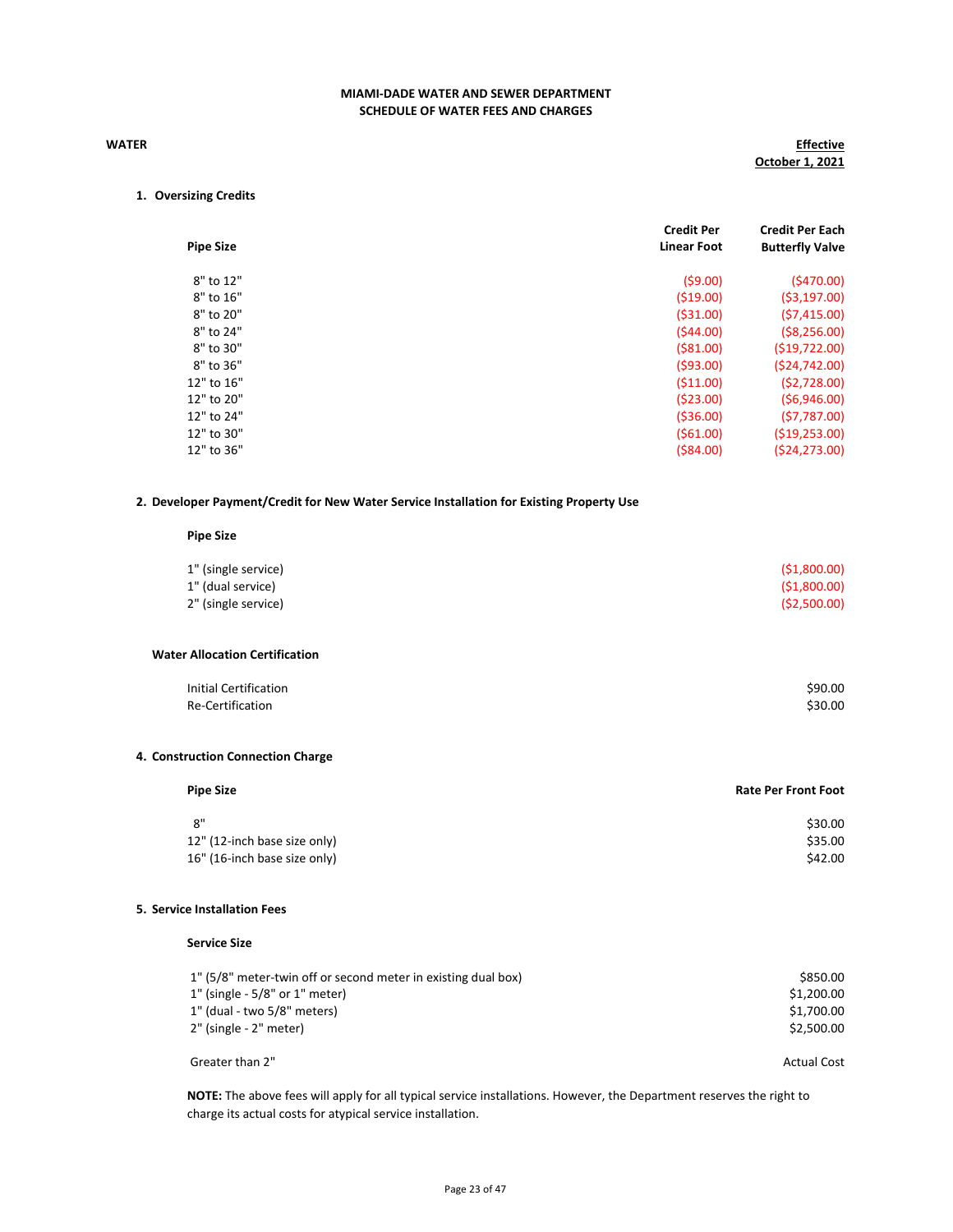**MIAMI-DADE WATER AND SEWER DEPARTMENT**
**SCHEDULE OF WATER FEES AND CHARGES**

**WATER** — **Effective October 1, 2021**

### 1. Oversizing Credits

| Pipe Size | Credit Per Linear Foot | Credit Per Each Butterfly Valve |
|---|---|---|
| 8" to 12" | ($9.00) | ($470.00) |
| 8" to 16" | ($19.00) | ($3,197.00) |
| 8" to 20" | ($31.00) | ($7,415.00) |
| 8" to 24" | ($44.00) | ($8,256.00) |
| 8" to 30" | ($81.00) | ($19,722.00) |
| 8" to 36" | ($93.00) | ($24,742.00) |
| 12" to 16" | ($11.00) | ($2,728.00) |
| 12" to 20" | ($23.00) | ($6,946.00) |
| 12" to 24" | ($36.00) | ($7,787.00) |
| 12" to 30" | ($61.00) | ($19,253.00) |
| 12" to 36" | ($84.00) | ($24,273.00) |

### 2. Developer Payment/Credit for New Water Service Installation for Existing Property Use

| Pipe Size | |
|---|---|
| 1" (single service) | ($1,800.00) |
| 1" (dual service) | ($1,800.00) |
| 2" (single service) | ($2,500.00) |

### Water Allocation Certification

| | |
|---|---|
| Initial Certification | $90.00 |
| Re-Certification | $30.00 |

### 4. Construction Connection Charge

| Pipe Size | Rate Per Front Foot |
|---|---|
| 8" | $30.00 |
| 12" (12-inch base size only) | $35.00 |
| 16" (16-inch base size only) | $42.00 |

### 5. Service Installation Fees

| Service Size | |
|---|---|
| 1" (5/8" meter-twin off or second meter in existing dual box) | $850.00 |
| 1" (single - 5/8" or 1" meter) | $1,200.00 |
| 1" (dual - two 5/8" meters) | $1,700.00 |
| 2" (single - 2" meter) | $2,500.00 |
| Greater than 2" | Actual Cost |

**NOTE:** The above fees will apply for all typical service installations. However, the Department reserves the right to charge its actual costs for atypical service installation.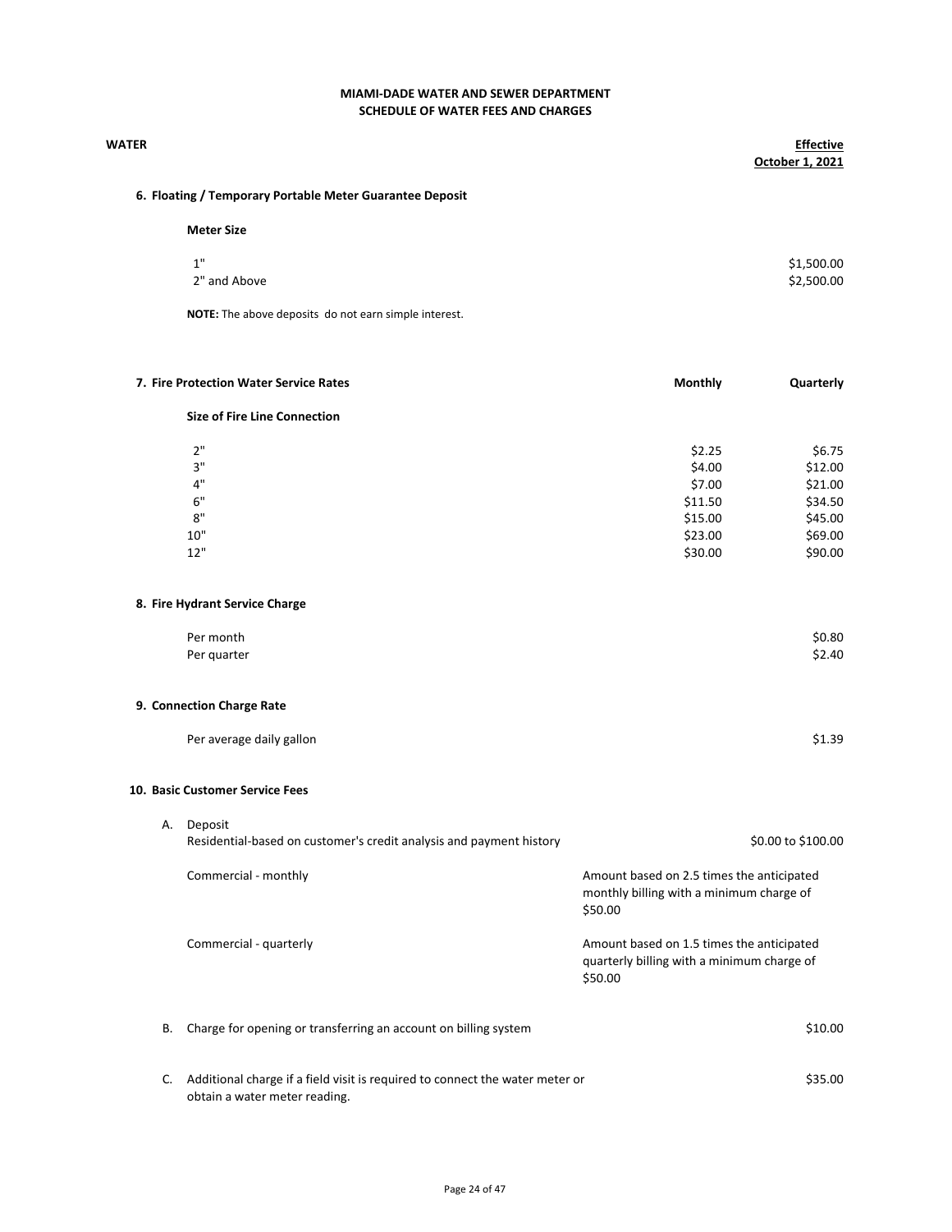**MIAMI-DADE WATER AND SEWER DEPARTMENT**
**SCHEDULE OF WATER FEES AND CHARGES**

**WATER** — **Effective October 1, 2021**

**6. Floating / Temporary Portable Meter Guarantee Deposit**

| **Meter Size** | |
|---|---|
| 1" | $1,500.00 |
| 2" and Above | $2,500.00 |

**NOTE:** The above deposits do not earn simple interest.

**7. Fire Protection Water Service Rates**

| **Size of Fire Line Connection** | **Monthly** | **Quarterly** |
|---|---|---|
| 2" | $2.25 | $6.75 |
| 3" | $4.00 | $12.00 |
| 4" | $7.00 | $21.00 |
| 6" | $11.50 | $34.50 |
| 8" | $15.00 | $45.00 |
| 10" | $23.00 | $69.00 |
| 12" | $30.00 | $90.00 |

**8. Fire Hydrant Service Charge**

| | |
|---|---|
| Per month | $0.80 |
| Per quarter | $2.40 |

**9. Connection Charge Rate**

| | |
|---|---|
| Per average daily gallon | $1.39 |

**10. Basic Customer Service Fees**

A. Deposit

| | |
|---|---|
| Residential-based on customer's credit analysis and payment history | $0.00 to $100.00 |
| Commercial - monthly | Amount based on 2.5 times the anticipated monthly billing with a minimum charge of $50.00 |
| Commercial - quarterly | Amount based on 1.5 times the anticipated quarterly billing with a minimum charge of $50.00 |

B. Charge for opening or transferring an account on billing system — $10.00

C. Additional charge if a field visit is required to connect the water meter or obtain a water meter reading. — $35.00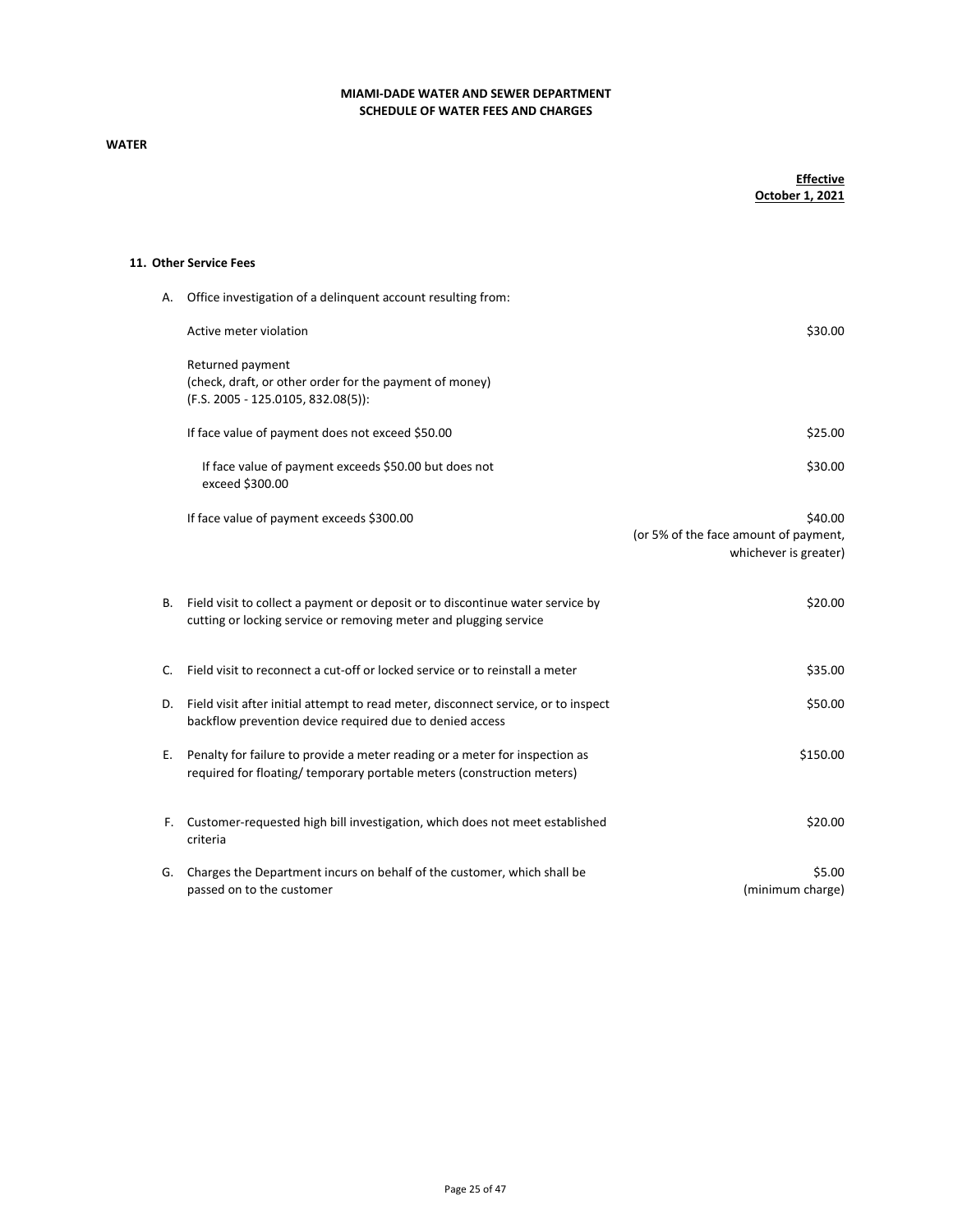# MIAMI-DADE WATER AND SEWER DEPARTMENT
## SCHEDULE OF WATER FEES AND CHARGES

**WATER**

| | | Effective October 1, 2021 |
|---|---|---|
| **11. Other Service Fees** | | |
| A. | Office investigation of a delinquent account resulting from: | |
| | Active meter violation | $30.00 |
| | Returned payment (check, draft, or other order for the payment of money) (F.S. 2005 - 125.0105, 832.08(5)): | |
| | If face value of payment does not exceed $50.00 | $25.00 |
| | If face value of payment exceeds $50.00 but does not exceed $300.00 | $30.00 |
| | If face value of payment exceeds $300.00 | $40.00 (or 5% of the face amount of payment, whichever is greater) |
| B. | Field visit to collect a payment or deposit or to discontinue water service by cutting or locking service or removing meter and plugging service | $20.00 |
| C. | Field visit to reconnect a cut-off or locked service or to reinstall a meter | $35.00 |
| D. | Field visit after initial attempt to read meter, disconnect service, or to inspect backflow prevention device required due to denied access | $50.00 |
| E. | Penalty for failure to provide a meter reading or a meter for inspection as required for floating/ temporary portable meters (construction meters) | $150.00 |
| F. | Customer-requested high bill investigation, which does not meet established criteria | $20.00 |
| G. | Charges the Department incurs on behalf of the customer, which shall be passed on to the customer | $5.00 (minimum charge) |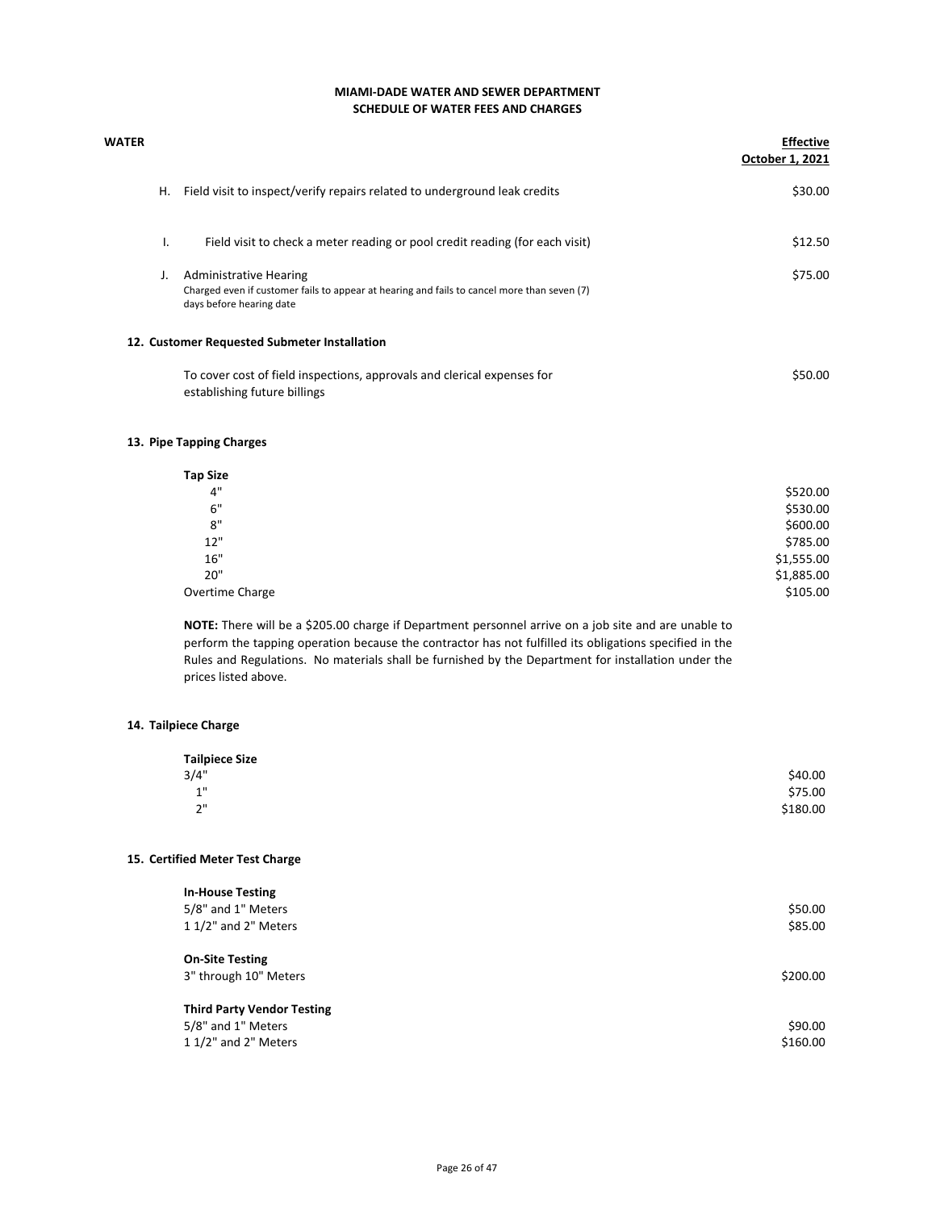**MIAMI-DADE WATER AND SEWER DEPARTMENT**
**SCHEDULE OF WATER FEES AND CHARGES**

| WATER | Effective October 1, 2021 |
|---|---|
| H. Field visit to inspect/verify repairs related to underground leak credits | $30.00 |
| I. Field visit to check a meter reading or pool credit reading (for each visit) | $12.50 |
| J. Administrative Hearing<br>Charged even if customer fails to appear at hearing and fails to cancel more than seven (7) days before hearing date | $75.00 |

**12. Customer Requested Submeter Installation**

| | |
|---|---|
| To cover cost of field inspections, approvals and clerical expenses for establishing future billings | $50.00 |

**13. Pipe Tapping Charges**

| Tap Size | |
|---|---|
| 4" | $520.00 |
| 6" | $530.00 |
| 8" | $600.00 |
| 12" | $785.00 |
| 16" | $1,555.00 |
| 20" | $1,885.00 |
| Overtime Charge | $105.00 |

**NOTE:** There will be a $205.00 charge if Department personnel arrive on a job site and are unable to perform the tapping operation because the contractor has not fulfilled its obligations specified in the Rules and Regulations. No materials shall be furnished by the Department for installation under the prices listed above.

**14. Tailpiece Charge**

| Tailpiece Size | |
|---|---|
| 3/4" | $40.00 |
| 1" | $75.00 |
| 2" | $180.00 |

**15. Certified Meter Test Charge**

| | |
|---|---|
| **In-House Testing** | |
| 5/8" and 1" Meters | $50.00 |
| 1 1/2" and 2" Meters | $85.00 |
| **On-Site Testing** | |
| 3" through 10" Meters | $200.00 |
| **Third Party Vendor Testing** | |
| 5/8" and 1" Meters | $90.00 |
| 1 1/2" and 2" Meters | $160.00 |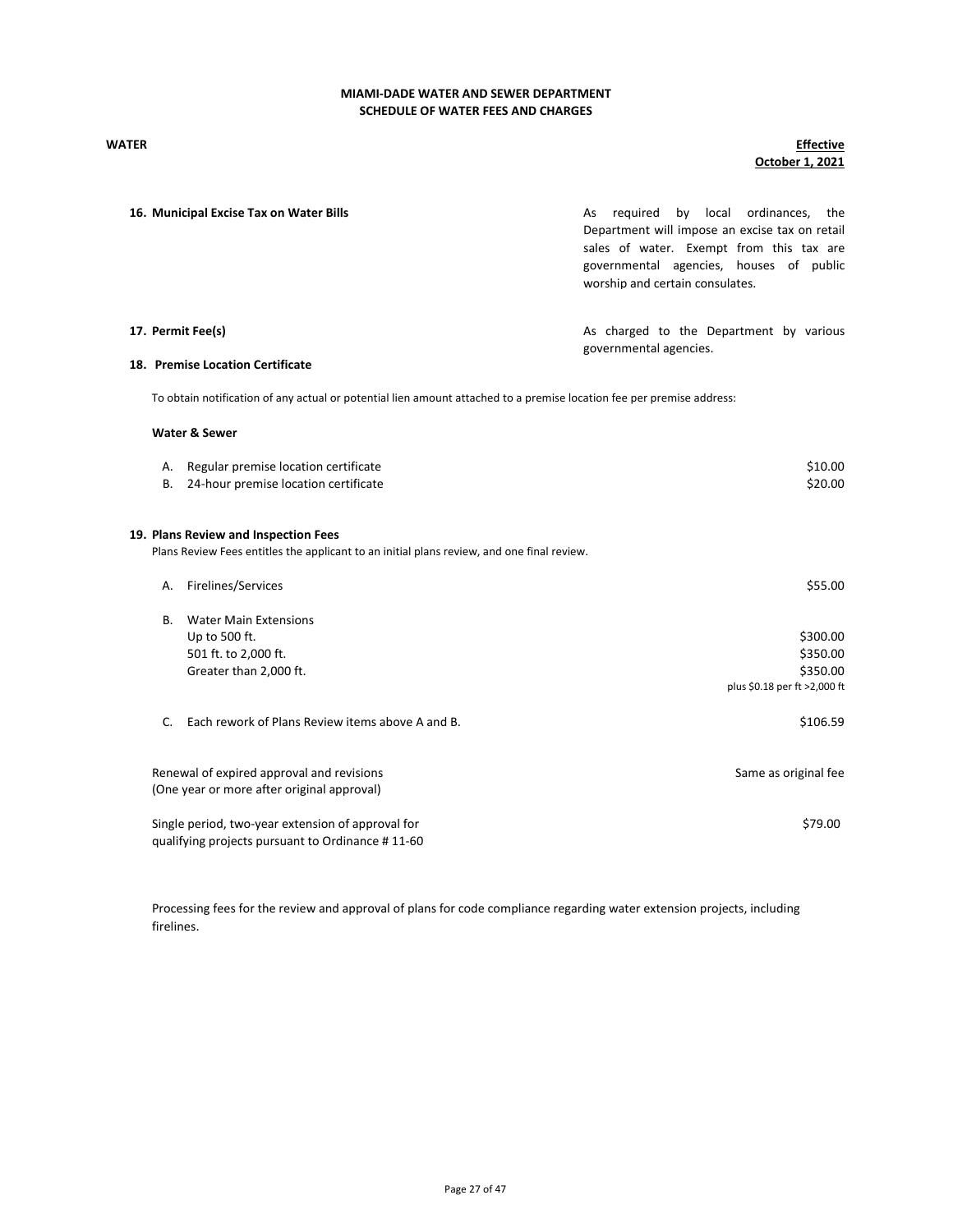**MIAMI-DADE WATER AND SEWER DEPARTMENT**
**SCHEDULE OF WATER FEES AND CHARGES**

**WATER** — **Effective October 1, 2021**

**16. Municipal Excise Tax on Water Bills**

As required by local ordinances, the Department will impose an excise tax on retail sales of water. Exempt from this tax are governmental agencies, houses of public worship and certain consulates.

**17. Permit Fee(s)**

As charged to the Department by various governmental agencies.

**18. Premise Location Certificate**

To obtain notification of any actual or potential lien amount attached to a premise location fee per premise address:

**Water & Sewer**

| | | |
|---|---|---|
| A. | Regular premise location certificate | $10.00 |
| B. | 24-hour premise location certificate | $20.00 |

**19. Plans Review and Inspection Fees**

Plans Review Fees entitles the applicant to an initial plans review, and one final review.

| | | |
|---|---|---|
| A. | Firelines/Services | $55.00 |
| B. | Water Main Extensions | |
| | Up to 500 ft. | $300.00 |
| | 501 ft. to 2,000 ft. | $350.00 |
| | Greater than 2,000 ft. | $350.00 plus $0.18 per ft >2,000 ft |
| C. | Each rework of Plans Review items above A and B. | $106.59 |
| | Renewal of expired approval and revisions (One year or more after original approval) | Same as original fee |
| | Single period, two-year extension of approval for qualifying projects pursuant to Ordinance # 11-60 | $79.00 |

Processing fees for the review and approval of plans for code compliance regarding water extension projects, including firelines.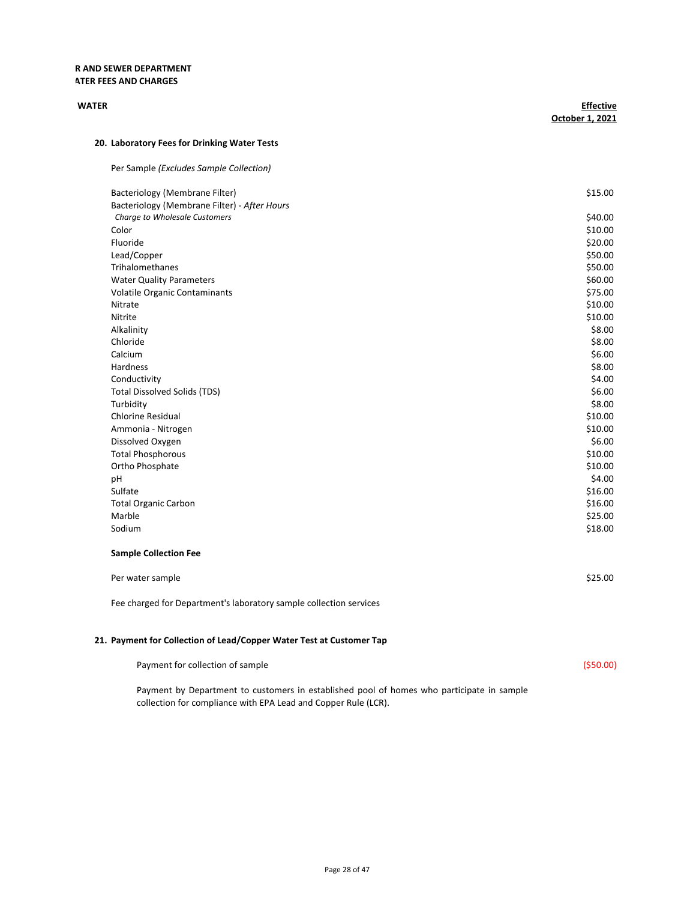R AND SEWER DEPARTMENT
ATER FEES AND CHARGES

| WATER | Effective October 1, 2021 |
|---|---|

## 20. Laboratory Fees for Drinking Water Tests

Per Sample *(Excludes Sample Collection)*

| | |
|---|---|
| Bacteriology (Membrane Filter) | $15.00 |
| Bacteriology (Membrane Filter) - *After Hours Charge to Wholesale Customers* | $40.00 |
| Color | $10.00 |
| Fluoride | $20.00 |
| Lead/Copper | $50.00 |
| Trihalomethanes | $50.00 |
| Water Quality Parameters | $60.00 |
| Volatile Organic Contaminants | $75.00 |
| Nitrate | $10.00 |
| Nitrite | $10.00 |
| Alkalinity | $8.00 |
| Chloride | $8.00 |
| Calcium | $6.00 |
| Hardness | $8.00 |
| Conductivity | $4.00 |
| Total Dissolved Solids (TDS) | $6.00 |
| Turbidity | $8.00 |
| Chlorine Residual | $10.00 |
| Ammonia - Nitrogen | $10.00 |
| Dissolved Oxygen | $6.00 |
| Total Phosphorous | $10.00 |
| Ortho Phosphate | $10.00 |
| pH | $4.00 |
| Sulfate | $16.00 |
| Total Organic Carbon | $16.00 |
| Marble | $25.00 |
| Sodium | $18.00 |

**Sample Collection Fee**

| | |
|---|---|
| Per water sample | $25.00 |

Fee charged for Department's laboratory sample collection services

## 21. Payment for Collection of Lead/Copper Water Test at Customer Tap

| | |
|---|---|
| Payment for collection of sample | ($50.00) |

Payment by Department to customers in established pool of homes who participate in sample collection for compliance with EPA Lead and Copper Rule (LCR).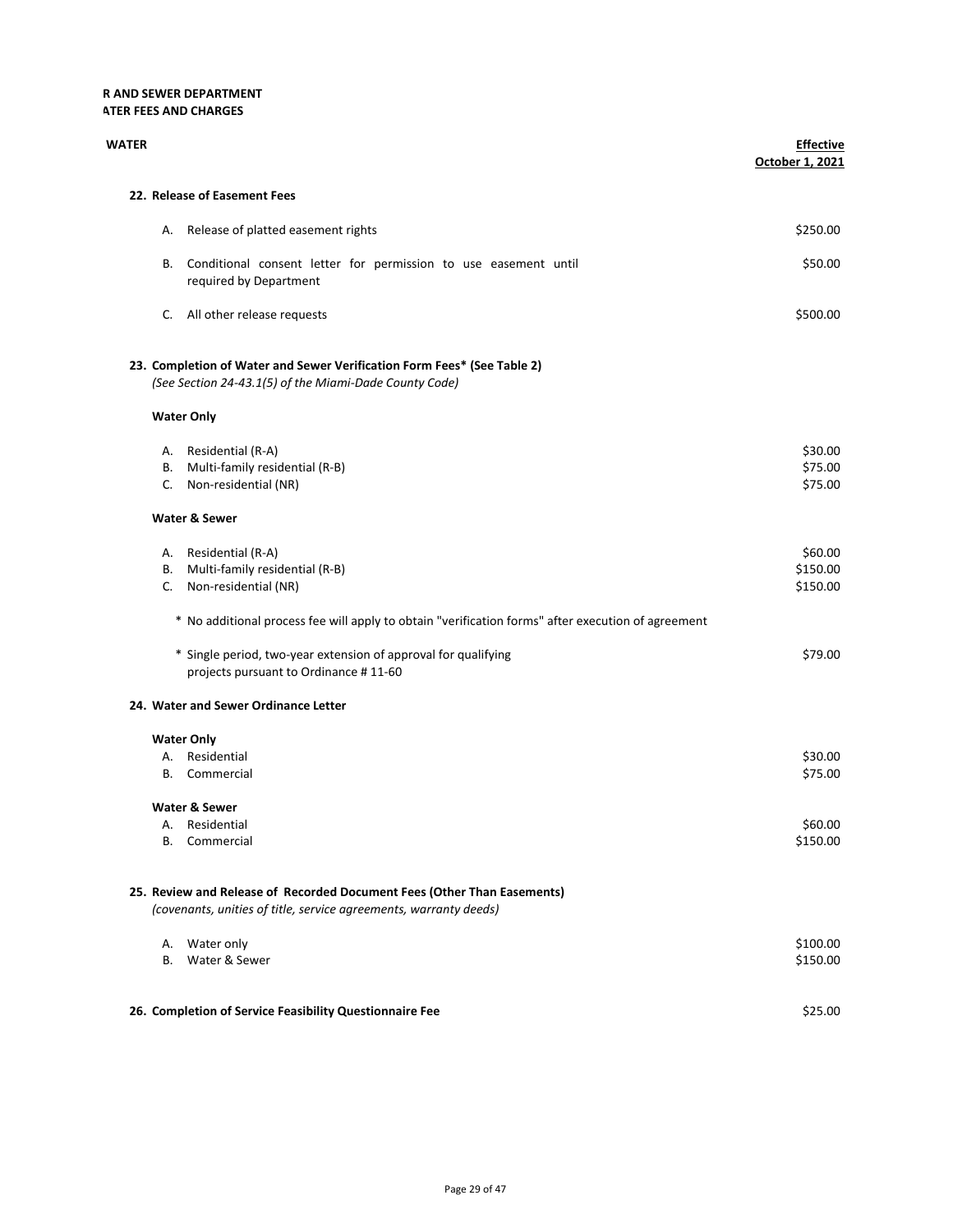**R AND SEWER DEPARTMENT**
**ATER FEES AND CHARGES**

| WATER | Effective October 1, 2021 |
|---|---|
| **22. Release of Easement Fees** | |
| A. Release of platted easement rights | $250.00 |
| B. Conditional consent letter for permission to use easement until required by Department | $50.00 |
| C. All other release requests | $500.00 |
| **23. Completion of Water and Sewer Verification Form Fees* (See Table 2)** *(See Section 24-43.1(5) of the Miami-Dade County Code)* | |
| **Water Only** | |
| A. Residential (R-A) | $30.00 |
| B. Multi-family residential (R-B) | $75.00 |
| C. Non-residential (NR) | $75.00 |
| **Water & Sewer** | |
| A. Residential (R-A) | $60.00 |
| B. Multi-family residential (R-B) | $150.00 |
| C. Non-residential (NR) | $150.00 |
| * No additional process fee will apply to obtain "verification forms" after execution of agreement | |
| * Single period, two-year extension of approval for qualifying projects pursuant to Ordinance # 11-60 | $79.00 |
| **24. Water and Sewer Ordinance Letter** | |
| **Water Only** | |
| A. Residential | $30.00 |
| B. Commercial | $75.00 |
| **Water & Sewer** | |
| A. Residential | $60.00 |
| B. Commercial | $150.00 |
| **25. Review and Release of Recorded Document Fees (Other Than Easements)** *(covenants, unities of title, service agreements, warranty deeds)* | |
| A. Water only | $100.00 |
| B. Water & Sewer | $150.00 |
| **26. Completion of Service Feasibility Questionnaire Fee** | $25.00 |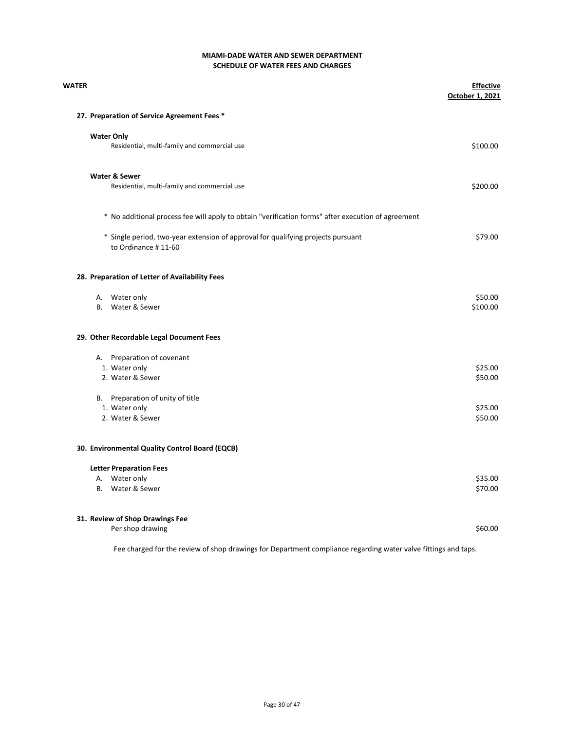**MIAMI-DADE WATER AND SEWER DEPARTMENT**
**SCHEDULE OF WATER FEES AND CHARGES**

| **WATER** | **Effective October 1, 2021** |
|---|---|
| **27. Preparation of Service Agreement Fees \*** | |
| **Water Only** | |
| Residential, multi-family and commercial use | $100.00 |
| **Water & Sewer** | |
| Residential, multi-family and commercial use | $200.00 |
| \* No additional process fee will apply to obtain "verification forms" after execution of agreement | |
| \* Single period, two-year extension of approval for qualifying projects pursuant to Ordinance # 11-60 | $79.00 |
| **28. Preparation of Letter of Availability Fees** | |
| A. Water only | $50.00 |
| B. Water & Sewer | $100.00 |
| **29. Other Recordable Legal Document Fees** | |
| A. Preparation of covenant | |
| 1. Water only | $25.00 |
| 2. Water & Sewer | $50.00 |
| B. Preparation of unity of title | |
| 1. Water only | $25.00 |
| 2. Water & Sewer | $50.00 |
| **30. Environmental Quality Control Board (EQCB)** | |
| **Letter Preparation Fees** | |
| A. Water only | $35.00 |
| B. Water & Sewer | $70.00 |
| **31. Review of Shop Drawings Fee** | |
| Per shop drawing | $60.00 |

Fee charged for the review of shop drawings for Department compliance regarding water valve fittings and taps.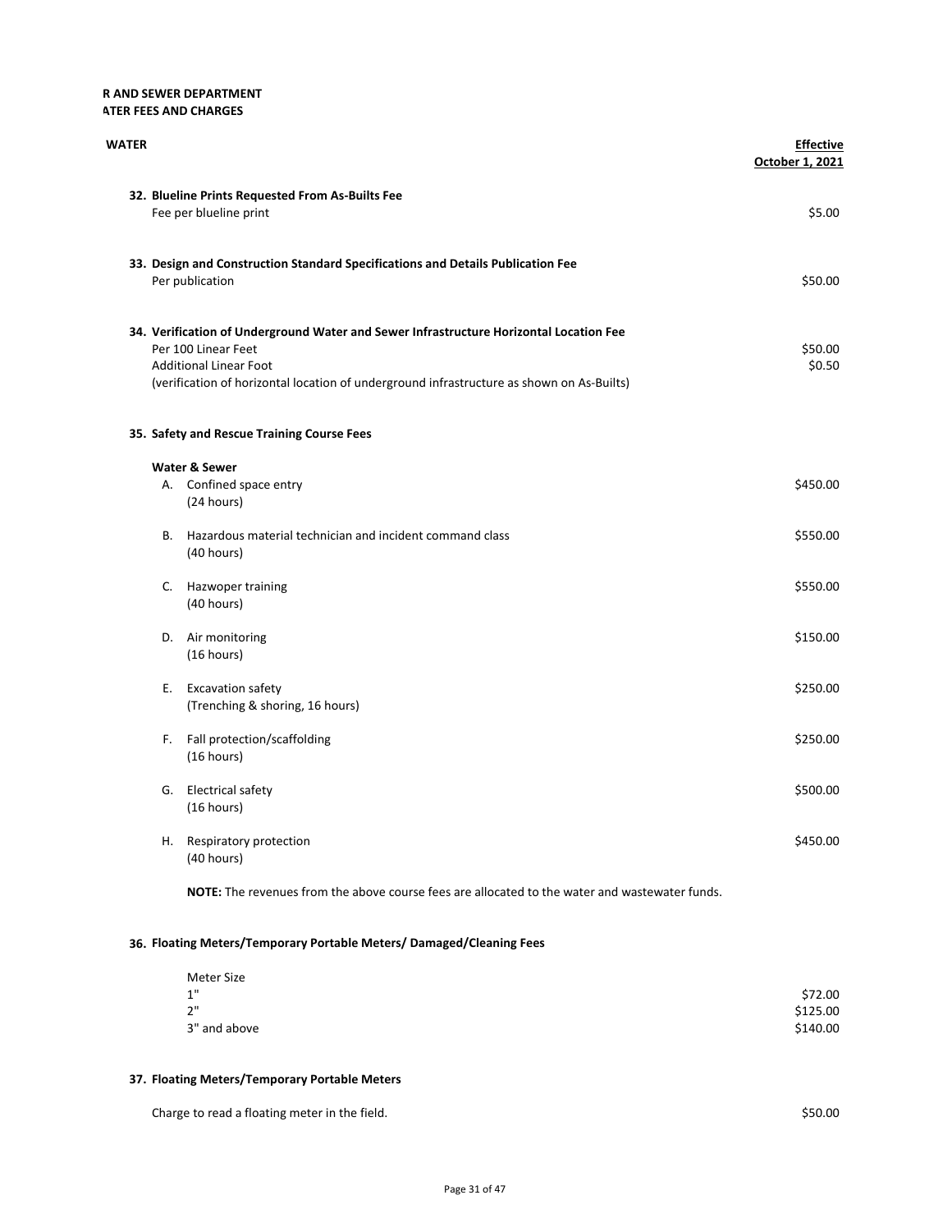**R AND SEWER DEPARTMENT**
**ATER FEES AND CHARGES**

| WATER | Effective October 1, 2021 |
|---|---|
| **32. Blueline Prints Requested From As-Builts Fee** | |
| Fee per blueline print | $5.00 |
| **33. Design and Construction Standard Specifications and Details Publication Fee** | |
| Per publication | $50.00 |
| **34. Verification of Underground Water and Sewer Infrastructure Horizontal Location Fee** | |
| Per 100 Linear Feet | $50.00 |
| Additional Linear Foot | $0.50 |
| (verification of horizontal location of underground infrastructure as shown on As-Builts) | |
| **35. Safety and Rescue Training Course Fees** | |
| **Water & Sewer** | |
| A. Confined space entry (24 hours) | $450.00 |
| B. Hazardous material technician and incident command class (40 hours) | $550.00 |
| C. Hazwoper training (40 hours) | $550.00 |
| D. Air monitoring (16 hours) | $150.00 |
| E. Excavation safety (Trenching & shoring, 16 hours) | $250.00 |
| F. Fall protection/scaffolding (16 hours) | $250.00 |
| G. Electrical safety (16 hours) | $500.00 |
| H. Respiratory protection (40 hours) | $450.00 |

**NOTE:** The revenues from the above course fees are allocated to the water and wastewater funds.

| | |
|---|---|
| **36. Floating Meters/Temporary Portable Meters/ Damaged/Cleaning Fees** | |
| Meter Size | |
| 1" | $72.00 |
| 2" | $125.00 |
| 3" and above | $140.00 |
| **37. Floating Meters/Temporary Portable Meters** | |
| Charge to read a floating meter in the field. | $50.00 |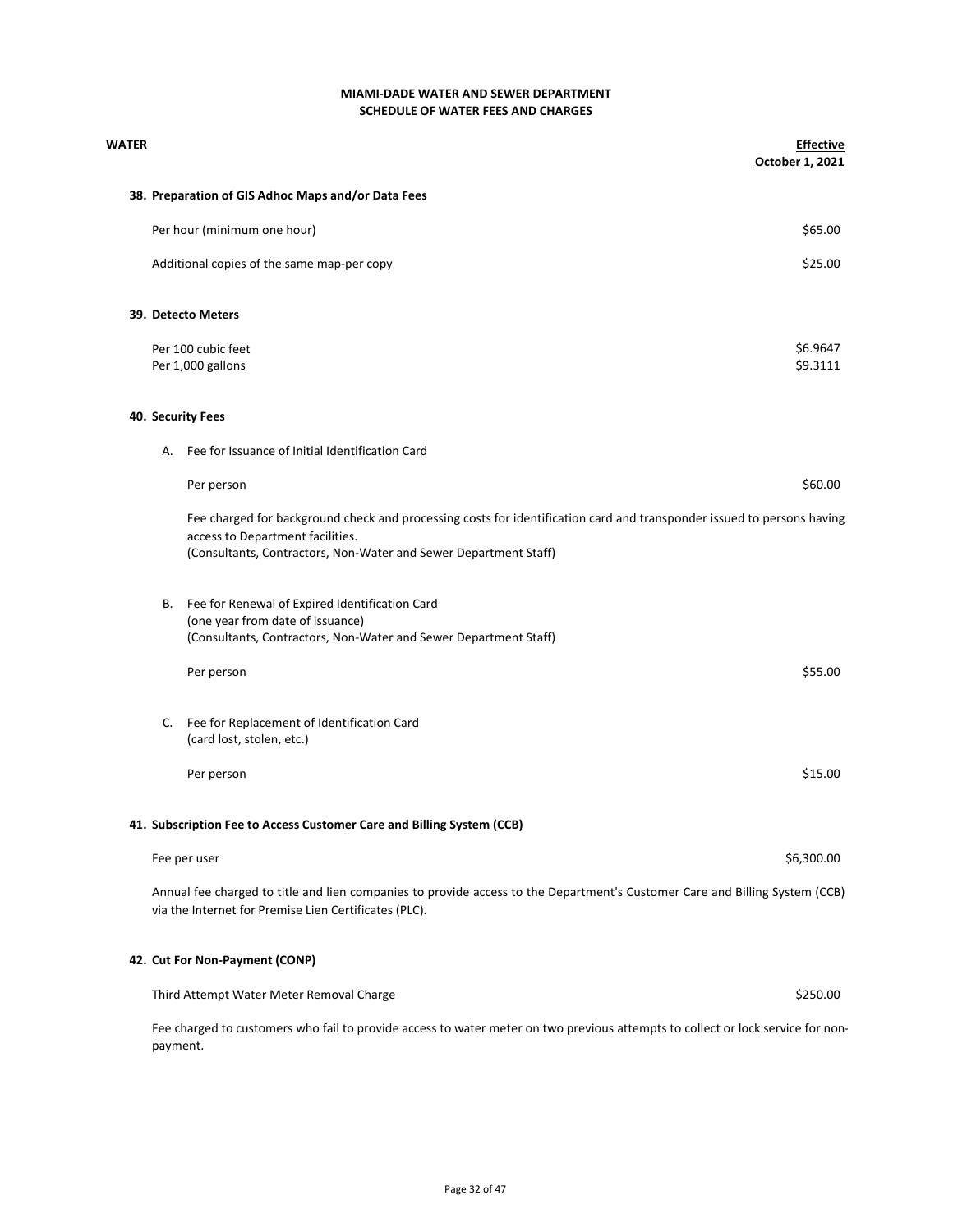**MIAMI-DADE WATER AND SEWER DEPARTMENT**
**SCHEDULE OF WATER FEES AND CHARGES**

| WATER | Effective October 1, 2021 |
|---|---|
| **38. Preparation of GIS Adhoc Maps and/or Data Fees** | |
| Per hour (minimum one hour) | $65.00 |
| Additional copies of the same map-per copy | $25.00 |
| **39. Detecto Meters** | |
| Per 100 cubic feet | $6.9647 |
| Per 1,000 gallons | $9.3111 |
| **40. Security Fees** | |
| A. Fee for Issuance of Initial Identification Card | |
| Per person | $60.00 |
| Fee charged for background check and processing costs for identification card and transponder issued to persons having access to Department facilities. (Consultants, Contractors, Non-Water and Sewer Department Staff) | |
| B. Fee for Renewal of Expired Identification Card (one year from date of issuance) (Consultants, Contractors, Non-Water and Sewer Department Staff) | |
| Per person | $55.00 |
| C. Fee for Replacement of Identification Card (card lost, stolen, etc.) | |
| Per person | $15.00 |
| **41. Subscription Fee to Access Customer Care and Billing System (CCB)** | |
| Fee per user | $6,300.00 |
| Annual fee charged to title and lien companies to provide access to the Department's Customer Care and Billing System (CCB) via the Internet for Premise Lien Certificates (PLC). | |
| **42. Cut For Non-Payment (CONP)** | |
| Third Attempt Water Meter Removal Charge | $250.00 |
| Fee charged to customers who fail to provide access to water meter on two previous attempts to collect or lock service for non-payment. | |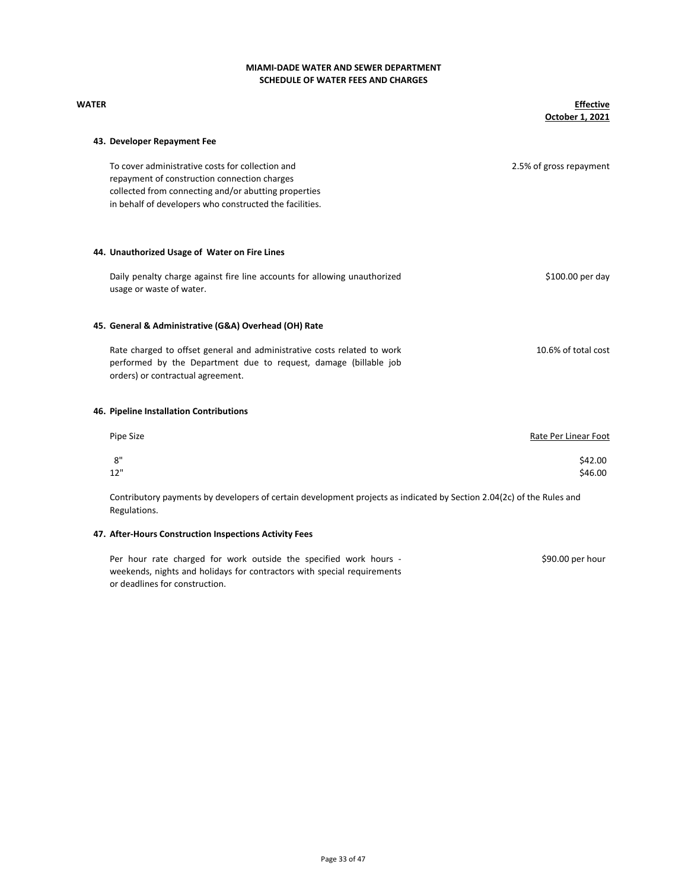# MIAMI-DADE WATER AND SEWER DEPARTMENT
## SCHEDULE OF WATER FEES AND CHARGES

**WATER** | **Effective October 1, 2021**

### 43. Developer Repayment Fee

| | |
|---|---|
| To cover administrative costs for collection and repayment of construction connection charges collected from connecting and/or abutting properties in behalf of developers who constructed the facilities. | 2.5% of gross repayment |

### 44. Unauthorized Usage of Water on Fire Lines

| | |
|---|---|
| Daily penalty charge against fire line accounts for allowing unauthorized usage or waste of water. | $100.00 per day |

### 45. General & Administrative (G&A) Overhead (OH) Rate

| | |
|---|---|
| Rate charged to offset general and administrative costs related to work performed by the Department due to request, damage (billable job orders) or contractual agreement. | 10.6% of total cost |

### 46. Pipeline Installation Contributions

| Pipe Size | Rate Per Linear Foot |
|---|---|
| 8" | $42.00 |
| 12" | $46.00 |

Contributory payments by developers of certain development projects as indicated by Section 2.04(2c) of the Rules and Regulations.

### 47. After-Hours Construction Inspections Activity Fees

| | |
|---|---|
| Per hour rate charged for work outside the specified work hours - weekends, nights and holidays for contractors with special requirements or deadlines for construction. | $90.00 per hour |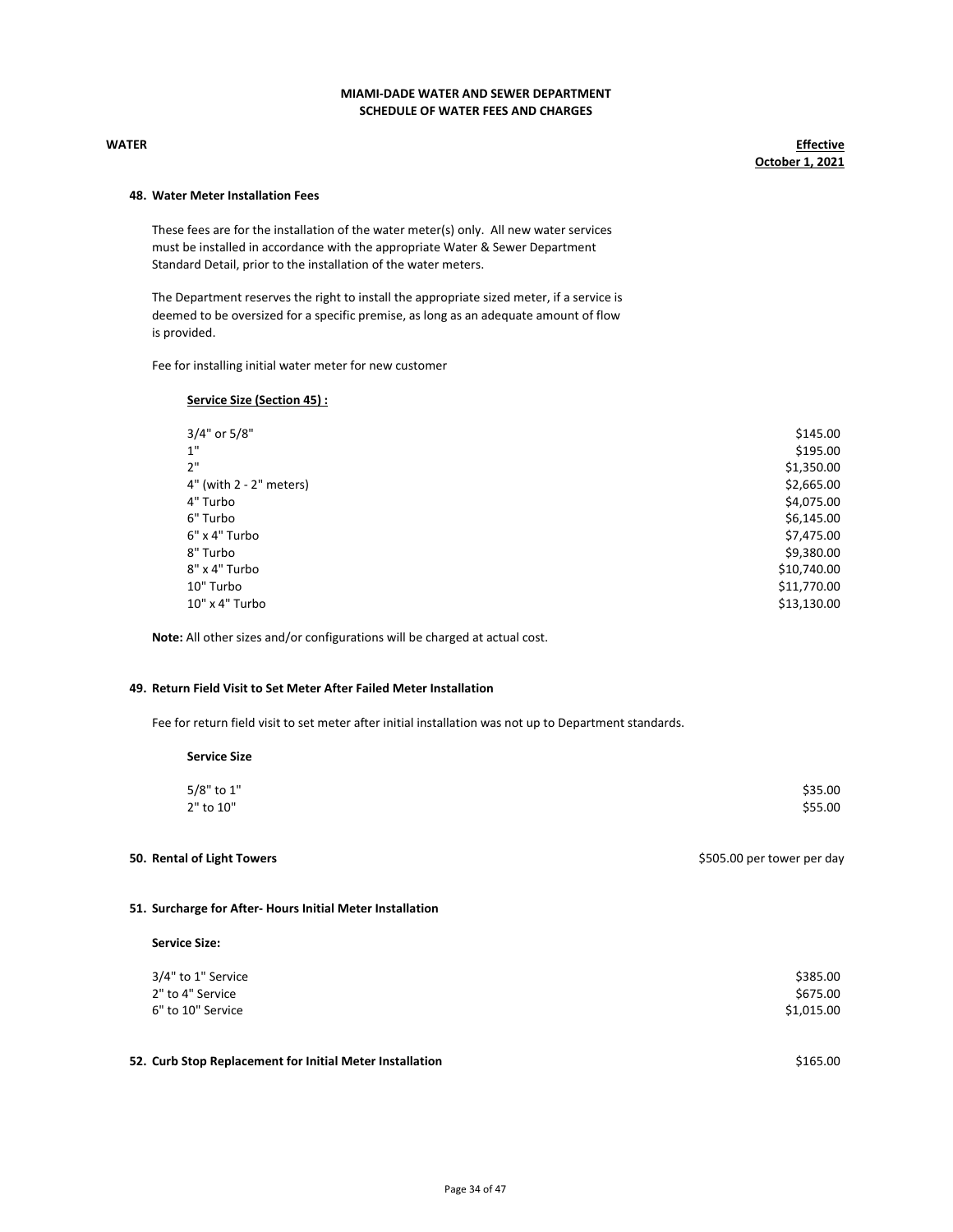**MIAMI-DADE WATER AND SEWER DEPARTMENT**
**SCHEDULE OF WATER FEES AND CHARGES**

**WATER**

**Effective October 1, 2021**

**48. Water Meter Installation Fees**

These fees are for the installation of the water meter(s) only. All new water services must be installed in accordance with the appropriate Water & Sewer Department Standard Detail, prior to the installation of the water meters.

The Department reserves the right to install the appropriate sized meter, if a service is deemed to be oversized for a specific premise, as long as an adequate amount of flow is provided.

Fee for installing initial water meter for new customer

**Service Size (Section 45) :**

| | |
|---|---|
| 3/4" or 5/8" | $145.00 |
| 1" | $195.00 |
| 2" | $1,350.00 |
| 4" (with 2 - 2" meters) | $2,665.00 |
| 4" Turbo | $4,075.00 |
| 6" Turbo | $6,145.00 |
| 6" x 4" Turbo | $7,475.00 |
| 8" Turbo | $9,380.00 |
| 8" x 4" Turbo | $10,740.00 |
| 10" Turbo | $11,770.00 |
| 10" x 4" Turbo | $13,130.00 |

**Note:** All other sizes and/or configurations will be charged at actual cost.

**49. Return Field Visit to Set Meter After Failed Meter Installation**

Fee for return field visit to set meter after initial installation was not up to Department standards.

**Service Size**

| | |
|---|---|
| 5/8" to 1" | $35.00 |
| 2" to 10" | $55.00 |

**50. Rental of Light Towers** — $505.00 per tower per day

**51. Surcharge for After- Hours Initial Meter Installation**

**Service Size:**

| | |
|---|---|
| 3/4" to 1" Service | $385.00 |
| 2" to 4" Service | $675.00 |
| 6" to 10" Service | $1,015.00 |

**52. Curb Stop Replacement for Initial Meter Installation** — $165.00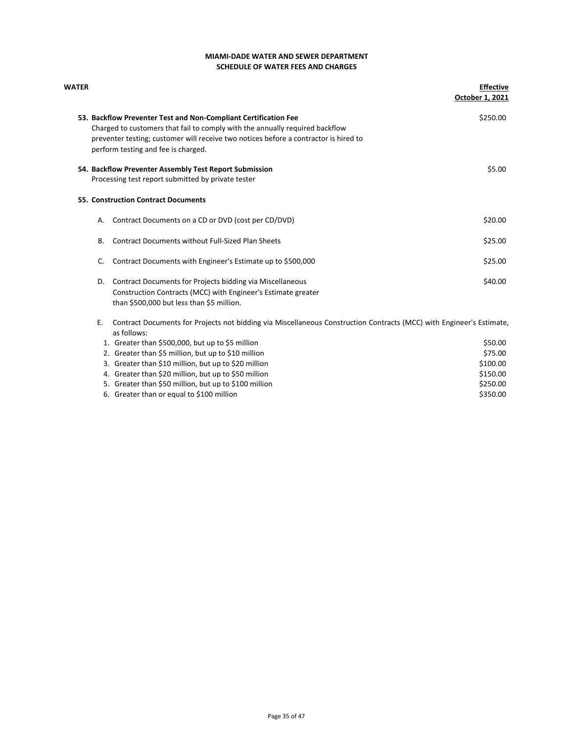**MIAMI-DADE WATER AND SEWER DEPARTMENT**
**SCHEDULE OF WATER FEES AND CHARGES**

| **WATER** | **Effective October 1, 2021** |
|---|---|
| **53. Backflow Preventer Test and Non-Compliant Certification Fee** Charged to customers that fail to comply with the annually required backflow preventer testing; customer will receive two notices before a contractor is hired to perform testing and fee is charged. | $250.00 |
| **54. Backflow Preventer Assembly Test Report Submission** Processing test report submitted by private tester | $5.00 |
| **55. Construction Contract Documents** | |
| A. Contract Documents on a CD or DVD (cost per CD/DVD) | $20.00 |
| B. Contract Documents without Full-Sized Plan Sheets | $25.00 |
| C. Contract Documents with Engineer's Estimate up to $500,000 | $25.00 |
| D. Contract Documents for Projects bidding via Miscellaneous Construction Contracts (MCC) with Engineer's Estimate greater than $500,000 but less than $5 million. | $40.00 |
| E. Contract Documents for Projects not bidding via Miscellaneous Construction Contracts (MCC) with Engineer's Estimate, as follows: | |
| 1. Greater than $500,000, but up to $5 million | $50.00 |
| 2. Greater than $5 million, but up to $10 million | $75.00 |
| 3. Greater than $10 million, but up to $20 million | $100.00 |
| 4. Greater than $20 million, but up to $50 million | $150.00 |
| 5. Greater than $50 million, but up to $100 million | $250.00 |
| 6. Greater than or equal to $100 million | $350.00 |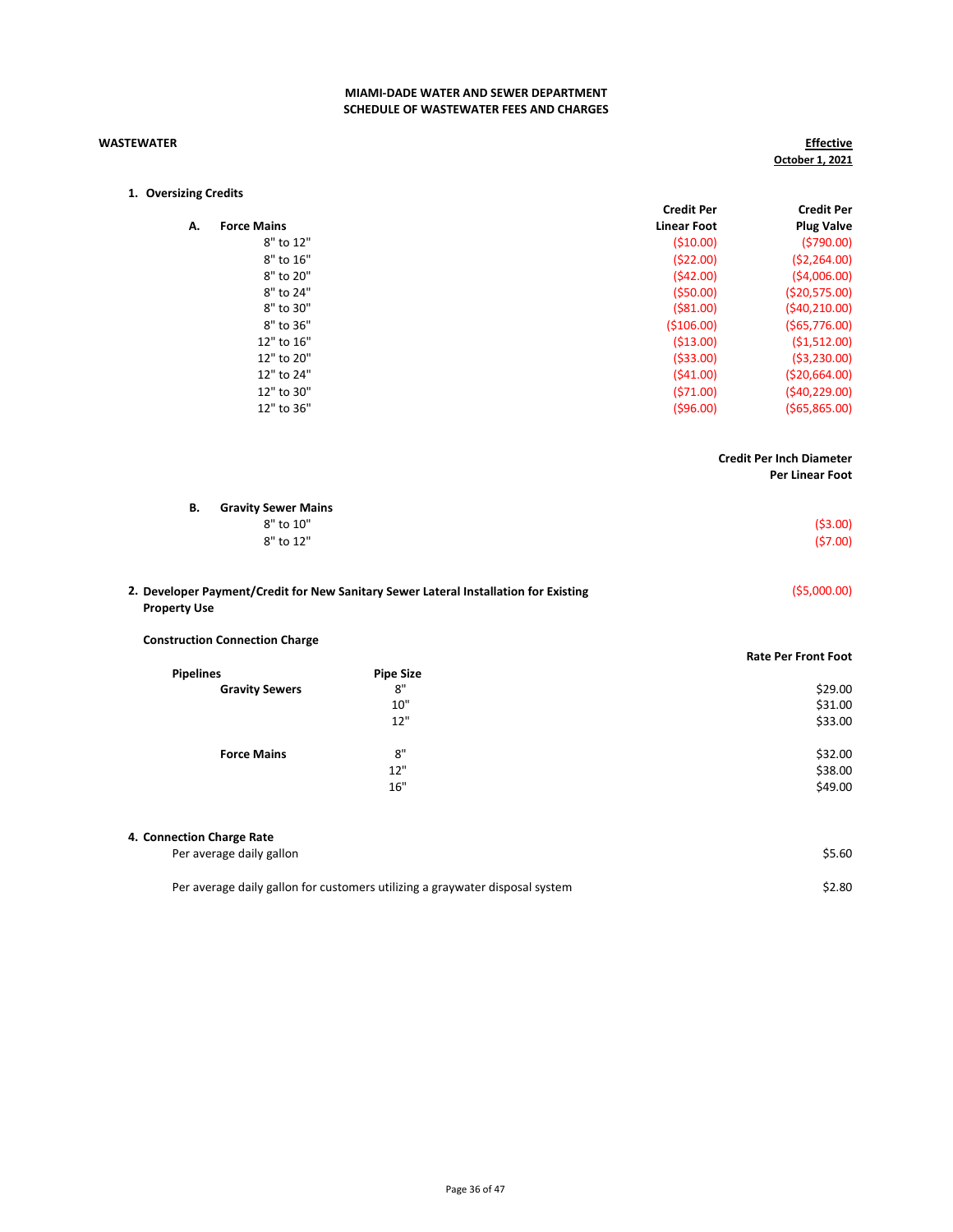**MIAMI-DADE WATER AND SEWER DEPARTMENT**
**SCHEDULE OF WASTEWATER FEES AND CHARGES**

**WASTEWATER** — **Effective October 1, 2021**

**1. Oversizing Credits**

**A. Force Mains**

| | Credit Per Linear Foot | Credit Per Plug Valve |
|---|---|---|
| 8" to 12" | ($10.00) | ($790.00) |
| 8" to 16" | ($22.00) | ($2,264.00) |
| 8" to 20" | ($42.00) | ($4,006.00) |
| 8" to 24" | ($50.00) | ($20,575.00) |
| 8" to 30" | ($81.00) | ($40,210.00) |
| 8" to 36" | ($106.00) | ($65,776.00) |
| 12" to 16" | ($13.00) | ($1,512.00) |
| 12" to 20" | ($33.00) | ($3,230.00) |
| 12" to 24" | ($41.00) | ($20,664.00) |
| 12" to 30" | ($71.00) | ($40,229.00) |
| 12" to 36" | ($96.00) | ($65,865.00) |

**B. Gravity Sewer Mains**

| | Credit Per Inch Diameter Per Linear Foot |
|---|---|
| 8" to 10" | ($3.00) |
| 8" to 12" | ($7.00) |

**2. Developer Payment/Credit for New Sanitary Sewer Lateral Installation for Existing Property Use** — ($5,000.00)

**Construction Connection Charge**

| Pipelines | Pipe Size | Rate Per Front Foot |
|---|---|---|
| **Gravity Sewers** | 8" | $29.00 |
| | 10" | $31.00 |
| | 12" | $33.00 |
| **Force Mains** | 8" | $32.00 |
| | 12" | $38.00 |
| | 16" | $49.00 |

**4. Connection Charge Rate**

| | |
|---|---|
| Per average daily gallon | $5.60 |
| Per average daily gallon for customers utilizing a graywater disposal system | $2.80 |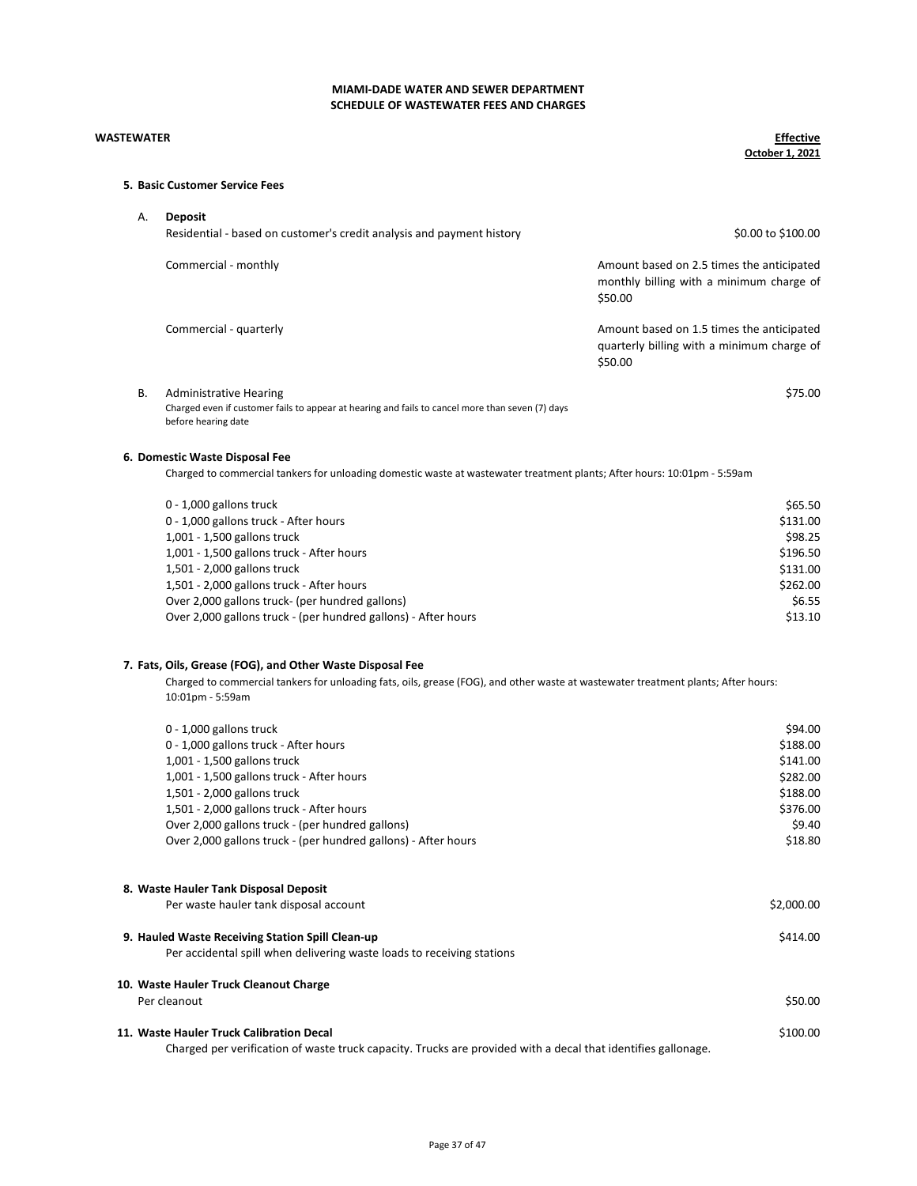# MIAMI-DADE WATER AND SEWER DEPARTMENT
## SCHEDULE OF WASTEWATER FEES AND CHARGES

**WASTEWATER** — **Effective October 1, 2021**

### 5. Basic Customer Service Fees

**A. Deposit**

| | |
|---|---|
| Residential - based on customer's credit analysis and payment history | \$0.00 to \$100.00 |
| Commercial - monthly | Amount based on 2.5 times the anticipated monthly billing with a minimum charge of \$50.00 |
| Commercial - quarterly | Amount based on 1.5 times the anticipated quarterly billing with a minimum charge of \$50.00 |

**B. Administrative Hearing** — \$75.00

Charged even if customer fails to appear at hearing and fails to cancel more than seven (7) days before hearing date

### 6. Domestic Waste Disposal Fee

Charged to commercial tankers for unloading domestic waste at wastewater treatment plants; After hours: 10:01pm - 5:59am

| | |
|---|---|
| 0 - 1,000 gallons truck | \$65.50 |
| 0 - 1,000 gallons truck - After hours | \$131.00 |
| 1,001 - 1,500 gallons truck | \$98.25 |
| 1,001 - 1,500 gallons truck - After hours | \$196.50 |
| 1,501 - 2,000 gallons truck | \$131.00 |
| 1,501 - 2,000 gallons truck - After hours | \$262.00 |
| Over 2,000 gallons truck- (per hundred gallons) | \$6.55 |
| Over 2,000 gallons truck - (per hundred gallons) - After hours | \$13.10 |

### 7. Fats, Oils, Grease (FOG), and Other Waste Disposal Fee

Charged to commercial tankers for unloading fats, oils, grease (FOG), and other waste at wastewater treatment plants; After hours: 10:01pm - 5:59am

| | |
|---|---|
| 0 - 1,000 gallons truck | \$94.00 |
| 0 - 1,000 gallons truck - After hours | \$188.00 |
| 1,001 - 1,500 gallons truck | \$141.00 |
| 1,001 - 1,500 gallons truck - After hours | \$282.00 |
| 1,501 - 2,000 gallons truck | \$188.00 |
| 1,501 - 2,000 gallons truck - After hours | \$376.00 |
| Over 2,000 gallons truck - (per hundred gallons) | \$9.40 |
| Over 2,000 gallons truck - (per hundred gallons) - After hours | \$18.80 |

### 8. Waste Hauler Tank Disposal Deposit

Per waste hauler tank disposal account — \$2,000.00

### 9. Hauled Waste Receiving Station Spill Clean-up

Per accidental spill when delivering waste loads to receiving stations — \$414.00

### 10. Waste Hauler Truck Cleanout Charge

Per cleanout — \$50.00

### 11. Waste Hauler Truck Calibration Decal

Charged per verification of waste truck capacity. Trucks are provided with a decal that identifies gallonage. — \$100.00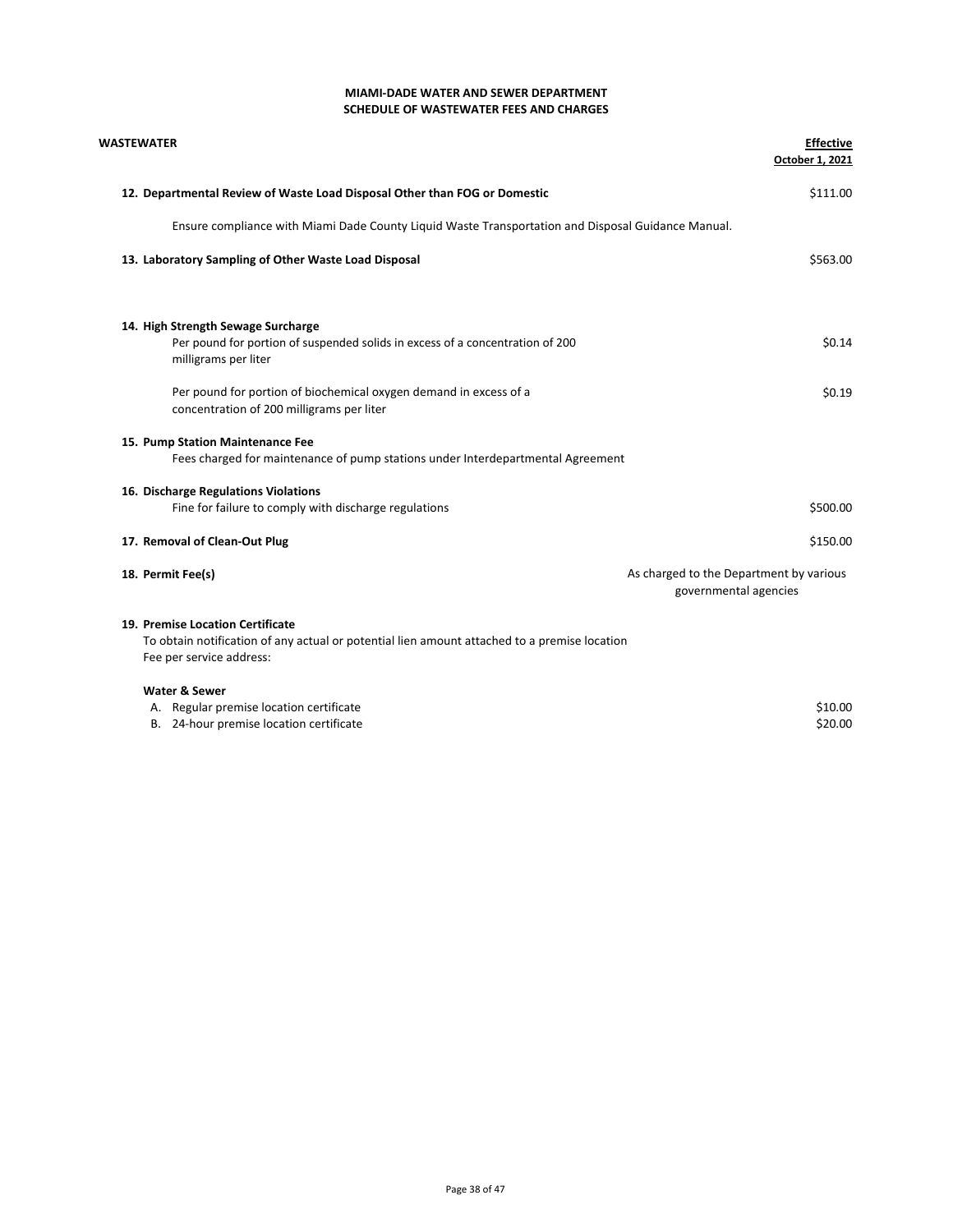**MIAMI-DADE WATER AND SEWER DEPARTMENT**
**SCHEDULE OF WASTEWATER FEES AND CHARGES**

| WASTEWATER | Effective October 1, 2021 |
|---|---|
| **12. Departmental Review of Waste Load Disposal Other than FOG or Domestic** | $111.00 |
| Ensure compliance with Miami Dade County Liquid Waste Transportation and Disposal Guidance Manual. | |
| **13. Laboratory Sampling of Other Waste Load Disposal** | $563.00 |
| **14. High Strength Sewage Surcharge** | |
| Per pound for portion of suspended solids in excess of a concentration of 200 milligrams per liter | $0.14 |
| Per pound for portion of biochemical oxygen demand in excess of a concentration of 200 milligrams per liter | $0.19 |
| **15. Pump Station Maintenance Fee** | |
| Fees charged for maintenance of pump stations under Interdepartmental Agreement | |
| **16. Discharge Regulations Violations** | |
| Fine for failure to comply with discharge regulations | $500.00 |
| **17. Removal of Clean-Out Plug** | $150.00 |
| **18. Permit Fee(s)** | As charged to the Department by various governmental agencies |
| **19. Premise Location Certificate** | |
| To obtain notification of any actual or potential lien amount attached to a premise location | |
| Fee per service address: | |
| **Water & Sewer** | |
| A. Regular premise location certificate | $10.00 |
| B. 24-hour premise location certificate | $20.00 |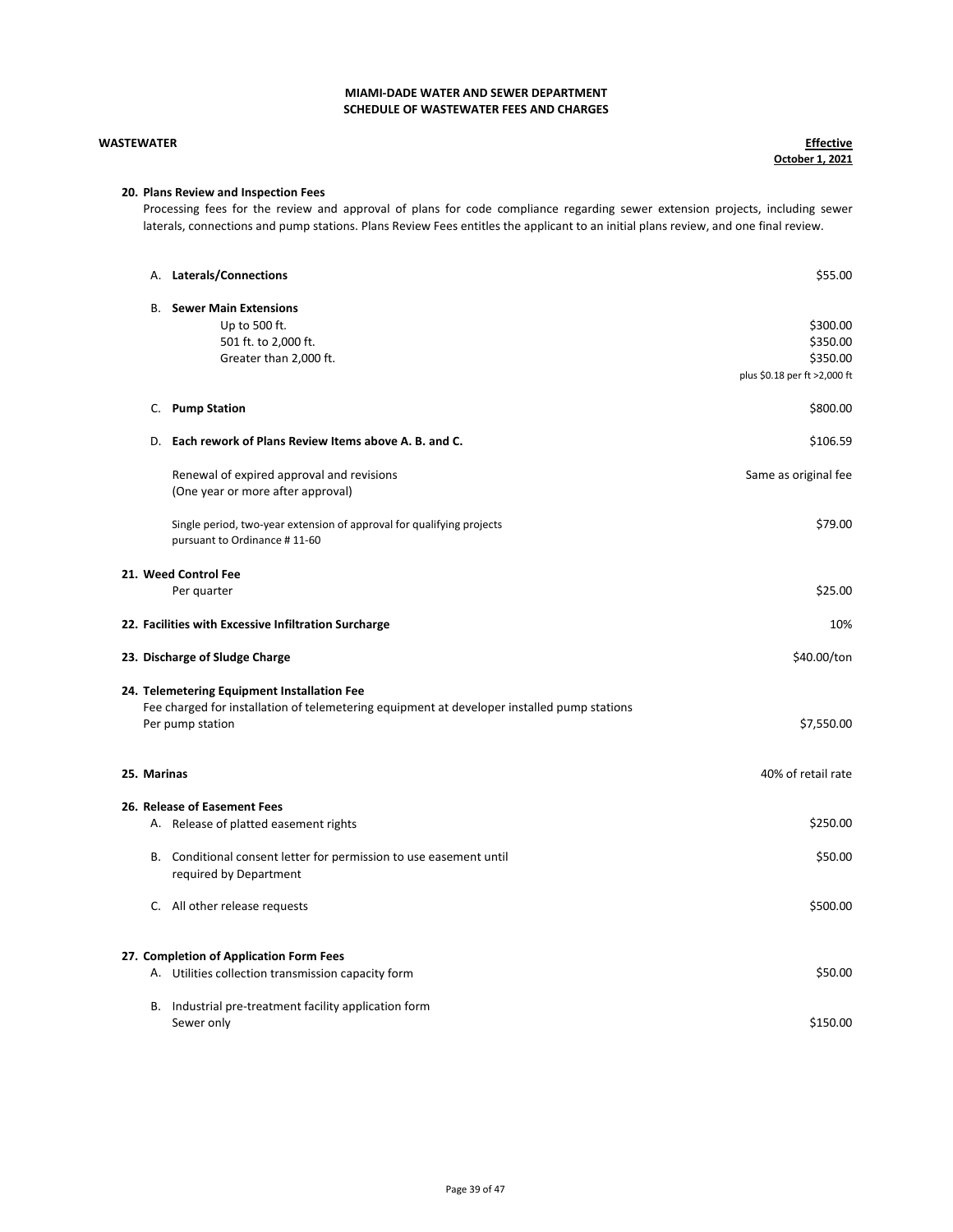**MIAMI-DADE WATER AND SEWER DEPARTMENT**
**SCHEDULE OF WASTEWATER FEES AND CHARGES**

**WASTEWATER** | **Effective October 1, 2021**

**20. Plans Review and Inspection Fees**

Processing fees for the review and approval of plans for code compliance regarding sewer extension projects, including sewer laterals, connections and pump stations. Plans Review Fees entitles the applicant to an initial plans review, and one final review.

| | |
|---|---|
| A. **Laterals/Connections** | $55.00 |
| B. **Sewer Main Extensions** | |
| Up to 500 ft. | $300.00 |
| 501 ft. to 2,000 ft. | $350.00 |
| Greater than 2,000 ft. | $350.00 plus $0.18 per ft >2,000 ft |
| C. **Pump Station** | $800.00 |
| D. **Each rework of Plans Review Items above A. B. and C.** | $106.59 |
| Renewal of expired approval and revisions (One year or more after approval) | Same as original fee |
| Single period, two-year extension of approval for qualifying projects pursuant to Ordinance # 11-60 | $79.00 |

**21. Weed Control Fee**

| | |
|---|---|
| Per quarter | $25.00 |

| | |
|---|---|
| **22. Facilities with Excessive Infiltration Surcharge** | 10% |
| **23. Discharge of Sludge Charge** | $40.00/ton |

**24. Telemetering Equipment Installation Fee**

Fee charged for installation of telemetering equipment at developer installed pump stations

| | |
|---|---|
| Per pump station | $7,550.00 |
| **25. Marinas** | 40% of retail rate |

**26. Release of Easement Fees**

| | |
|---|---|
| A. Release of platted easement rights | $250.00 |
| B. Conditional consent letter for permission to use easement until required by Department | $50.00 |
| C. All other release requests | $500.00 |

**27. Completion of Application Form Fees**

| | |
|---|---|
| A. Utilities collection transmission capacity form | $50.00 |
| B. Industrial pre-treatment facility application form | |
| Sewer only | $150.00 |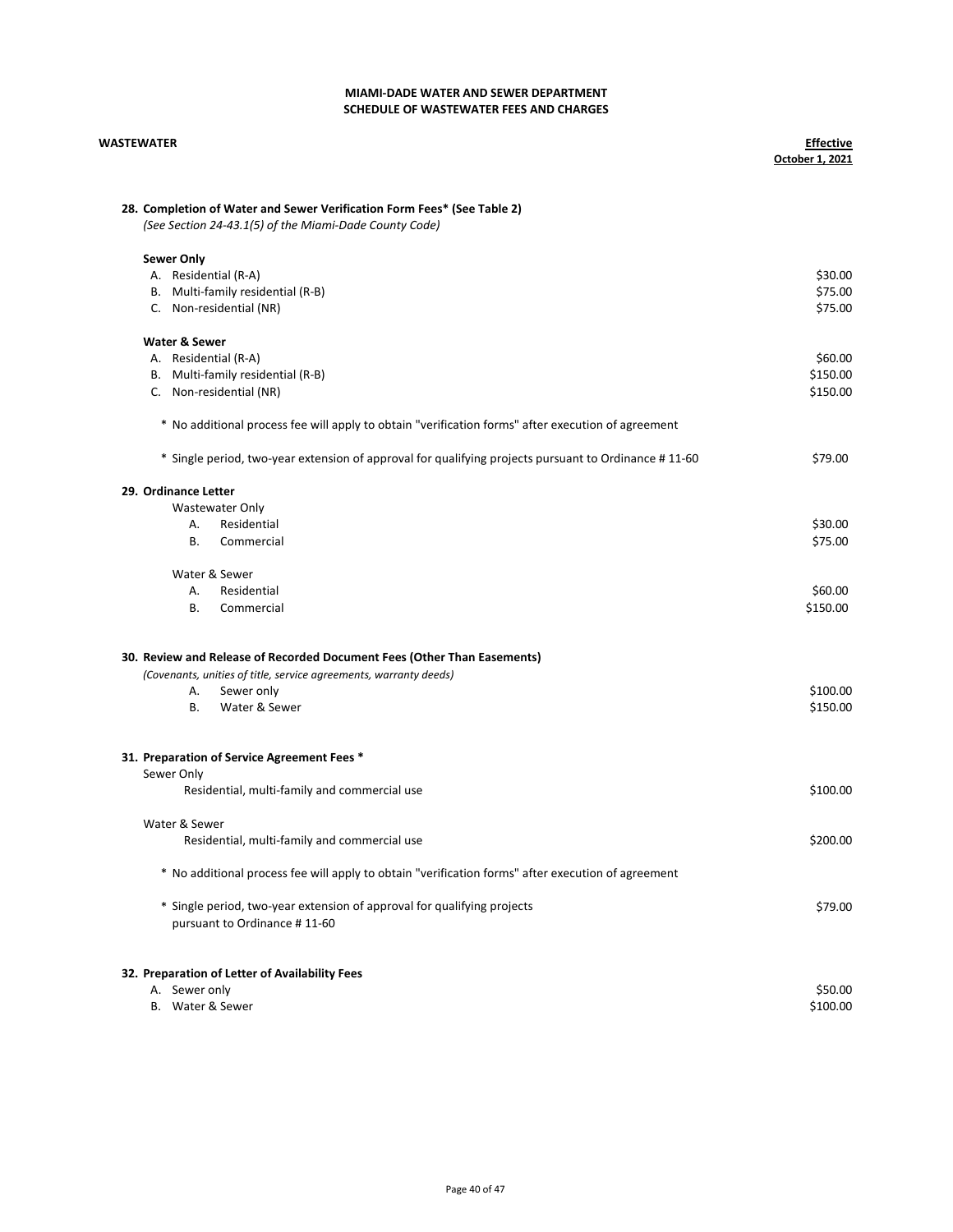**MIAMI-DADE WATER AND SEWER DEPARTMENT**
**SCHEDULE OF WASTEWATER FEES AND CHARGES**

**WASTEWATER** | **Effective October 1, 2021**

**28. Completion of Water and Sewer Verification Form Fees* (See Table 2)**
*(See Section 24-43.1(5) of the Miami-Dade County Code)*

| | |
|---|---|
| **Sewer Only** | |
| A. Residential (R-A) | $30.00 |
| B. Multi-family residential (R-B) | $75.00 |
| C. Non-residential (NR) | $75.00 |
| **Water & Sewer** | |
| A. Residential (R-A) | $60.00 |
| B. Multi-family residential (R-B) | $150.00 |
| C. Non-residential (NR) | $150.00 |
| * No additional process fee will apply to obtain "verification forms" after execution of agreement | |
| * Single period, two-year extension of approval for qualifying projects pursuant to Ordinance # 11-60 | $79.00 |

**29. Ordinance Letter**

| | |
|---|---|
| Wastewater Only | |
| A. Residential | $30.00 |
| B. Commercial | $75.00 |
| Water & Sewer | |
| A. Residential | $60.00 |
| B. Commercial | $150.00 |

**30. Review and Release of Recorded Document Fees (Other Than Easements)**
*(Covenants, unities of title, service agreements, warranty deeds)*

| | |
|---|---|
| A. Sewer only | $100.00 |
| B. Water & Sewer | $150.00 |

**31. Preparation of Service Agreement Fees ***

| | |
|---|---|
| Sewer Only | |
| Residential, multi-family and commercial use | $100.00 |
| Water & Sewer | |
| Residential, multi-family and commercial use | $200.00 |
| * No additional process fee will apply to obtain "verification forms" after execution of agreement | |
| * Single period, two-year extension of approval for qualifying projects pursuant to Ordinance # 11-60 | $79.00 |

**32. Preparation of Letter of Availability Fees**

| | |
|---|---|
| A. Sewer only | $50.00 |
| B. Water & Sewer | $100.00 |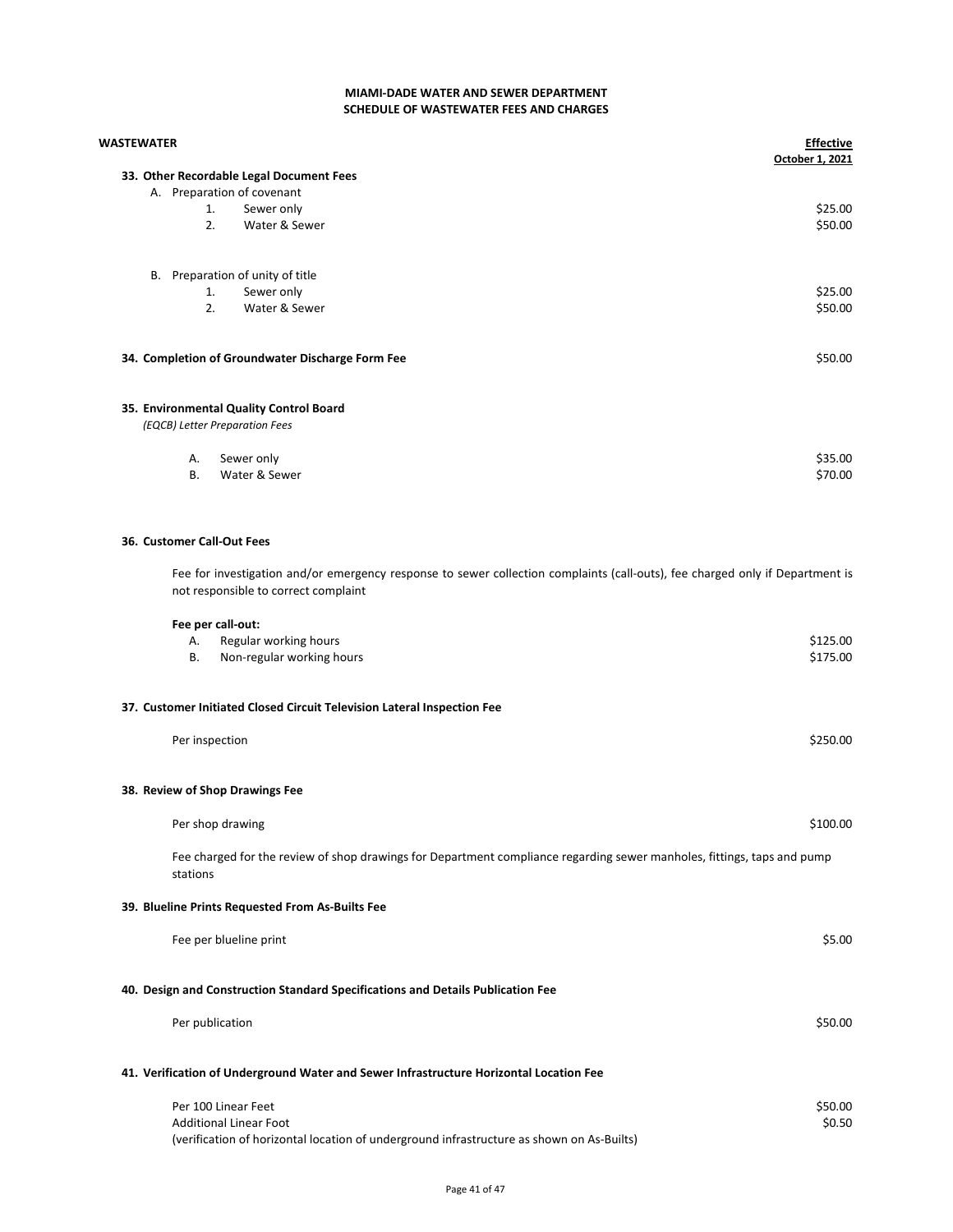**MIAMI-DADE WATER AND SEWER DEPARTMENT**
**SCHEDULE OF WASTEWATER FEES AND CHARGES**

| **WASTEWATER** | **Effective October 1, 2021** |
|---|---|
| **33. Other Recordable Legal Document Fees** | |
| A. Preparation of covenant | |
| 1. Sewer only | $25.00 |
| 2. Water & Sewer | $50.00 |
| B. Preparation of unity of title | |
| 1. Sewer only | $25.00 |
| 2. Water & Sewer | $50.00 |
| **34. Completion of Groundwater Discharge Form Fee** | $50.00 |
| **35. Environmental Quality Control Board** *(EQCB) Letter Preparation Fees* | |
| A. Sewer only | $35.00 |
| B. Water & Sewer | $70.00 |

**36. Customer Call-Out Fees**

Fee for investigation and/or emergency response to sewer collection complaints (call-outs), fee charged only if Department is not responsible to correct complaint

| **Fee per call-out:** | |
|---|---|
| A. Regular working hours | $125.00 |
| B. Non-regular working hours | $175.00 |

**37. Customer Initiated Closed Circuit Television Lateral Inspection Fee**

| | |
|---|---|
| Per inspection | $250.00 |

**38. Review of Shop Drawings Fee**

| | |
|---|---|
| Per shop drawing | $100.00 |

Fee charged for the review of shop drawings for Department compliance regarding sewer manholes, fittings, taps and pump stations

**39. Blueline Prints Requested From As-Builts Fee**

| | |
|---|---|
| Fee per blueline print | $5.00 |

**40. Design and Construction Standard Specifications and Details Publication Fee**

| | |
|---|---|
| Per publication | $50.00 |

**41. Verification of Underground Water and Sewer Infrastructure Horizontal Location Fee**

| | |
|---|---|
| Per 100 Linear Feet | $50.00 |
| Additional Linear Foot | $0.50 |

(verification of horizontal location of underground infrastructure as shown on As-Builts)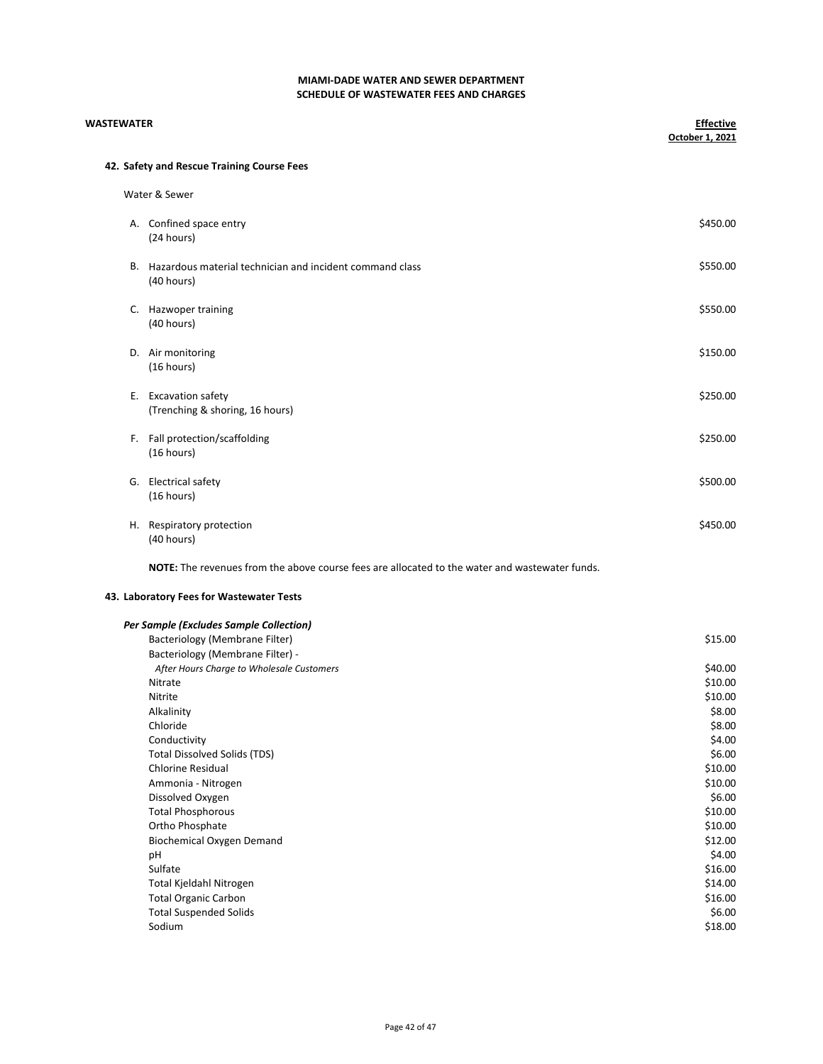**MIAMI-DADE WATER AND SEWER DEPARTMENT**
**SCHEDULE OF WASTEWATER FEES AND CHARGES**

**WASTEWATER** — **Effective October 1, 2021**

### 42. Safety and Rescue Training Course Fees

Water & Sewer

| | |
|---|---|
| A. Confined space entry (24 hours) | $450.00 |
| B. Hazardous material technician and incident command class (40 hours) | $550.00 |
| C. Hazwoper training (40 hours) | $550.00 |
| D. Air monitoring (16 hours) | $150.00 |
| E. Excavation safety (Trenching & shoring, 16 hours) | $250.00 |
| F. Fall protection/scaffolding (16 hours) | $250.00 |
| G. Electrical safety (16 hours) | $500.00 |
| H. Respiratory protection (40 hours) | $450.00 |

**NOTE:** The revenues from the above course fees are allocated to the water and wastewater funds.

### 43. Laboratory Fees for Wastewater Tests

***Per Sample (Excludes Sample Collection)***

| | |
|---|---|
| Bacteriology (Membrane Filter) | $15.00 |
| Bacteriology (Membrane Filter) - *After Hours Charge to Wholesale Customers* | $40.00 |
| Nitrate | $10.00 |
| Nitrite | $10.00 |
| Alkalinity | $8.00 |
| Chloride | $8.00 |
| Conductivity | $4.00 |
| Total Dissolved Solids (TDS) | $6.00 |
| Chlorine Residual | $10.00 |
| Ammonia - Nitrogen | $10.00 |
| Dissolved Oxygen | $6.00 |
| Total Phosphorous | $10.00 |
| Ortho Phosphate | $10.00 |
| Biochemical Oxygen Demand | $12.00 |
| pH | $4.00 |
| Sulfate | $16.00 |
| Total Kjeldahl Nitrogen | $14.00 |
| Total Organic Carbon | $16.00 |
| Total Suspended Solids | $6.00 |
| Sodium | $18.00 |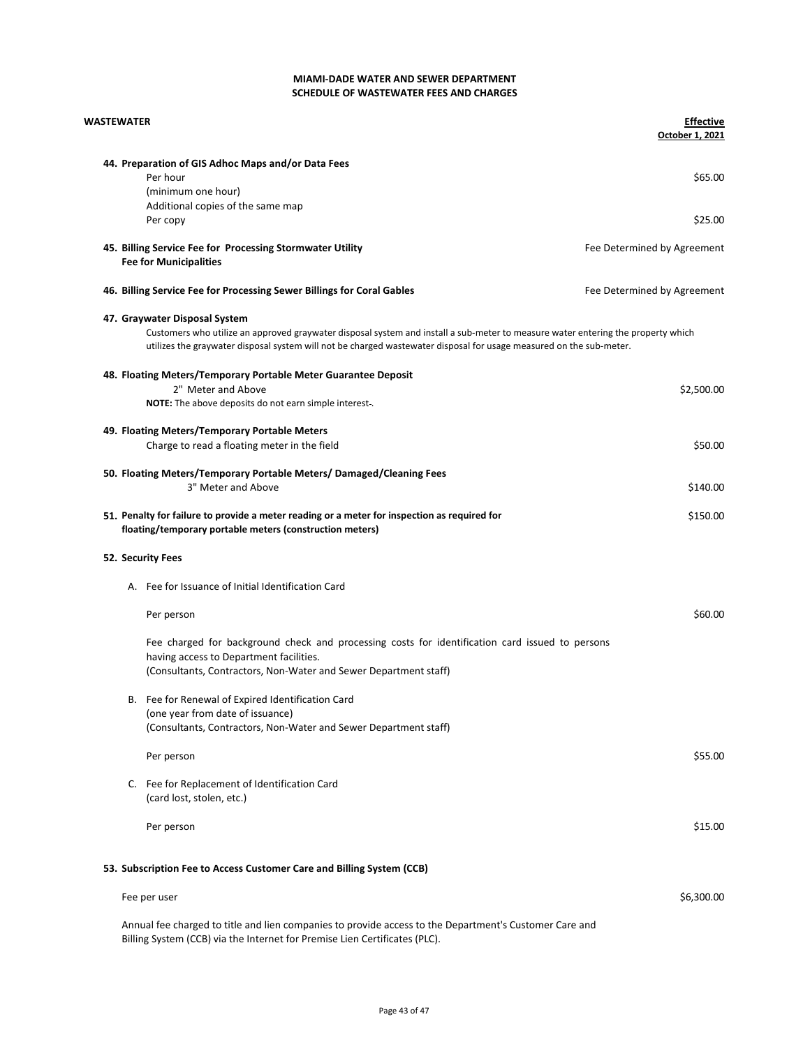**MIAMI-DADE WATER AND SEWER DEPARTMENT**
**SCHEDULE OF WASTEWATER FEES AND CHARGES**

| **WASTEWATER** | **Effective October 1, 2021** |
|---|---|
| **44. Preparation of GIS Adhoc Maps and/or Data Fees** | |
| Per hour (minimum one hour) | $65.00 |
| Additional copies of the same map — Per copy | $25.00 |
| **45. Billing Service Fee for Processing Stormwater Utility Fee for Municipalities** | Fee Determined by Agreement |
| **46. Billing Service Fee for Processing Sewer Billings for Coral Gables** | Fee Determined by Agreement |

**47. Graywater Disposal System**

Customers who utilize an approved graywater disposal system and install a sub-meter to measure water entering the property which utilizes the graywater disposal system will not be charged wastewater disposal for usage measured on the sub-meter.

| | |
|---|---|
| **48. Floating Meters/Temporary Portable Meter Guarantee Deposit** | |
| 2" Meter and Above | $2,500.00 |
| **NOTE:** The above deposits do not earn simple interest-. | |
| **49. Floating Meters/Temporary Portable Meters** | |
| Charge to read a floating meter in the field | $50.00 |
| **50. Floating Meters/Temporary Portable Meters/ Damaged/Cleaning Fees** | |
| 3" Meter and Above | $140.00 |
| **51. Penalty for failure to provide a meter reading or a meter for inspection as required for floating/temporary portable meters (construction meters)** | $150.00 |

**52. Security Fees**

A. Fee for Issuance of Initial Identification Card

| | |
|---|---|
| Per person | $60.00 |

Fee charged for background check and processing costs for identification card issued to persons having access to Department facilities.
(Consultants, Contractors, Non-Water and Sewer Department staff)

B. Fee for Renewal of Expired Identification Card
(one year from date of issuance)
(Consultants, Contractors, Non-Water and Sewer Department staff)

| | |
|---|---|
| Per person | $55.00 |

C. Fee for Replacement of Identification Card
(card lost, stolen, etc.)

| | |
|---|---|
| Per person | $15.00 |

**53. Subscription Fee to Access Customer Care and Billing System (CCB)**

| | |
|---|---|
| Fee per user | $6,300.00 |

Annual fee charged to title and lien companies to provide access to the Department's Customer Care and Billing System (CCB) via the Internet for Premise Lien Certificates (PLC).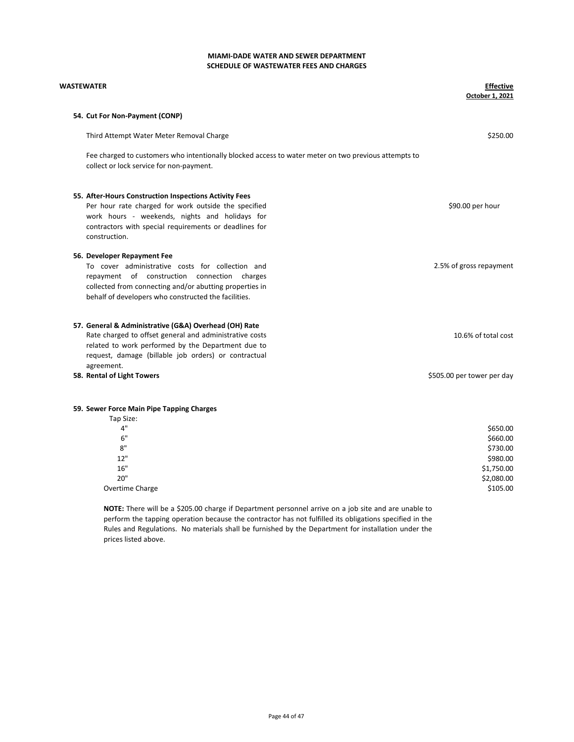**MIAMI-DADE WATER AND SEWER DEPARTMENT**
**SCHEDULE OF WASTEWATER FEES AND CHARGES**

**WASTEWATER** — **Effective October 1, 2021**

**54. Cut For Non-Payment (CONP)**

Third Attempt Water Meter Removal Charge — $250.00

Fee charged to customers who intentionally blocked access to water meter on two previous attempts to collect or lock service for non-payment.

**55. After-Hours Construction Inspections Activity Fees**

Per hour rate charged for work outside the specified work hours - weekends, nights and holidays for contractors with special requirements or deadlines for construction. — $90.00 per hour

**56. Developer Repayment Fee**

To cover administrative costs for collection and repayment of construction connection charges collected from connecting and/or abutting properties in behalf of developers who constructed the facilities. — 2.5% of gross repayment

**57. General & Administrative (G&A) Overhead (OH) Rate**

Rate charged to offset general and administrative costs related to work performed by the Department due to request, damage (billable job orders) or contractual agreement. — 10.6% of total cost

**58. Rental of Light Towers** — $505.00 per tower per day

**59. Sewer Force Main Pipe Tapping Charges**

| Tap Size: | |
|---|---|
| 4" | $650.00 |
| 6" | $660.00 |
| 8" | $730.00 |
| 12" | $980.00 |
| 16" | $1,750.00 |
| 20" | $2,080.00 |
| Overtime Charge | $105.00 |

**NOTE:** There will be a $205.00 charge if Department personnel arrive on a job site and are unable to perform the tapping operation because the contractor has not fulfilled its obligations specified in the Rules and Regulations. No materials shall be furnished by the Department for installation under the prices listed above.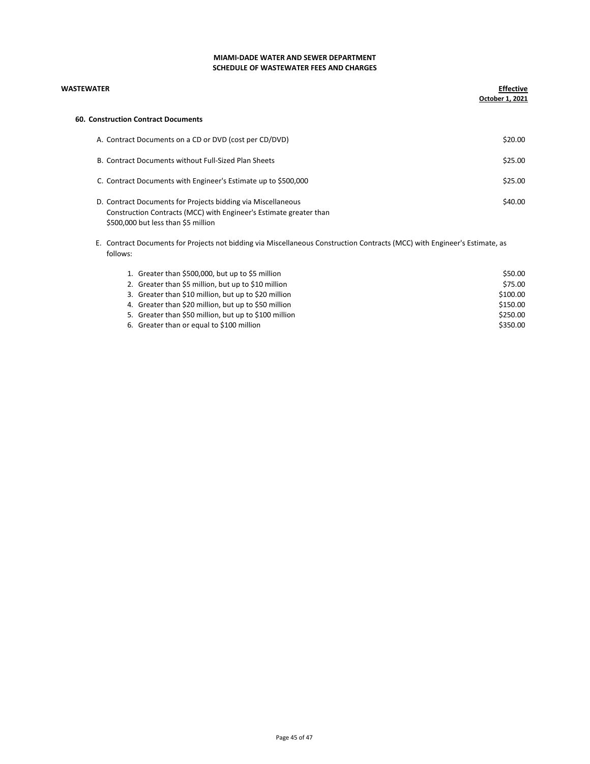**MIAMI-DADE WATER AND SEWER DEPARTMENT**
**SCHEDULE OF WASTEWATER FEES AND CHARGES**

| WASTEWATER | Effective October 1, 2021 |
|---|---|
| **60. Construction Contract Documents** | |
| A. Contract Documents on a CD or DVD (cost per CD/DVD) | $20.00 |
| B. Contract Documents without Full-Sized Plan Sheets | $25.00 |
| C. Contract Documents with Engineer's Estimate up to $500,000 | $25.00 |
| D. Contract Documents for Projects bidding via Miscellaneous Construction Contracts (MCC) with Engineer's Estimate greater than $500,000 but less than $5 million | $40.00 |
| E. Contract Documents for Projects not bidding via Miscellaneous Construction Contracts (MCC) with Engineer's Estimate, as follows: | |
| 1. Greater than $500,000, but up to $5 million | $50.00 |
| 2. Greater than $5 million, but up to $10 million | $75.00 |
| 3. Greater than $10 million, but up to $20 million | $100.00 |
| 4. Greater than $20 million, but up to $50 million | $150.00 |
| 5. Greater than $50 million, but up to $100 million | $250.00 |
| 6. Greater than or equal to $100 million | $350.00 |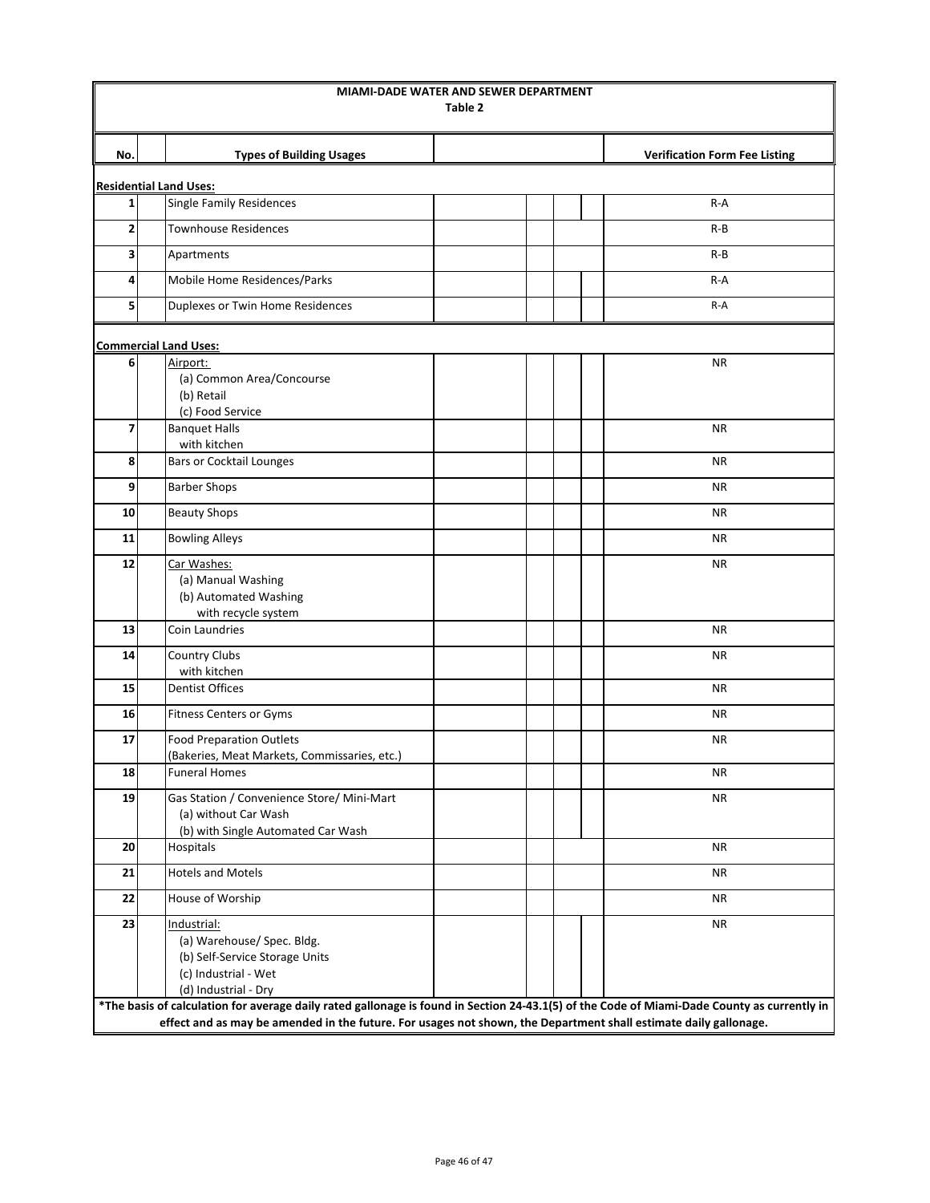# MIAMI-DADE WATER AND SEWER DEPARTMENT

## Table 2

| No. | | Types of Building Usages | | | | | Verification Form Fee Listing |
|---|---|---|---|---|---|---|---|
| **Residential Land Uses:** | | | | | | | |
| 1 | | Single Family Residences | | | | | R-A |
| 2 | | Townhouse Residences | | | | | R-B |
| 3 | | Apartments | | | | | R-B |
| 4 | | Mobile Home Residences/Parks | | | | | R-A |
| 5 | | Duplexes or Twin Home Residences | | | | | R-A |
| **Commercial Land Uses:** | | | | | | | |
| 6 | | Airport:<br>(a) Common Area/Concourse<br>(b) Retail<br>(c) Food Service | | | | | NR |
| 7 | | Banquet Halls<br>with kitchen | | | | | NR |
| 8 | | Bars or Cocktail Lounges | | | | | NR |
| 9 | | Barber Shops | | | | | NR |
| 10 | | Beauty Shops | | | | | NR |
| 11 | | Bowling Alleys | | | | | NR |
| 12 | | Car Washes:<br>(a) Manual Washing<br>(b) Automated Washing<br>with recycle system | | | | | NR |
| 13 | | Coin Laundries | | | | | NR |
| 14 | | Country Clubs<br>with kitchen | | | | | NR |
| 15 | | Dentist Offices | | | | | NR |
| 16 | | Fitness Centers or Gyms | | | | | NR |
| 17 | | Food Preparation Outlets<br>(Bakeries, Meat Markets, Commissaries, etc.) | | | | | NR |
| 18 | | Funeral Homes | | | | | NR |
| 19 | | Gas Station / Convenience Store/ Mini-Mart<br>(a) without Car Wash<br>(b) with Single Automated Car Wash | | | | | NR |
| 20 | | Hospitals | | | | | NR |
| 21 | | Hotels and Motels | | | | | NR |
| 22 | | House of Worship | | | | | NR |
| 23 | | Industrial:<br>(a) Warehouse/ Spec. Bldg.<br>(b) Self-Service Storage Units<br>(c) Industrial - Wet<br>(d) Industrial - Dry | | | | | NR |

**\*The basis of calculation for average daily rated gallonage is found in Section 24-43.1(5) of the Code of Miami-Dade County as currently in effect and as may be amended in the future. For usages not shown, the Department shall estimate daily gallonage.**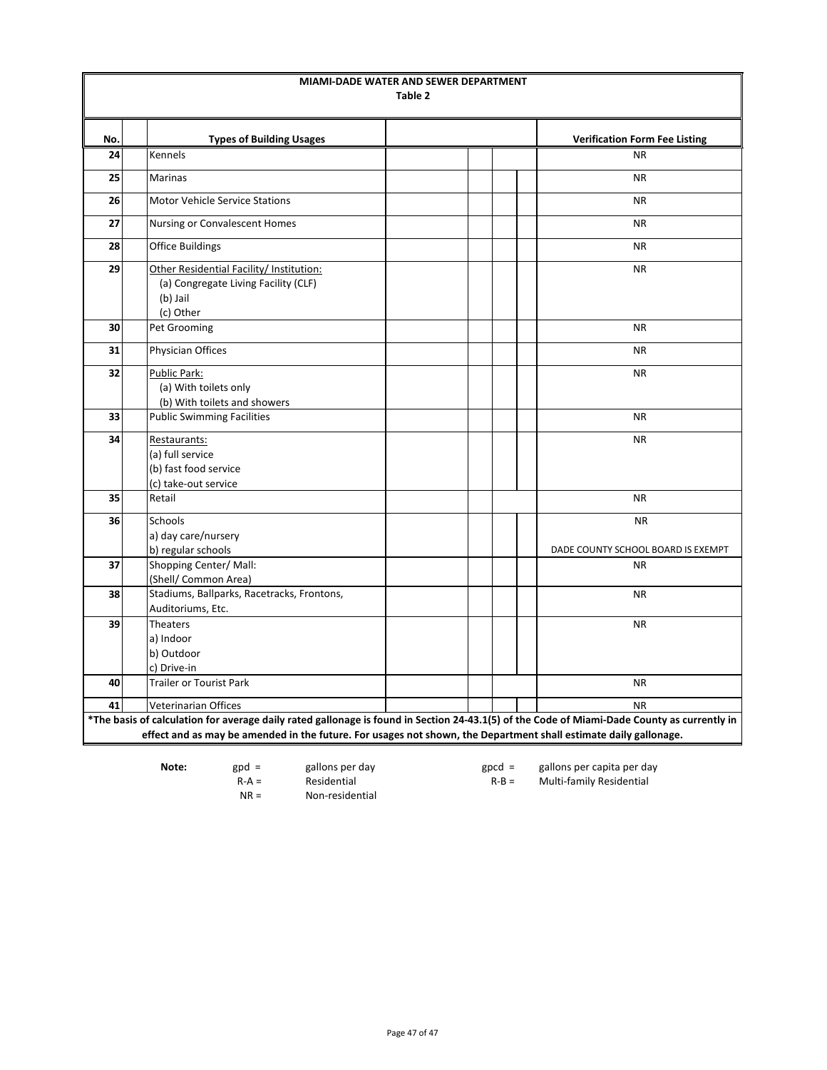**MIAMI-DADE WATER AND SEWER DEPARTMENT**
**Table 2**

| No. | | Types of Building Usages | | | | | Verification Form Fee Listing |
|---|---|---|---|---|---|---|---|
| 24 | | Kennels | | | | | NR |
| 25 | | Marinas | | | | | NR |
| 26 | | Motor Vehicle Service Stations | | | | | NR |
| 27 | | Nursing or Convalescent Homes | | | | | NR |
| 28 | | Office Buildings | | | | | NR |
| 29 | | Other Residential Facility/ Institution:<br>(a) Congregate Living Facility (CLF)<br>(b) Jail<br>(c) Other | | | | | NR |
| 30 | | Pet Grooming | | | | | NR |
| 31 | | Physician Offices | | | | | NR |
| 32 | | Public Park:<br>(a) With toilets only<br>(b) With toilets and showers | | | | | NR |
| 33 | | Public Swimming Facilities | | | | | NR |
| 34 | | Restaurants:<br>(a) full service<br>(b) fast food service<br>(c) take-out service | | | | | NR |
| 35 | | Retail | | | | | NR |
| 36 | | Schools<br>a) day care/nursery<br>b) regular schools | | | | | NR<br><br>DADE COUNTY SCHOOL BOARD IS EXEMPT |
| 37 | | Shopping Center/ Mall:<br>(Shell/ Common Area) | | | | | NR |
| 38 | | Stadiums, Ballparks, Racetracks, Frontons, Auditoriums, Etc. | | | | | NR |
| 39 | | Theaters<br>a) Indoor<br>b) Outdoor<br>c) Drive-in | | | | | NR |
| 40 | | Trailer or Tourist Park | | | | | NR |
| 41 | | Veterinarian Offices | | | | | NR |

**\*The basis of calculation for average daily rated gallonage is found in Section 24-43.1(5) of the Code of Miami-Dade County as currently in effect and as may be amended in the future. For usages not shown, the Department shall estimate daily gallonage.**

**Note:**

gpd = gallons per day

R-A = Residential

NR = Non-residential

gpcd = gallons per capita per day

R-B = Multi-family Residential